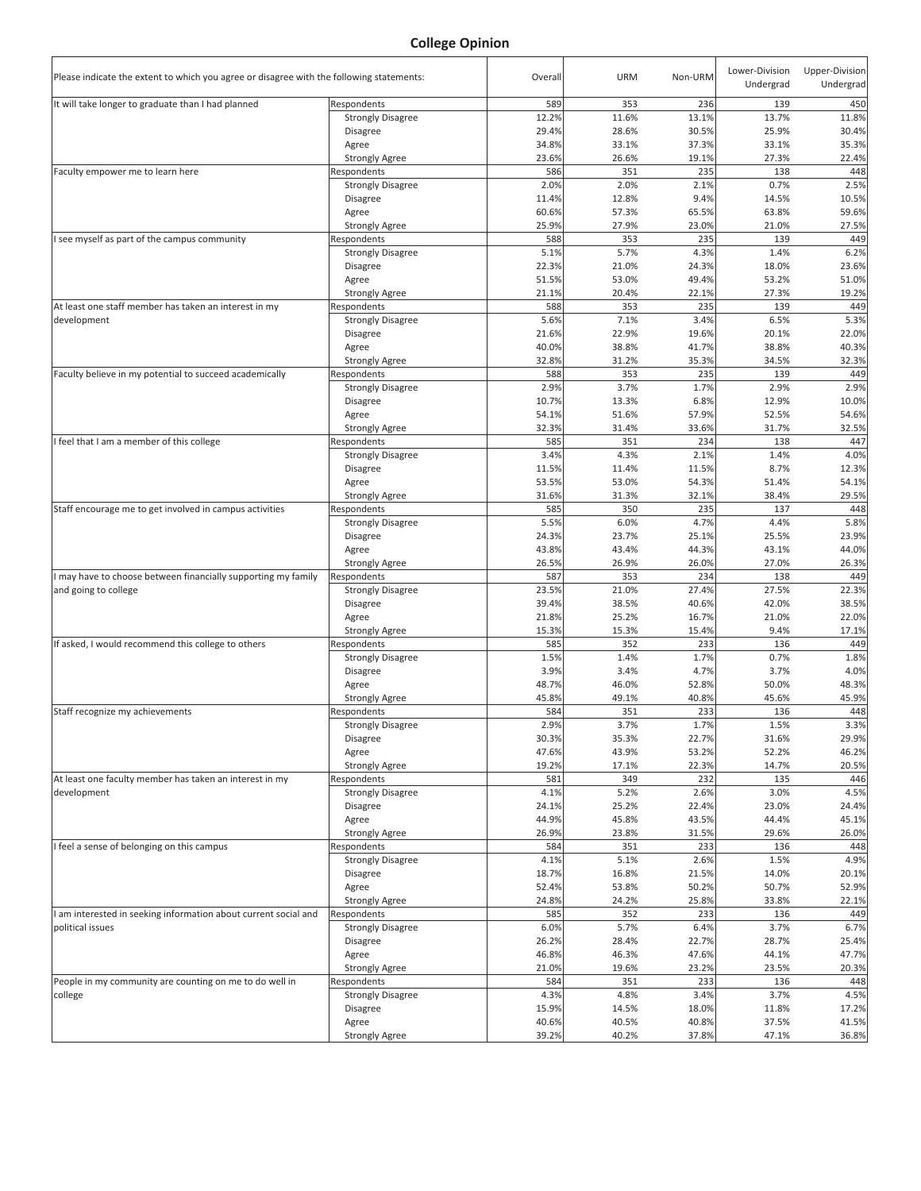## College Opinion

| Please indicate the extent to which you agree or disagree with the following statements: | | Overall | URM | Non-URM | Lower-Division Undergrad | Upper-Division Undergrad |
|---|---|---|---|---|---|---|
| It will take longer to graduate than I had planned | Respondents | 589 | 353 | 236 | 139 | 450 |
| | Strongly Disagree | 12.2% | 11.6% | 13.1% | 13.7% | 11.8% |
| | Disagree | 29.4% | 28.6% | 30.5% | 25.9% | 30.4% |
| | Agree | 34.8% | 33.1% | 37.3% | 33.1% | 35.3% |
| | Strongly Agree | 23.6% | 26.6% | 19.1% | 27.3% | 22.4% |
| Faculty empower me to learn here | Respondents | 586 | 351 | 235 | 138 | 448 |
| | Strongly Disagree | 2.0% | 2.0% | 2.1% | 0.7% | 2.5% |
| | Disagree | 11.4% | 12.8% | 9.4% | 14.5% | 10.5% |
| | Agree | 60.6% | 57.3% | 65.5% | 63.8% | 59.6% |
| | Strongly Agree | 25.9% | 27.9% | 23.0% | 21.0% | 27.5% |
| I see myself as part of the campus community | Respondents | 588 | 353 | 235 | 139 | 449 |
| | Strongly Disagree | 5.1% | 5.7% | 4.3% | 1.4% | 6.2% |
| | Disagree | 22.3% | 21.0% | 24.3% | 18.0% | 23.6% |
| | Agree | 51.5% | 53.0% | 49.4% | 53.2% | 51.0% |
| | Strongly Agree | 21.1% | 20.4% | 22.1% | 27.3% | 19.2% |
| At least one staff member has taken an interest in my development | Respondents | 588 | 353 | 235 | 139 | 449 |
| | Strongly Disagree | 5.6% | 7.1% | 3.4% | 6.5% | 5.3% |
| | Disagree | 21.6% | 22.9% | 19.6% | 20.1% | 22.0% |
| | Agree | 40.0% | 38.8% | 41.7% | 38.8% | 40.3% |
| | Strongly Agree | 32.8% | 31.2% | 35.3% | 34.5% | 32.3% |
| Faculty believe in my potential to succeed academically | Respondents | 588 | 353 | 235 | 139 | 449 |
| | Strongly Disagree | 2.9% | 3.7% | 1.7% | 2.9% | 2.9% |
| | Disagree | 10.7% | 13.3% | 6.8% | 12.9% | 10.0% |
| | Agree | 54.1% | 51.6% | 57.9% | 52.5% | 54.6% |
| | Strongly Agree | 32.3% | 31.4% | 33.6% | 31.7% | 32.5% |
| I feel that I am a member of this college | Respondents | 585 | 351 | 234 | 138 | 447 |
| | Strongly Disagree | 3.4% | 4.3% | 2.1% | 1.4% | 4.0% |
| | Disagree | 11.5% | 11.4% | 11.5% | 8.7% | 12.3% |
| | Agree | 53.5% | 53.0% | 54.3% | 51.4% | 54.1% |
| | Strongly Agree | 31.6% | 31.3% | 32.1% | 38.4% | 29.5% |
| Staff encourage me to get involved in campus activities | Respondents | 585 | 350 | 235 | 137 | 448 |
| | Strongly Disagree | 5.5% | 6.0% | 4.7% | 4.4% | 5.8% |
| | Disagree | 24.3% | 23.7% | 25.1% | 25.5% | 23.9% |
| | Agree | 43.8% | 43.4% | 44.3% | 43.1% | 44.0% |
| | Strongly Agree | 26.5% | 26.9% | 26.0% | 27.0% | 26.3% |
| I may have to choose between financially supporting my family and going to college | Respondents | 587 | 353 | 234 | 138 | 449 |
| | Strongly Disagree | 23.5% | 21.0% | 27.4% | 27.5% | 22.3% |
| | Disagree | 39.4% | 38.5% | 40.6% | 42.0% | 38.5% |
| | Agree | 21.8% | 25.2% | 16.7% | 21.0% | 22.0% |
| | Strongly Agree | 15.3% | 15.3% | 15.4% | 9.4% | 17.1% |
| If asked, I would recommend this college to others | Respondents | 585 | 352 | 233 | 136 | 449 |
| | Strongly Disagree | 1.5% | 1.4% | 1.7% | 0.7% | 1.8% |
| | Disagree | 3.9% | 3.4% | 4.7% | 3.7% | 4.0% |
| | Agree | 48.7% | 46.0% | 52.8% | 50.0% | 48.3% |
| | Strongly Agree | 45.8% | 49.1% | 40.8% | 45.6% | 45.9% |
| Staff recognize my achievements | Respondents | 584 | 351 | 233 | 136 | 448 |
| | Strongly Disagree | 2.9% | 3.7% | 1.7% | 1.5% | 3.3% |
| | Disagree | 30.3% | 35.3% | 22.7% | 31.6% | 29.9% |
| | Agree | 47.6% | 43.9% | 53.2% | 52.2% | 46.2% |
| | Strongly Agree | 19.2% | 17.1% | 22.3% | 14.7% | 20.5% |
| At least one faculty member has taken an interest in my development | Respondents | 581 | 349 | 232 | 135 | 446 |
| | Strongly Disagree | 4.1% | 5.2% | 2.6% | 3.0% | 4.5% |
| | Disagree | 24.1% | 25.2% | 22.4% | 23.0% | 24.4% |
| | Agree | 44.9% | 45.8% | 43.5% | 44.4% | 45.1% |
| | Strongly Agree | 26.9% | 23.8% | 31.5% | 29.6% | 26.0% |
| I feel a sense of belonging on this campus | Respondents | 584 | 351 | 233 | 136 | 448 |
| | Strongly Disagree | 4.1% | 5.1% | 2.6% | 1.5% | 4.9% |
| | Disagree | 18.7% | 16.8% | 21.5% | 14.0% | 20.1% |
| | Agree | 52.4% | 53.8% | 50.2% | 50.7% | 52.9% |
| | Strongly Agree | 24.8% | 24.2% | 25.8% | 33.8% | 22.1% |
| I am interested in seeking information about current social and political issues | Respondents | 585 | 352 | 233 | 136 | 449 |
| | Strongly Disagree | 6.0% | 5.7% | 6.4% | 3.7% | 6.7% |
| | Disagree | 26.2% | 28.4% | 22.7% | 28.7% | 25.4% |
| | Agree | 46.8% | 46.3% | 47.6% | 44.1% | 47.7% |
| | Strongly Agree | 21.0% | 19.6% | 23.2% | 23.5% | 20.3% |
| People in my community are counting on me to do well in college | Respondents | 584 | 351 | 233 | 136 | 448 |
| | Strongly Disagree | 4.3% | 4.8% | 3.4% | 3.7% | 4.5% |
| | Disagree | 15.9% | 14.5% | 18.0% | 11.8% | 17.2% |
| | Agree | 40.6% | 40.5% | 40.8% | 37.5% | 41.5% |
| | Strongly Agree | 39.2% | 40.2% | 37.8% | 47.1% | 36.8% |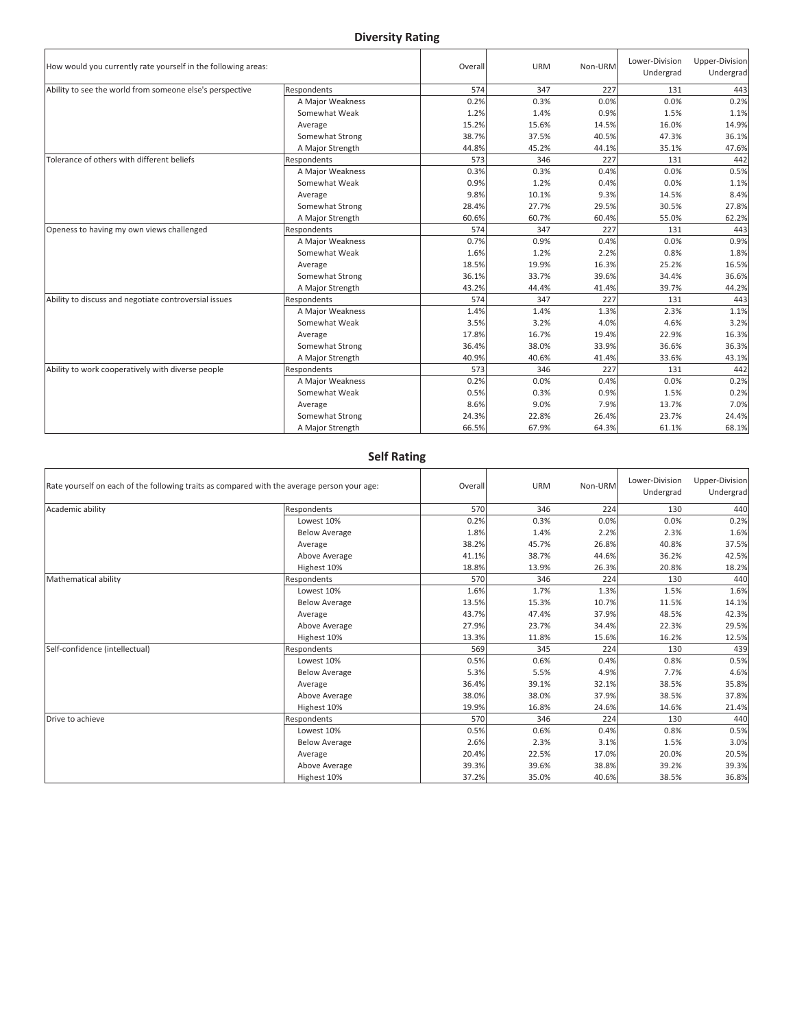## Diversity Rating

| How would you currently rate yourself in the following areas: | | Overall | URM | Non-URM | Lower-Division Undergrad | Upper-Division Undergrad |
|---|---|---|---|---|---|---|
| Ability to see the world from someone else's perspective | Respondents | 574 | 347 | 227 | 131 | 443 |
| | A Major Weakness | 0.2% | 0.3% | 0.0% | 0.0% | 0.2% |
| | Somewhat Weak | 1.2% | 1.4% | 0.9% | 1.5% | 1.1% |
| | Average | 15.2% | 15.6% | 14.5% | 16.0% | 14.9% |
| | Somewhat Strong | 38.7% | 37.5% | 40.5% | 47.3% | 36.1% |
| | A Major Strength | 44.8% | 45.2% | 44.1% | 35.1% | 47.6% |
| Tolerance of others with different beliefs | Respondents | 573 | 346 | 227 | 131 | 442 |
| | A Major Weakness | 0.3% | 0.3% | 0.4% | 0.0% | 0.5% |
| | Somewhat Weak | 0.9% | 1.2% | 0.4% | 0.0% | 1.1% |
| | Average | 9.8% | 10.1% | 9.3% | 14.5% | 8.4% |
| | Somewhat Strong | 28.4% | 27.7% | 29.5% | 30.5% | 27.8% |
| | A Major Strength | 60.6% | 60.7% | 60.4% | 55.0% | 62.2% |
| Openess to having my own views challenged | Respondents | 574 | 347 | 227 | 131 | 443 |
| | A Major Weakness | 0.7% | 0.9% | 0.4% | 0.0% | 0.9% |
| | Somewhat Weak | 1.6% | 1.2% | 2.2% | 0.8% | 1.8% |
| | Average | 18.5% | 19.9% | 16.3% | 25.2% | 16.5% |
| | Somewhat Strong | 36.1% | 33.7% | 39.6% | 34.4% | 36.6% |
| | A Major Strength | 43.2% | 44.4% | 41.4% | 39.7% | 44.2% |
| Ability to discuss and negotiate controversial issues | Respondents | 574 | 347 | 227 | 131 | 443 |
| | A Major Weakness | 1.4% | 1.4% | 1.3% | 2.3% | 1.1% |
| | Somewhat Weak | 3.5% | 3.2% | 4.0% | 4.6% | 3.2% |
| | Average | 17.8% | 16.7% | 19.4% | 22.9% | 16.3% |
| | Somewhat Strong | 36.4% | 38.0% | 33.9% | 36.6% | 36.3% |
| | A Major Strength | 40.9% | 40.6% | 41.4% | 33.6% | 43.1% |
| Ability to work cooperatively with diverse people | Respondents | 573 | 346 | 227 | 131 | 442 |
| | A Major Weakness | 0.2% | 0.0% | 0.4% | 0.0% | 0.2% |
| | Somewhat Weak | 0.5% | 0.3% | 0.9% | 1.5% | 0.2% |
| | Average | 8.6% | 9.0% | 7.9% | 13.7% | 7.0% |
| | Somewhat Strong | 24.3% | 22.8% | 26.4% | 23.7% | 24.4% |
| | A Major Strength | 66.5% | 67.9% | 64.3% | 61.1% | 68.1% |

## Self Rating

| Rate yourself on each of the following traits as compared with the average person your age: | | Overall | URM | Non-URM | Lower-Division Undergrad | Upper-Division Undergrad |
|---|---|---|---|---|---|---|
| Academic ability | Respondents | 570 | 346 | 224 | 130 | 440 |
| | Lowest 10% | 0.2% | 0.3% | 0.0% | 0.0% | 0.2% |
| | Below Average | 1.8% | 1.4% | 2.2% | 2.3% | 1.6% |
| | Average | 38.2% | 45.7% | 26.8% | 40.8% | 37.5% |
| | Above Average | 41.1% | 38.7% | 44.6% | 36.2% | 42.5% |
| | Highest 10% | 18.8% | 13.9% | 26.3% | 20.8% | 18.2% |
| Mathematical ability | Respondents | 570 | 346 | 224 | 130 | 440 |
| | Lowest 10% | 1.6% | 1.7% | 1.3% | 1.5% | 1.6% |
| | Below Average | 13.5% | 15.3% | 10.7% | 11.5% | 14.1% |
| | Average | 43.7% | 47.4% | 37.9% | 48.5% | 42.3% |
| | Above Average | 27.9% | 23.7% | 34.4% | 22.3% | 29.5% |
| | Highest 10% | 13.3% | 11.8% | 15.6% | 16.2% | 12.5% |
| Self-confidence (intellectual) | Respondents | 569 | 345 | 224 | 130 | 439 |
| | Lowest 10% | 0.5% | 0.6% | 0.4% | 0.8% | 0.5% |
| | Below Average | 5.3% | 5.5% | 4.9% | 7.7% | 4.6% |
| | Average | 36.4% | 39.1% | 32.1% | 38.5% | 35.8% |
| | Above Average | 38.0% | 38.0% | 37.9% | 38.5% | 37.8% |
| | Highest 10% | 19.9% | 16.8% | 24.6% | 14.6% | 21.4% |
| Drive to achieve | Respondents | 570 | 346 | 224 | 130 | 440 |
| | Lowest 10% | 0.5% | 0.6% | 0.4% | 0.8% | 0.5% |
| | Below Average | 2.6% | 2.3% | 3.1% | 1.5% | 3.0% |
| | Average | 20.4% | 22.5% | 17.0% | 20.0% | 20.5% |
| | Above Average | 39.3% | 39.6% | 38.8% | 39.2% | 39.3% |
| | Highest 10% | 37.2% | 35.0% | 40.6% | 38.5% | 36.8% |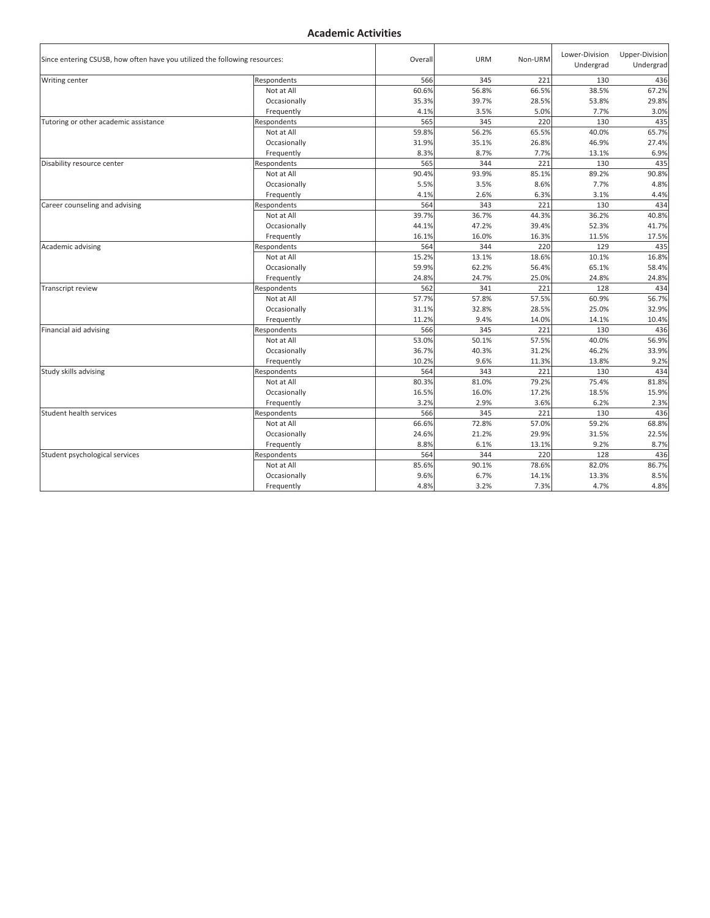## Academic Activities

| Since entering CSUSB, how often have you utilized the following resources: | | Overall | URM | Non-URM | Lower-Division Undergrad | Upper-Division Undergrad |
|---|---|---|---|---|---|---|
| Writing center | Respondents | 566 | 345 | 221 | 130 | 436 |
| | Not at All | 60.6% | 56.8% | 66.5% | 38.5% | 67.2% |
| | Occasionally | 35.3% | 39.7% | 28.5% | 53.8% | 29.8% |
| | Frequently | 4.1% | 3.5% | 5.0% | 7.7% | 3.0% |
| Tutoring or other academic assistance | Respondents | 565 | 345 | 220 | 130 | 435 |
| | Not at All | 59.8% | 56.2% | 65.5% | 40.0% | 65.7% |
| | Occasionally | 31.9% | 35.1% | 26.8% | 46.9% | 27.4% |
| | Frequently | 8.3% | 8.7% | 7.7% | 13.1% | 6.9% |
| Disability resource center | Respondents | 565 | 344 | 221 | 130 | 435 |
| | Not at All | 90.4% | 93.9% | 85.1% | 89.2% | 90.8% |
| | Occasionally | 5.5% | 3.5% | 8.6% | 7.7% | 4.8% |
| | Frequently | 4.1% | 2.6% | 6.3% | 3.1% | 4.4% |
| Career counseling and advising | Respondents | 564 | 343 | 221 | 130 | 434 |
| | Not at All | 39.7% | 36.7% | 44.3% | 36.2% | 40.8% |
| | Occasionally | 44.1% | 47.2% | 39.4% | 52.3% | 41.7% |
| | Frequently | 16.1% | 16.0% | 16.3% | 11.5% | 17.5% |
| Academic advising | Respondents | 564 | 344 | 220 | 129 | 435 |
| | Not at All | 15.2% | 13.1% | 18.6% | 10.1% | 16.8% |
| | Occasionally | 59.9% | 62.2% | 56.4% | 65.1% | 58.4% |
| | Frequently | 24.8% | 24.7% | 25.0% | 24.8% | 24.8% |
| Transcript review | Respondents | 562 | 341 | 221 | 128 | 434 |
| | Not at All | 57.7% | 57.8% | 57.5% | 60.9% | 56.7% |
| | Occasionally | 31.1% | 32.8% | 28.5% | 25.0% | 32.9% |
| | Frequently | 11.2% | 9.4% | 14.0% | 14.1% | 10.4% |
| Financial aid advising | Respondents | 566 | 345 | 221 | 130 | 436 |
| | Not at All | 53.0% | 50.1% | 57.5% | 40.0% | 56.9% |
| | Occasionally | 36.7% | 40.3% | 31.2% | 46.2% | 33.9% |
| | Frequently | 10.2% | 9.6% | 11.3% | 13.8% | 9.2% |
| Study skills advising | Respondents | 564 | 343 | 221 | 130 | 434 |
| | Not at All | 80.3% | 81.0% | 79.2% | 75.4% | 81.8% |
| | Occasionally | 16.5% | 16.0% | 17.2% | 18.5% | 15.9% |
| | Frequently | 3.2% | 2.9% | 3.6% | 6.2% | 2.3% |
| Student health services | Respondents | 566 | 345 | 221 | 130 | 436 |
| | Not at All | 66.6% | 72.8% | 57.0% | 59.2% | 68.8% |
| | Occasionally | 24.6% | 21.2% | 29.9% | 31.5% | 22.5% |
| | Frequently | 8.8% | 6.1% | 13.1% | 9.2% | 8.7% |
| Student psychological services | Respondents | 564 | 344 | 220 | 128 | 436 |
| | Not at All | 85.6% | 90.1% | 78.6% | 82.0% | 86.7% |
| | Occasionally | 9.6% | 6.7% | 14.1% | 13.3% | 8.5% |
| | Frequently | 4.8% | 3.2% | 7.3% | 4.7% | 4.8% |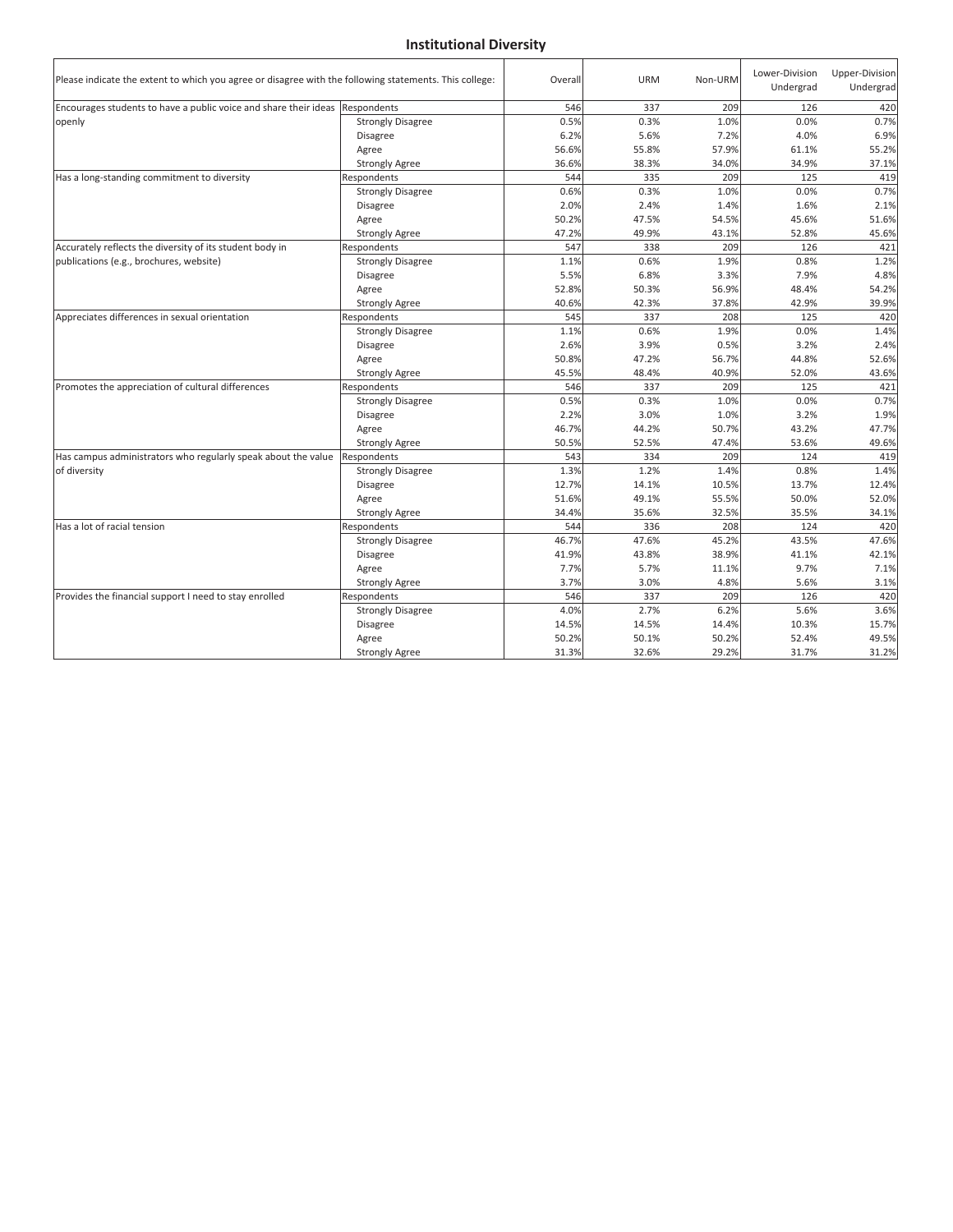## Institutional Diversity

| Please indicate the extent to which you agree or disagree with the following statements. This college: | | Overall | URM | Non-URM | Lower-Division Undergrad | Upper-Division Undergrad |
|---|---|---|---|---|---|---|
| Encourages students to have a public voice and share their ideas openly | Respondents | 546 | 337 | 209 | 126 | 420 |
| | Strongly Disagree | 0.5% | 0.3% | 1.0% | 0.0% | 0.7% |
| | Disagree | 6.2% | 5.6% | 7.2% | 4.0% | 6.9% |
| | Agree | 56.6% | 55.8% | 57.9% | 61.1% | 55.2% |
| | Strongly Agree | 36.6% | 38.3% | 34.0% | 34.9% | 37.1% |
| Has a long-standing commitment to diversity | Respondents | 544 | 335 | 209 | 125 | 419 |
| | Strongly Disagree | 0.6% | 0.3% | 1.0% | 0.0% | 0.7% |
| | Disagree | 2.0% | 2.4% | 1.4% | 1.6% | 2.1% |
| | Agree | 50.2% | 47.5% | 54.5% | 45.6% | 51.6% |
| | Strongly Agree | 47.2% | 49.9% | 43.1% | 52.8% | 45.6% |
| Accurately reflects the diversity of its student body in publications (e.g., brochures, website) | Respondents | 547 | 338 | 209 | 126 | 421 |
| | Strongly Disagree | 1.1% | 0.6% | 1.9% | 0.8% | 1.2% |
| | Disagree | 5.5% | 6.8% | 3.3% | 7.9% | 4.8% |
| | Agree | 52.8% | 50.3% | 56.9% | 48.4% | 54.2% |
| | Strongly Agree | 40.6% | 42.3% | 37.8% | 42.9% | 39.9% |
| Appreciates differences in sexual orientation | Respondents | 545 | 337 | 208 | 125 | 420 |
| | Strongly Disagree | 1.1% | 0.6% | 1.9% | 0.0% | 1.4% |
| | Disagree | 2.6% | 3.9% | 0.5% | 3.2% | 2.4% |
| | Agree | 50.8% | 47.2% | 56.7% | 44.8% | 52.6% |
| | Strongly Agree | 45.5% | 48.4% | 40.9% | 52.0% | 43.6% |
| Promotes the appreciation of cultural differences | Respondents | 546 | 337 | 209 | 125 | 421 |
| | Strongly Disagree | 0.5% | 0.3% | 1.0% | 0.0% | 0.7% |
| | Disagree | 2.2% | 3.0% | 1.0% | 3.2% | 1.9% |
| | Agree | 46.7% | 44.2% | 50.7% | 43.2% | 47.7% |
| | Strongly Agree | 50.5% | 52.5% | 47.4% | 53.6% | 49.6% |
| Has campus administrators who regularly speak about the value of diversity | Respondents | 543 | 334 | 209 | 124 | 419 |
| | Strongly Disagree | 1.3% | 1.2% | 1.4% | 0.8% | 1.4% |
| | Disagree | 12.7% | 14.1% | 10.5% | 13.7% | 12.4% |
| | Agree | 51.6% | 49.1% | 55.5% | 50.0% | 52.0% |
| | Strongly Agree | 34.4% | 35.6% | 32.5% | 35.5% | 34.1% |
| Has a lot of racial tension | Respondents | 544 | 336 | 208 | 124 | 420 |
| | Strongly Disagree | 46.7% | 47.6% | 45.2% | 43.5% | 47.6% |
| | Disagree | 41.9% | 43.8% | 38.9% | 41.1% | 42.1% |
| | Agree | 7.7% | 5.7% | 11.1% | 9.7% | 7.1% |
| | Strongly Agree | 3.7% | 3.0% | 4.8% | 5.6% | 3.1% |
| Provides the financial support I need to stay enrolled | Respondents | 546 | 337 | 209 | 126 | 420 |
| | Strongly Disagree | 4.0% | 2.7% | 6.2% | 5.6% | 3.6% |
| | Disagree | 14.5% | 14.5% | 14.4% | 10.3% | 15.7% |
| | Agree | 50.2% | 50.1% | 50.2% | 52.4% | 49.5% |
| | Strongly Agree | 31.3% | 32.6% | 29.2% | 31.7% | 31.2% |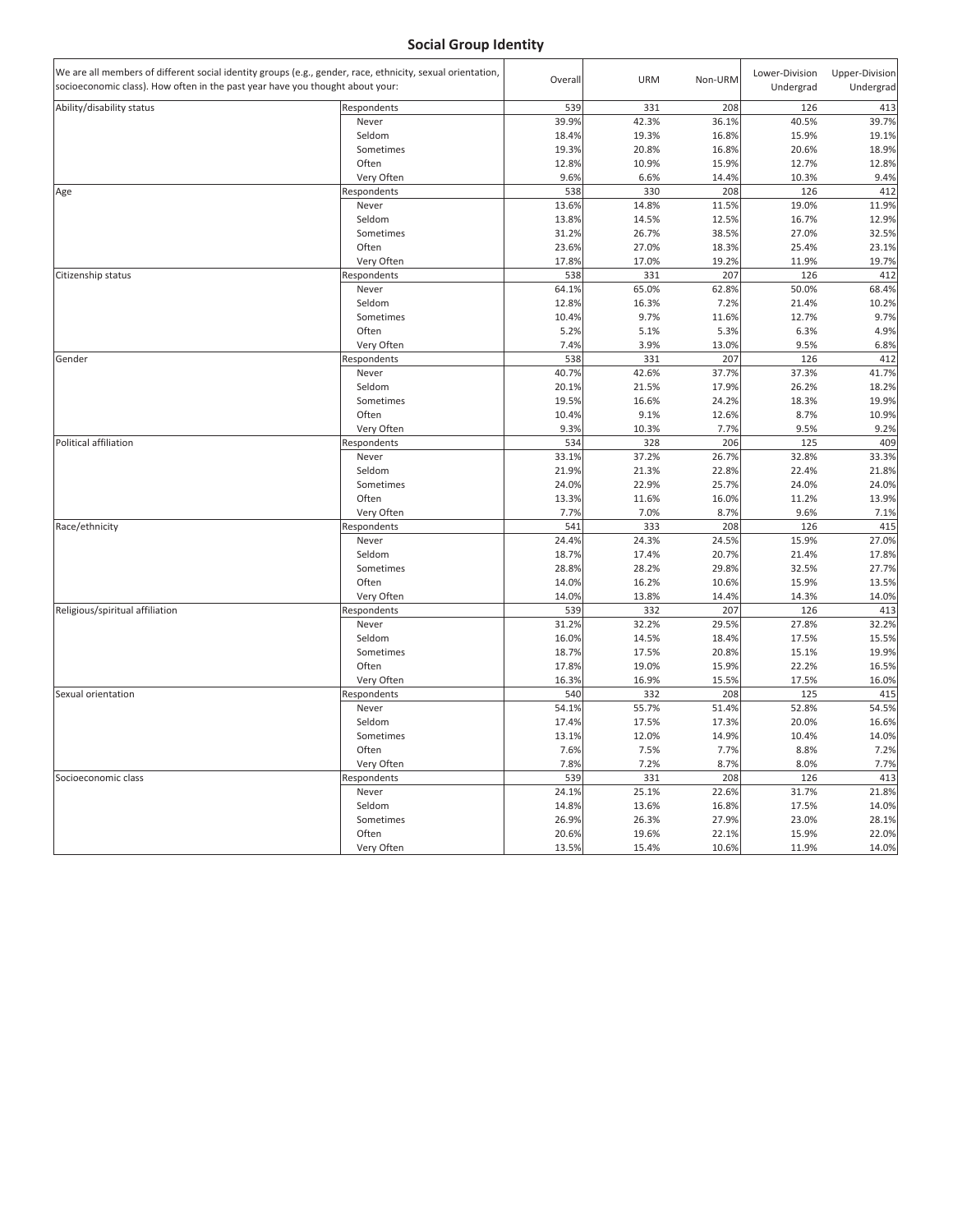# Social Group Identity

| We are all members of different social identity groups (e.g., gender, race, ethnicity, sexual orientation, socioeconomic class). How often in the past year have you thought about your: | | Overall | URM | Non-URM | Lower-Division Undergrad | Upper-Division Undergrad |
|---|---|---|---|---|---|---|
| Ability/disability status | Respondents | 539 | 331 | 208 | 126 | 413 |
| | Never | 39.9% | 42.3% | 36.1% | 40.5% | 39.7% |
| | Seldom | 18.4% | 19.3% | 16.8% | 15.9% | 19.1% |
| | Sometimes | 19.3% | 20.8% | 16.8% | 20.6% | 18.9% |
| | Often | 12.8% | 10.9% | 15.9% | 12.7% | 12.8% |
| | Very Often | 9.6% | 6.6% | 14.4% | 10.3% | 9.4% |
| Age | Respondents | 538 | 330 | 208 | 126 | 412 |
| | Never | 13.6% | 14.8% | 11.5% | 19.0% | 11.9% |
| | Seldom | 13.8% | 14.5% | 12.5% | 16.7% | 12.9% |
| | Sometimes | 31.2% | 26.7% | 38.5% | 27.0% | 32.5% |
| | Often | 23.6% | 27.0% | 18.3% | 25.4% | 23.1% |
| | Very Often | 17.8% | 17.0% | 19.2% | 11.9% | 19.7% |
| Citizenship status | Respondents | 538 | 331 | 207 | 126 | 412 |
| | Never | 64.1% | 65.0% | 62.8% | 50.0% | 68.4% |
| | Seldom | 12.8% | 16.3% | 7.2% | 21.4% | 10.2% |
| | Sometimes | 10.4% | 9.7% | 11.6% | 12.7% | 9.7% |
| | Often | 5.2% | 5.1% | 5.3% | 6.3% | 4.9% |
| | Very Often | 7.4% | 3.9% | 13.0% | 9.5% | 6.8% |
| Gender | Respondents | 538 | 331 | 207 | 126 | 412 |
| | Never | 40.7% | 42.6% | 37.7% | 37.3% | 41.7% |
| | Seldom | 20.1% | 21.5% | 17.9% | 26.2% | 18.2% |
| | Sometimes | 19.5% | 16.6% | 24.2% | 18.3% | 19.9% |
| | Often | 10.4% | 9.1% | 12.6% | 8.7% | 10.9% |
| | Very Often | 9.3% | 10.3% | 7.7% | 9.5% | 9.2% |
| Political affiliation | Respondents | 534 | 328 | 206 | 125 | 409 |
| | Never | 33.1% | 37.2% | 26.7% | 32.8% | 33.3% |
| | Seldom | 21.9% | 21.3% | 22.8% | 22.4% | 21.8% |
| | Sometimes | 24.0% | 22.9% | 25.7% | 24.0% | 24.0% |
| | Often | 13.3% | 11.6% | 16.0% | 11.2% | 13.9% |
| | Very Often | 7.7% | 7.0% | 8.7% | 9.6% | 7.1% |
| Race/ethnicity | Respondents | 541 | 333 | 208 | 126 | 415 |
| | Never | 24.4% | 24.3% | 24.5% | 15.9% | 27.0% |
| | Seldom | 18.7% | 17.4% | 20.7% | 21.4% | 17.8% |
| | Sometimes | 28.8% | 28.2% | 29.8% | 32.5% | 27.7% |
| | Often | 14.0% | 16.2% | 10.6% | 15.9% | 13.5% |
| | Very Often | 14.0% | 13.8% | 14.4% | 14.3% | 14.0% |
| Religious/spiritual affiliation | Respondents | 539 | 332 | 207 | 126 | 413 |
| | Never | 31.2% | 32.2% | 29.5% | 27.8% | 32.2% |
| | Seldom | 16.0% | 14.5% | 18.4% | 17.5% | 15.5% |
| | Sometimes | 18.7% | 17.5% | 20.8% | 15.1% | 19.9% |
| | Often | 17.8% | 19.0% | 15.9% | 22.2% | 16.5% |
| | Very Often | 16.3% | 16.9% | 15.5% | 17.5% | 16.0% |
| Sexual orientation | Respondents | 540 | 332 | 208 | 125 | 415 |
| | Never | 54.1% | 55.7% | 51.4% | 52.8% | 54.5% |
| | Seldom | 17.4% | 17.5% | 17.3% | 20.0% | 16.6% |
| | Sometimes | 13.1% | 12.0% | 14.9% | 10.4% | 14.0% |
| | Often | 7.6% | 7.5% | 7.7% | 8.8% | 7.2% |
| | Very Often | 7.8% | 7.2% | 8.7% | 8.0% | 7.7% |
| Socioeconomic class | Respondents | 539 | 331 | 208 | 126 | 413 |
| | Never | 24.1% | 25.1% | 22.6% | 31.7% | 21.8% |
| | Seldom | 14.8% | 13.6% | 16.8% | 17.5% | 14.0% |
| | Sometimes | 26.9% | 26.3% | 27.9% | 23.0% | 28.1% |
| | Often | 20.6% | 19.6% | 22.1% | 15.9% | 22.0% |
| | Very Often | 13.5% | 15.4% | 10.6% | 11.9% | 14.0% |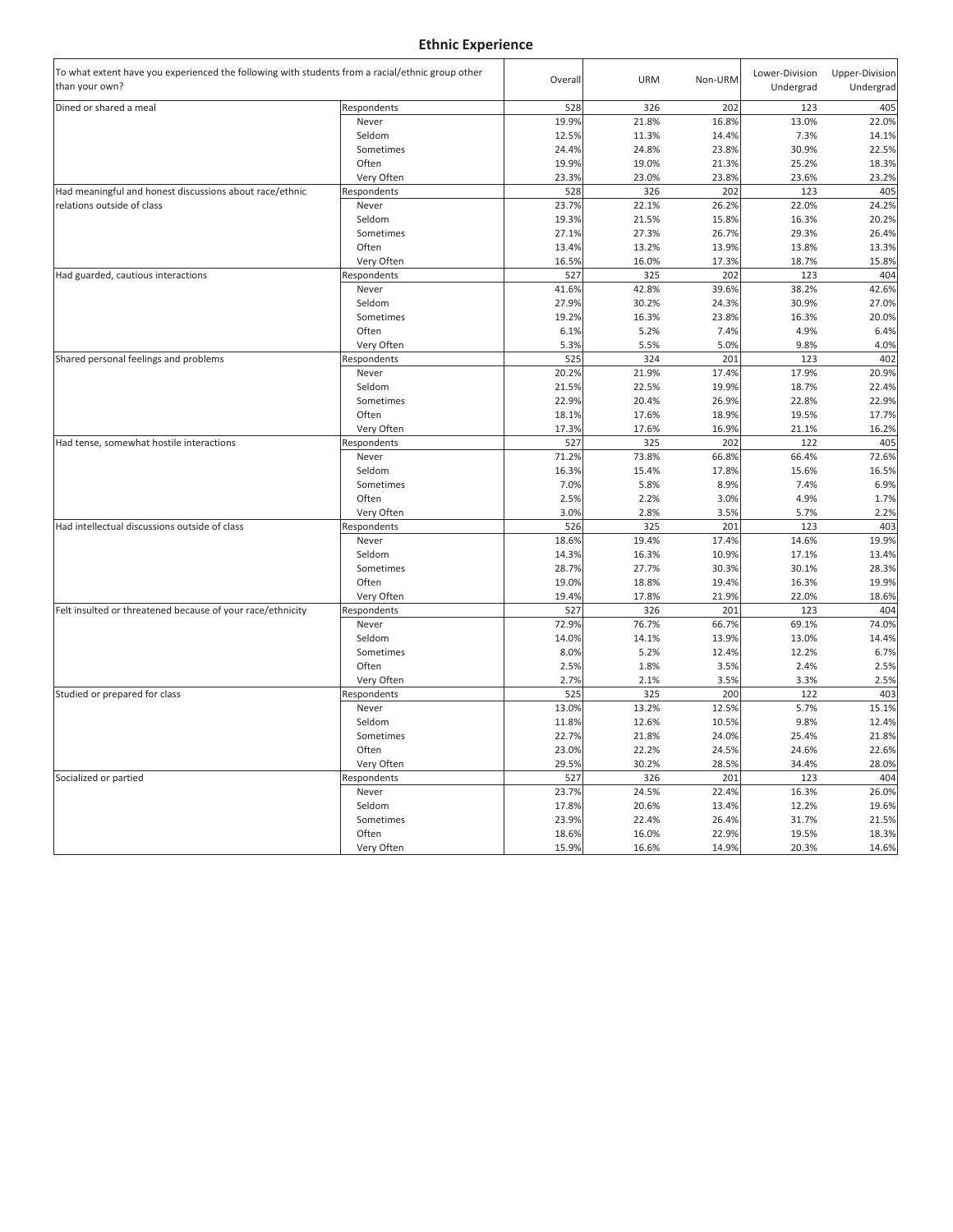## Ethnic Experience

| To what extent have you experienced the following with students from a racial/ethnic group other than your own? | | Overall | URM | Non-URM | Lower-Division Undergrad | Upper-Division Undergrad |
|---|---|---|---|---|---|---|
| Dined or shared a meal | Respondents | 528 | 326 | 202 | 123 | 405 |
| | Never | 19.9% | 21.8% | 16.8% | 13.0% | 22.0% |
| | Seldom | 12.5% | 11.3% | 14.4% | 7.3% | 14.1% |
| | Sometimes | 24.4% | 24.8% | 23.8% | 30.9% | 22.5% |
| | Often | 19.9% | 19.0% | 21.3% | 25.2% | 18.3% |
| | Very Often | 23.3% | 23.0% | 23.8% | 23.6% | 23.2% |
| Had meaningful and honest discussions about race/ethnic relations outside of class | Respondents | 528 | 326 | 202 | 123 | 405 |
| | Never | 23.7% | 22.1% | 26.2% | 22.0% | 24.2% |
| | Seldom | 19.3% | 21.5% | 15.8% | 16.3% | 20.2% |
| | Sometimes | 27.1% | 27.3% | 26.7% | 29.3% | 26.4% |
| | Often | 13.4% | 13.2% | 13.9% | 13.8% | 13.3% |
| | Very Often | 16.5% | 16.0% | 17.3% | 18.7% | 15.8% |
| Had guarded, cautious interactions | Respondents | 527 | 325 | 202 | 123 | 404 |
| | Never | 41.6% | 42.8% | 39.6% | 38.2% | 42.6% |
| | Seldom | 27.9% | 30.2% | 24.3% | 30.9% | 27.0% |
| | Sometimes | 19.2% | 16.3% | 23.8% | 16.3% | 20.0% |
| | Often | 6.1% | 5.2% | 7.4% | 4.9% | 6.4% |
| | Very Often | 5.3% | 5.5% | 5.0% | 9.8% | 4.0% |
| Shared personal feelings and problems | Respondents | 525 | 324 | 201 | 123 | 402 |
| | Never | 20.2% | 21.9% | 17.4% | 17.9% | 20.9% |
| | Seldom | 21.5% | 22.5% | 19.9% | 18.7% | 22.4% |
| | Sometimes | 22.9% | 20.4% | 26.9% | 22.8% | 22.9% |
| | Often | 18.1% | 17.6% | 18.9% | 19.5% | 17.7% |
| | Very Often | 17.3% | 17.6% | 16.9% | 21.1% | 16.2% |
| Had tense, somewhat hostile interactions | Respondents | 527 | 325 | 202 | 122 | 405 |
| | Never | 71.2% | 73.8% | 66.8% | 66.4% | 72.6% |
| | Seldom | 16.3% | 15.4% | 17.8% | 15.6% | 16.5% |
| | Sometimes | 7.0% | 5.8% | 8.9% | 7.4% | 6.9% |
| | Often | 2.5% | 2.2% | 3.0% | 4.9% | 1.7% |
| | Very Often | 3.0% | 2.8% | 3.5% | 5.7% | 2.2% |
| Had intellectual discussions outside of class | Respondents | 526 | 325 | 201 | 123 | 403 |
| | Never | 18.6% | 19.4% | 17.4% | 14.6% | 19.9% |
| | Seldom | 14.3% | 16.3% | 10.9% | 17.1% | 13.4% |
| | Sometimes | 28.7% | 27.7% | 30.3% | 30.1% | 28.3% |
| | Often | 19.0% | 18.8% | 19.4% | 16.3% | 19.9% |
| | Very Often | 19.4% | 17.8% | 21.9% | 22.0% | 18.6% |
| Felt insulted or threatened because of your race/ethnicity | Respondents | 527 | 326 | 201 | 123 | 404 |
| | Never | 72.9% | 76.7% | 66.7% | 69.1% | 74.0% |
| | Seldom | 14.0% | 14.1% | 13.9% | 13.0% | 14.4% |
| | Sometimes | 8.0% | 5.2% | 12.4% | 12.2% | 6.7% |
| | Often | 2.5% | 1.8% | 3.5% | 2.4% | 2.5% |
| | Very Often | 2.7% | 2.1% | 3.5% | 3.3% | 2.5% |
| Studied or prepared for class | Respondents | 525 | 325 | 200 | 122 | 403 |
| | Never | 13.0% | 13.2% | 12.5% | 5.7% | 15.1% |
| | Seldom | 11.8% | 12.6% | 10.5% | 9.8% | 12.4% |
| | Sometimes | 22.7% | 21.8% | 24.0% | 25.4% | 21.8% |
| | Often | 23.0% | 22.2% | 24.5% | 24.6% | 22.6% |
| | Very Often | 29.5% | 30.2% | 28.5% | 34.4% | 28.0% |
| Socialized or partied | Respondents | 527 | 326 | 201 | 123 | 404 |
| | Never | 23.7% | 24.5% | 22.4% | 16.3% | 26.0% |
| | Seldom | 17.8% | 20.6% | 13.4% | 12.2% | 19.6% |
| | Sometimes | 23.9% | 22.4% | 26.4% | 31.7% | 21.5% |
| | Often | 18.6% | 16.0% | 22.9% | 19.5% | 18.3% |
| | Very Often | 15.9% | 16.6% | 14.9% | 20.3% | 14.6% |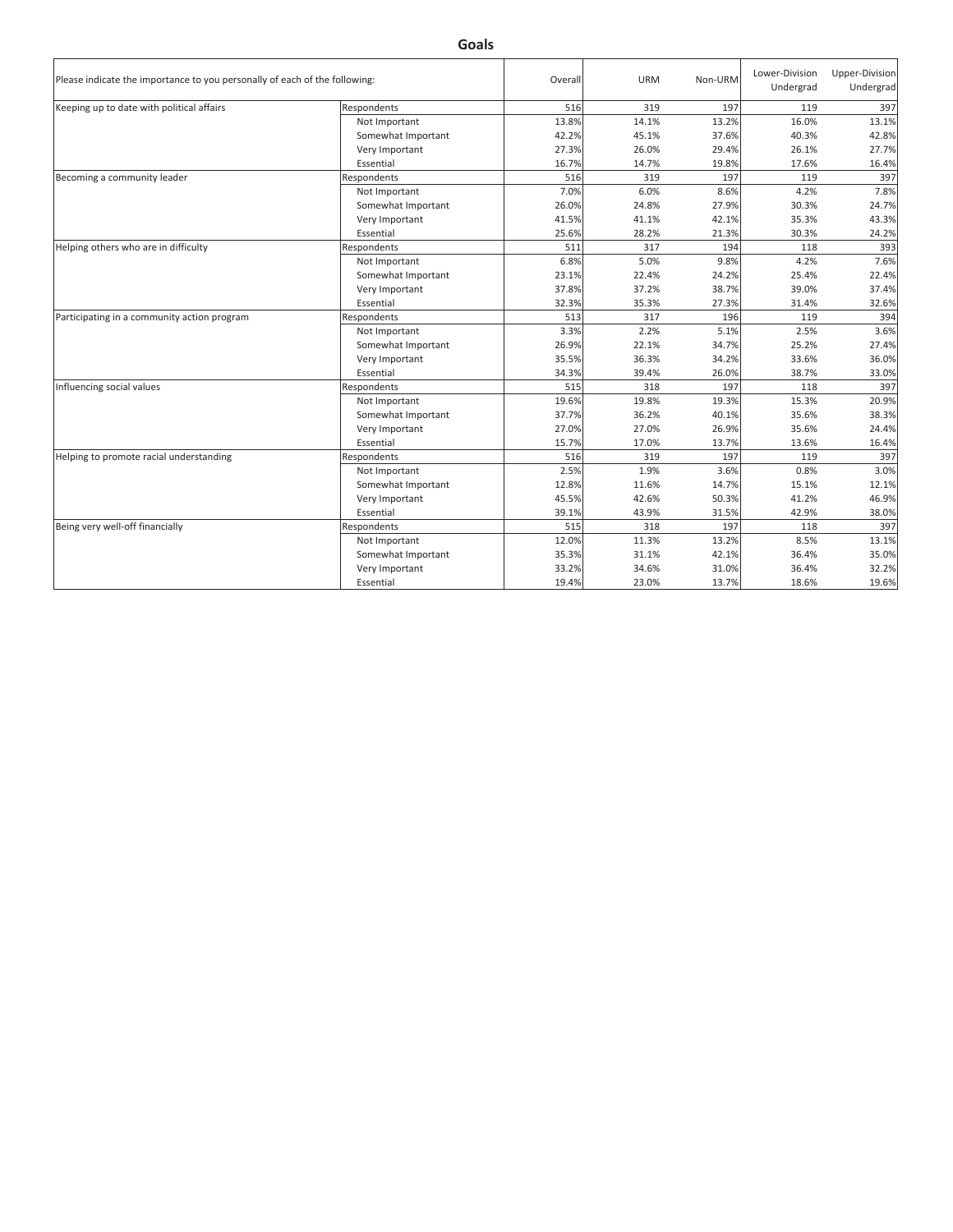# Goals

| Please indicate the importance to you personally of each of the following: | | Overall | URM | Non-URM | Lower-Division Undergrad | Upper-Division Undergrad |
|---|---|---|---|---|---|---|
| Keeping up to date with political affairs | Respondents | 516 | 319 | 197 | 119 | 397 |
| | Not Important | 13.8% | 14.1% | 13.2% | 16.0% | 13.1% |
| | Somewhat Important | 42.2% | 45.1% | 37.6% | 40.3% | 42.8% |
| | Very Important | 27.3% | 26.0% | 29.4% | 26.1% | 27.7% |
| | Essential | 16.7% | 14.7% | 19.8% | 17.6% | 16.4% |
| Becoming a community leader | Respondents | 516 | 319 | 197 | 119 | 397 |
| | Not Important | 7.0% | 6.0% | 8.6% | 4.2% | 7.8% |
| | Somewhat Important | 26.0% | 24.8% | 27.9% | 30.3% | 24.7% |
| | Very Important | 41.5% | 41.1% | 42.1% | 35.3% | 43.3% |
| | Essential | 25.6% | 28.2% | 21.3% | 30.3% | 24.2% |
| Helping others who are in difficulty | Respondents | 511 | 317 | 194 | 118 | 393 |
| | Not Important | 6.8% | 5.0% | 9.8% | 4.2% | 7.6% |
| | Somewhat Important | 23.1% | 22.4% | 24.2% | 25.4% | 22.4% |
| | Very Important | 37.8% | 37.2% | 38.7% | 39.0% | 37.4% |
| | Essential | 32.3% | 35.3% | 27.3% | 31.4% | 32.6% |
| Participating in a community action program | Respondents | 513 | 317 | 196 | 119 | 394 |
| | Not Important | 3.3% | 2.2% | 5.1% | 2.5% | 3.6% |
| | Somewhat Important | 26.9% | 22.1% | 34.7% | 25.2% | 27.4% |
| | Very Important | 35.5% | 36.3% | 34.2% | 33.6% | 36.0% |
| | Essential | 34.3% | 39.4% | 26.0% | 38.7% | 33.0% |
| Influencing social values | Respondents | 515 | 318 | 197 | 118 | 397 |
| | Not Important | 19.6% | 19.8% | 19.3% | 15.3% | 20.9% |
| | Somewhat Important | 37.7% | 36.2% | 40.1% | 35.6% | 38.3% |
| | Very Important | 27.0% | 27.0% | 26.9% | 35.6% | 24.4% |
| | Essential | 15.7% | 17.0% | 13.7% | 13.6% | 16.4% |
| Helping to promote racial understanding | Respondents | 516 | 319 | 197 | 119 | 397 |
| | Not Important | 2.5% | 1.9% | 3.6% | 0.8% | 3.0% |
| | Somewhat Important | 12.8% | 11.6% | 14.7% | 15.1% | 12.1% |
| | Very Important | 45.5% | 42.6% | 50.3% | 41.2% | 46.9% |
| | Essential | 39.1% | 43.9% | 31.5% | 42.9% | 38.0% |
| Being very well-off financially | Respondents | 515 | 318 | 197 | 118 | 397 |
| | Not Important | 12.0% | 11.3% | 13.2% | 8.5% | 13.1% |
| | Somewhat Important | 35.3% | 31.1% | 42.1% | 36.4% | 35.0% |
| | Very Important | 33.2% | 34.6% | 31.0% | 36.4% | 32.2% |
| | Essential | 19.4% | 23.0% | 13.7% | 18.6% | 19.6% |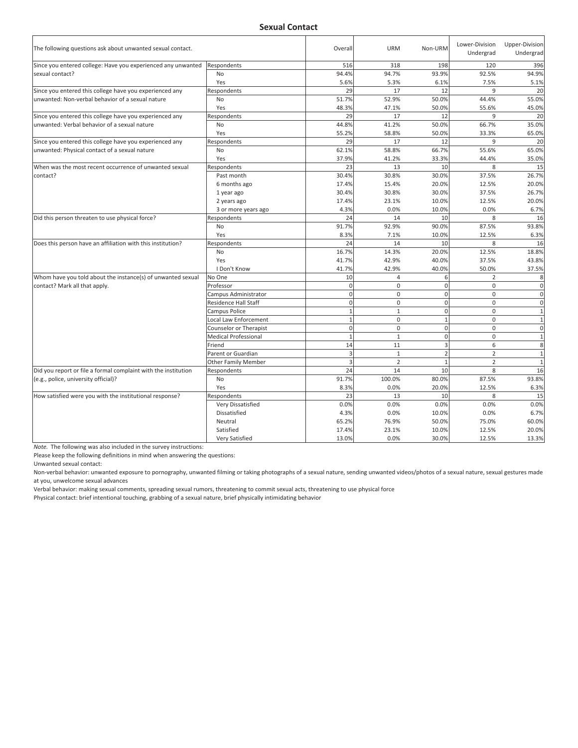## Sexual Contact

| The following questions ask about unwanted sexual contact. | | Overall | URM | Non-URM | Lower-Division Undergrad | Upper-Division Undergrad |
|---|---|---|---|---|---|---|
| Since you entered college: Have you experienced any unwanted sexual contact? | Respondents | 516 | 318 | 198 | 120 | 396 |
| | No | 94.4% | 94.7% | 93.9% | 92.5% | 94.9% |
| | Yes | 5.6% | 5.3% | 6.1% | 7.5% | 5.1% |
| Since you entered this college have you experienced any unwanted: Non-verbal behavior of a sexual nature | Respondents | 29 | 17 | 12 | 9 | 20 |
| | No | 51.7% | 52.9% | 50.0% | 44.4% | 55.0% |
| | Yes | 48.3% | 47.1% | 50.0% | 55.6% | 45.0% |
| Since you entered this college have you experienced any unwanted: Verbal behavior of a sexual nature | Respondents | 29 | 17 | 12 | 9 | 20 |
| | No | 44.8% | 41.2% | 50.0% | 66.7% | 35.0% |
| | Yes | 55.2% | 58.8% | 50.0% | 33.3% | 65.0% |
| Since you entered this college have you experienced any unwanted: Physical contact of a sexual nature | Respondents | 29 | 17 | 12 | 9 | 20 |
| | No | 62.1% | 58.8% | 66.7% | 55.6% | 65.0% |
| | Yes | 37.9% | 41.2% | 33.3% | 44.4% | 35.0% |
| When was the most recent occurrence of unwanted sexual contact? | Respondents | 23 | 13 | 10 | 8 | 15 |
| | Past month | 30.4% | 30.8% | 30.0% | 37.5% | 26.7% |
| | 6 months ago | 17.4% | 15.4% | 20.0% | 12.5% | 20.0% |
| | 1 year ago | 30.4% | 30.8% | 30.0% | 37.5% | 26.7% |
| | 2 years ago | 17.4% | 23.1% | 10.0% | 12.5% | 20.0% |
| | 3 or more years ago | 4.3% | 0.0% | 10.0% | 0.0% | 6.7% |
| Did this person threaten to use physical force? | Respondents | 24 | 14 | 10 | 8 | 16 |
| | No | 91.7% | 92.9% | 90.0% | 87.5% | 93.8% |
| | Yes | 8.3% | 7.1% | 10.0% | 12.5% | 6.3% |
| Does this person have an affiliation with this institution? | Respondents | 24 | 14 | 10 | 8 | 16 |
| | No | 16.7% | 14.3% | 20.0% | 12.5% | 18.8% |
| | Yes | 41.7% | 42.9% | 40.0% | 37.5% | 43.8% |
| | I Don't Know | 41.7% | 42.9% | 40.0% | 50.0% | 37.5% |
| Whom have you told about the instance(s) of unwanted sexual contact? Mark all that apply. | No One | 10 | 4 | 6 | 2 | 8 |
| | Professor | 0 | 0 | 0 | 0 | 0 |
| | Campus Administrator | 0 | 0 | 0 | 0 | 0 |
| | Residence Hall Staff | 0 | 0 | 0 | 0 | 0 |
| | Campus Police | 1 | 1 | 0 | 0 | 1 |
| | Local Law Enforcement | 1 | 0 | 1 | 0 | 1 |
| | Counselor or Therapist | 0 | 0 | 0 | 0 | 0 |
| | Medical Professional | 1 | 1 | 0 | 0 | 1 |
| | Friend | 14 | 11 | 3 | 6 | 8 |
| | Parent or Guardian | 3 | 1 | 2 | 2 | 1 |
| | Other Family Member | 3 | 2 | 1 | 2 | 1 |
| Did you report or file a formal complaint with the institution (e.g., police, university official)? | Respondents | 24 | 14 | 10 | 8 | 16 |
| | No | 91.7% | 100.0% | 80.0% | 87.5% | 93.8% |
| | Yes | 8.3% | 0.0% | 20.0% | 12.5% | 6.3% |
| How satisfied were you with the institutional response? | Respondents | 23 | 13 | 10 | 8 | 15 |
| | Very Dissatisfied | 0.0% | 0.0% | 0.0% | 0.0% | 0.0% |
| | Dissatisfied | 4.3% | 0.0% | 10.0% | 0.0% | 6.7% |
| | Neutral | 65.2% | 76.9% | 50.0% | 75.0% | 60.0% |
| | Satisfied | 17.4% | 23.1% | 10.0% | 12.5% | 20.0% |
| | Very Satisfied | 13.0% | 0.0% | 30.0% | 12.5% | 13.3% |

*Note.* The following was also included in the survey instructions:

Please keep the following definitions in mind when answering the questions:

Unwanted sexual contact:

Non-verbal behavior: unwanted exposure to pornography, unwanted filming or taking photographs of a sexual nature, sending unwanted videos/photos of a sexual nature, sexual gestures made at you, unwelcome sexual advances

Verbal behavior: making sexual comments, spreading sexual rumors, threatening to commit sexual acts, threatening to use physical force

Physical contact: brief intentional touching, grabbing of a sexual nature, brief physically intimidating behavior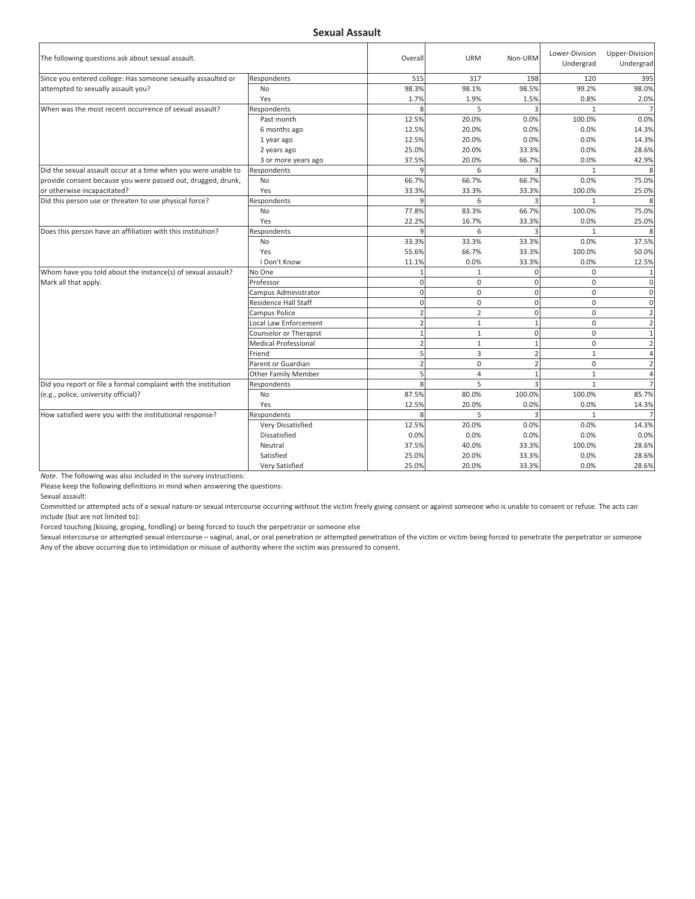## Sexual Assault

| The following questions ask about sexual assault. | | Overall | URM | Non-URM | Lower-Division Undergrad | Upper-Division Undergrad |
|---|---|---|---|---|---|---|
| Since you entered college: Has someone sexually assaulted or attempted to sexually assault you? | Respondents | 515 | 317 | 198 | 120 | 395 |
| | No | 98.3% | 98.1% | 98.5% | 99.2% | 98.0% |
| | Yes | 1.7% | 1.9% | 1.5% | 0.8% | 2.0% |
| When was the most recent occurrence of sexual assault? | Respondents | 8 | 5 | 3 | 1 | 7 |
| | Past month | 12.5% | 20.0% | 0.0% | 100.0% | 0.0% |
| | 6 months ago | 12.5% | 20.0% | 0.0% | 0.0% | 14.3% |
| | 1 year ago | 12.5% | 20.0% | 0.0% | 0.0% | 14.3% |
| | 2 years ago | 25.0% | 20.0% | 33.3% | 0.0% | 28.6% |
| | 3 or more years ago | 37.5% | 20.0% | 66.7% | 0.0% | 42.9% |
| Did the sexual assault occur at a time when you were unable to provide consent because you were passed out, drugged, drunk, or otherwise incapacitated? | Respondents | 9 | 6 | 3 | 1 | 8 |
| | No | 66.7% | 66.7% | 66.7% | 0.0% | 75.0% |
| | Yes | 33.3% | 33.3% | 33.3% | 100.0% | 25.0% |
| Did this person use or threaten to use physical force? | Respondents | 9 | 6 | 3 | 1 | 8 |
| | No | 77.8% | 83.3% | 66.7% | 100.0% | 75.0% |
| | Yes | 22.2% | 16.7% | 33.3% | 0.0% | 25.0% |
| Does this person have an affiliation with this institution? | Respondents | 9 | 6 | 3 | 1 | 8 |
| | No | 33.3% | 33.3% | 33.3% | 0.0% | 37.5% |
| | Yes | 55.6% | 66.7% | 33.3% | 100.0% | 50.0% |
| | I Don't Know | 11.1% | 0.0% | 33.3% | 0.0% | 12.5% |
| Whom have you told about the instance(s) of sexual assault? Mark all that apply. | No One | 1 | 1 | 0 | 0 | 1 |
| | Professor | 0 | 0 | 0 | 0 | 0 |
| | Campus Administrator | 0 | 0 | 0 | 0 | 0 |
| | Residence Hall Staff | 0 | 0 | 0 | 0 | 0 |
| | Campus Police | 2 | 2 | 0 | 0 | 2 |
| | Local Law Enforcement | 2 | 1 | 1 | 0 | 2 |
| | Counselor or Therapist | 1 | 1 | 0 | 0 | 1 |
| | Medical Professional | 2 | 1 | 1 | 0 | 2 |
| | Friend | 5 | 3 | 2 | 1 | 4 |
| | Parent or Guardian | 2 | 0 | 2 | 0 | 2 |
| | Other Family Member | 5 | 4 | 1 | 1 | 4 |
| Did you report or file a formal complaint with the institution (e.g., police, university official)? | Respondents | 8 | 5 | 3 | 1 | 7 |
| | No | 87.5% | 80.0% | 100.0% | 100.0% | 85.7% |
| | Yes | 12.5% | 20.0% | 0.0% | 0.0% | 14.3% |
| How satisfied were you with the institutional response? | Respondents | 8 | 5 | 3 | 1 | 7 |
| | Very Dissatisfied | 12.5% | 20.0% | 0.0% | 0.0% | 14.3% |
| | Dissatisfied | 0.0% | 0.0% | 0.0% | 0.0% | 0.0% |
| | Neutral | 37.5% | 40.0% | 33.3% | 100.0% | 28.6% |
| | Satisfied | 25.0% | 20.0% | 33.3% | 0.0% | 28.6% |
| | Very Satisfied | 25.0% | 20.0% | 33.3% | 0.0% | 28.6% |

*Note.* The following was also included in the survey instructions:

Please keep the following definitions in mind when answering the questions:

Sexual assault:

Committed or attempted acts of a sexual nature or sexual intercourse occurring without the victim freely giving consent or against someone who is unable to consent or refuse. The acts can include (but are not limited to):

Forced touching (kissing, groping, fondling) or being forced to touch the perpetrator or someone else

Sexual intercourse or attempted sexual intercourse – vaginal, anal, or oral penetration or attempted penetration of the victim or victim being forced to penetrate the perpetrator or someone

Any of the above occurring due to intimidation or misuse of authority where the victim was pressured to consent.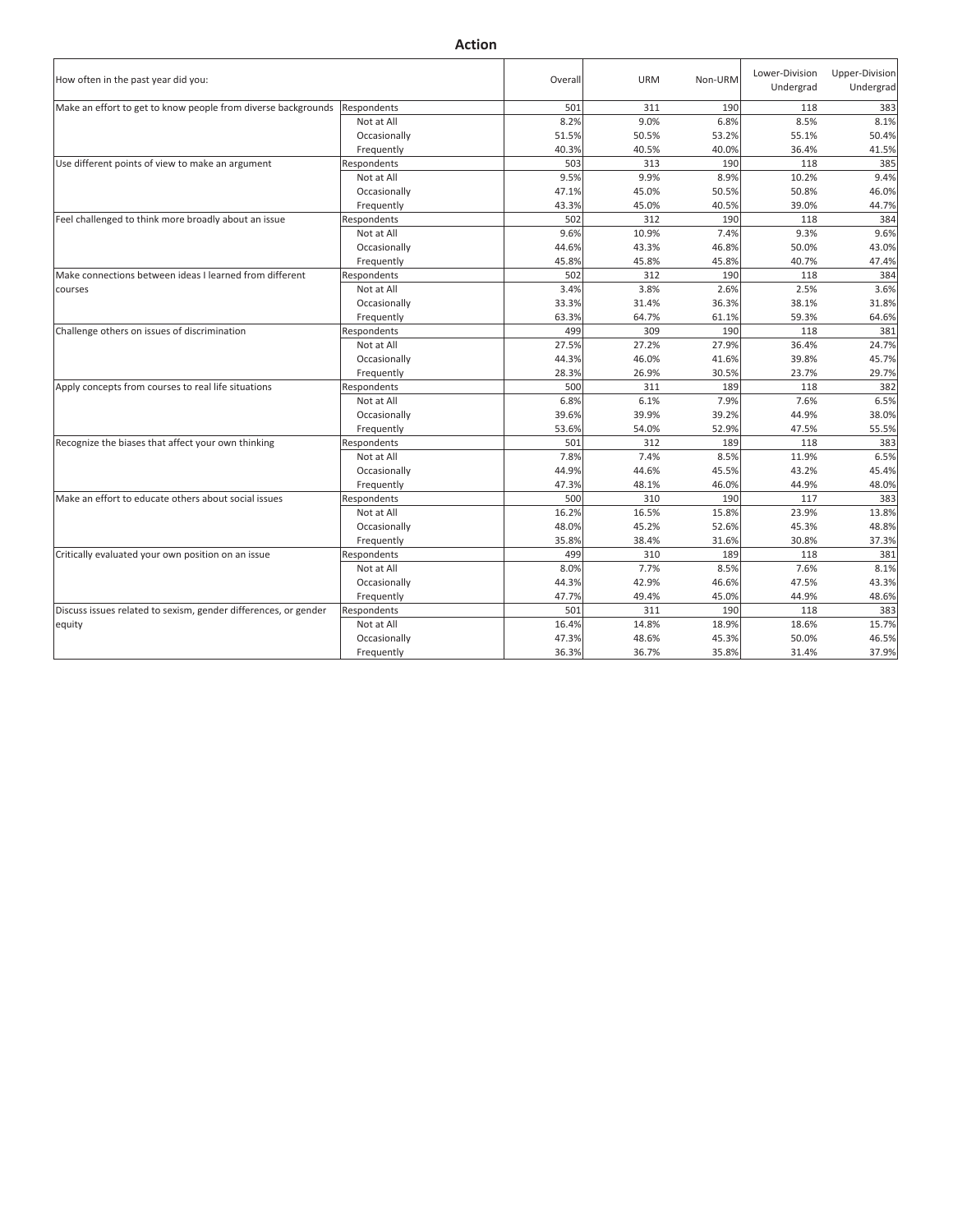## Action

| How often in the past year did you: | | Overall | URM | Non-URM | Lower-Division Undergrad | Upper-Division Undergrad |
|---|---|---|---|---|---|---|
| Make an effort to get to know people from diverse backgrounds | Respondents | 501 | 311 | 190 | 118 | 383 |
| | Not at All | 8.2% | 9.0% | 6.8% | 8.5% | 8.1% |
| | Occasionally | 51.5% | 50.5% | 53.2% | 55.1% | 50.4% |
| | Frequently | 40.3% | 40.5% | 40.0% | 36.4% | 41.5% |
| Use different points of view to make an argument | Respondents | 503 | 313 | 190 | 118 | 385 |
| | Not at All | 9.5% | 9.9% | 8.9% | 10.2% | 9.4% |
| | Occasionally | 47.1% | 45.0% | 50.5% | 50.8% | 46.0% |
| | Frequently | 43.3% | 45.0% | 40.5% | 39.0% | 44.7% |
| Feel challenged to think more broadly about an issue | Respondents | 502 | 312 | 190 | 118 | 384 |
| | Not at All | 9.6% | 10.9% | 7.4% | 9.3% | 9.6% |
| | Occasionally | 44.6% | 43.3% | 46.8% | 50.0% | 43.0% |
| | Frequently | 45.8% | 45.8% | 45.8% | 40.7% | 47.4% |
| Make connections between ideas I learned from different courses | Respondents | 502 | 312 | 190 | 118 | 384 |
| | Not at All | 3.4% | 3.8% | 2.6% | 2.5% | 3.6% |
| | Occasionally | 33.3% | 31.4% | 36.3% | 38.1% | 31.8% |
| | Frequently | 63.3% | 64.7% | 61.1% | 59.3% | 64.6% |
| Challenge others on issues of discrimination | Respondents | 499 | 309 | 190 | 118 | 381 |
| | Not at All | 27.5% | 27.2% | 27.9% | 36.4% | 24.7% |
| | Occasionally | 44.3% | 46.0% | 41.6% | 39.8% | 45.7% |
| | Frequently | 28.3% | 26.9% | 30.5% | 23.7% | 29.7% |
| Apply concepts from courses to real life situations | Respondents | 500 | 311 | 189 | 118 | 382 |
| | Not at All | 6.8% | 6.1% | 7.9% | 7.6% | 6.5% |
| | Occasionally | 39.6% | 39.9% | 39.2% | 44.9% | 38.0% |
| | Frequently | 53.6% | 54.0% | 52.9% | 47.5% | 55.5% |
| Recognize the biases that affect your own thinking | Respondents | 501 | 312 | 189 | 118 | 383 |
| | Not at All | 7.8% | 7.4% | 8.5% | 11.9% | 6.5% |
| | Occasionally | 44.9% | 44.6% | 45.5% | 43.2% | 45.4% |
| | Frequently | 47.3% | 48.1% | 46.0% | 44.9% | 48.0% |
| Make an effort to educate others about social issues | Respondents | 500 | 310 | 190 | 117 | 383 |
| | Not at All | 16.2% | 16.5% | 15.8% | 23.9% | 13.8% |
| | Occasionally | 48.0% | 45.2% | 52.6% | 45.3% | 48.8% |
| | Frequently | 35.8% | 38.4% | 31.6% | 30.8% | 37.3% |
| Critically evaluated your own position on an issue | Respondents | 499 | 310 | 189 | 118 | 381 |
| | Not at All | 8.0% | 7.7% | 8.5% | 7.6% | 8.1% |
| | Occasionally | 44.3% | 42.9% | 46.6% | 47.5% | 43.3% |
| | Frequently | 47.7% | 49.4% | 45.0% | 44.9% | 48.6% |
| Discuss issues related to sexism, gender differences, or gender equity | Respondents | 501 | 311 | 190 | 118 | 383 |
| | Not at All | 16.4% | 14.8% | 18.9% | 18.6% | 15.7% |
| | Occasionally | 47.3% | 48.6% | 45.3% | 50.0% | 46.5% |
| | Frequently | 36.3% | 36.7% | 35.8% | 31.4% | 37.9% |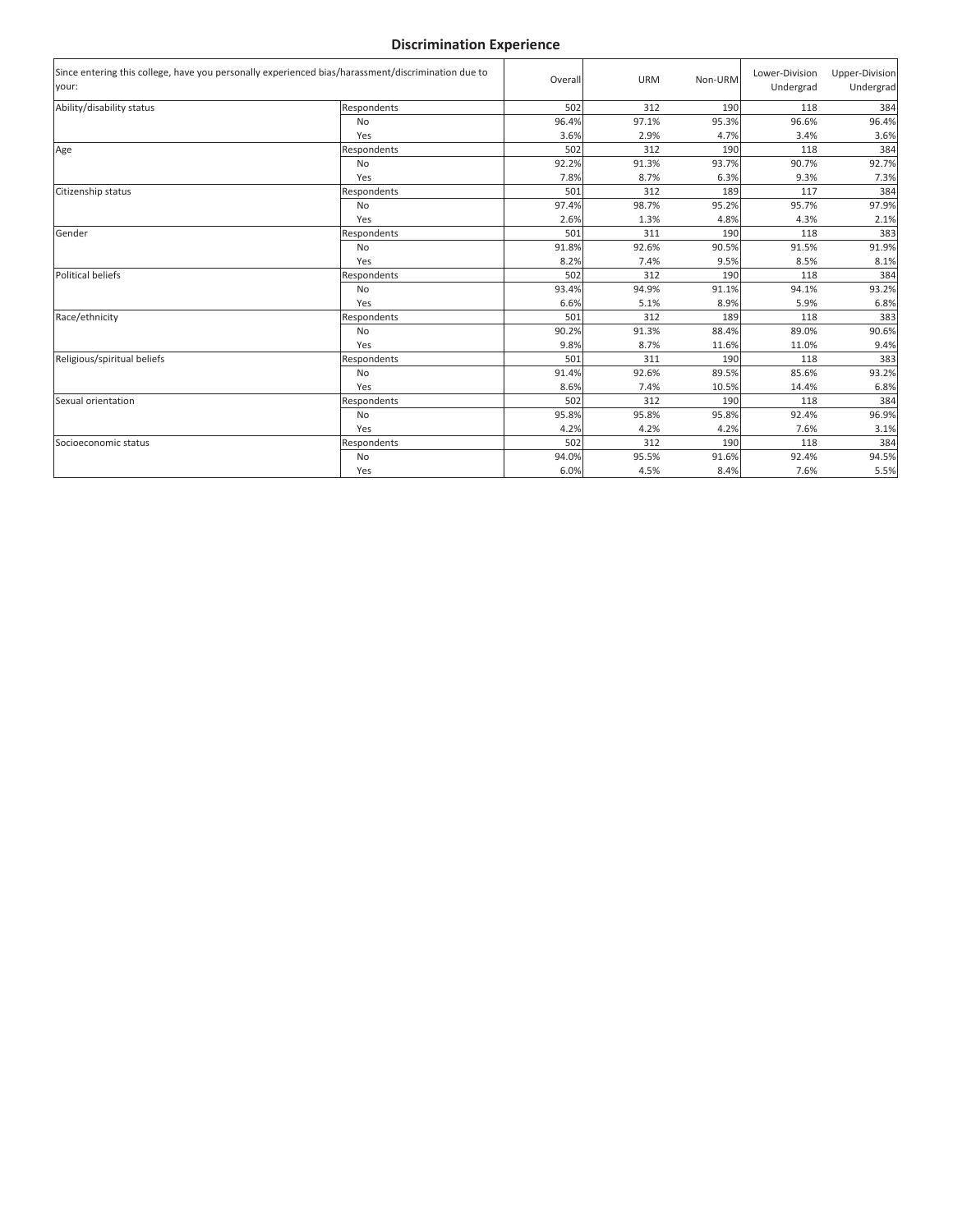# Discrimination Experience

| Since entering this college, have you personally experienced bias/harassment/discrimination due to your: | | Overall | URM | Non-URM | Lower-Division Undergrad | Upper-Division Undergrad |
|---|---|---|---|---|---|---|
| Ability/disability status | Respondents | 502 | 312 | 190 | 118 | 384 |
| | No | 96.4% | 97.1% | 95.3% | 96.6% | 96.4% |
| | Yes | 3.6% | 2.9% | 4.7% | 3.4% | 3.6% |
| Age | Respondents | 502 | 312 | 190 | 118 | 384 |
| | No | 92.2% | 91.3% | 93.7% | 90.7% | 92.7% |
| | Yes | 7.8% | 8.7% | 6.3% | 9.3% | 7.3% |
| Citizenship status | Respondents | 501 | 312 | 189 | 117 | 384 |
| | No | 97.4% | 98.7% | 95.2% | 95.7% | 97.9% |
| | Yes | 2.6% | 1.3% | 4.8% | 4.3% | 2.1% |
| Gender | Respondents | 501 | 311 | 190 | 118 | 383 |
| | No | 91.8% | 92.6% | 90.5% | 91.5% | 91.9% |
| | Yes | 8.2% | 7.4% | 9.5% | 8.5% | 8.1% |
| Political beliefs | Respondents | 502 | 312 | 190 | 118 | 384 |
| | No | 93.4% | 94.9% | 91.1% | 94.1% | 93.2% |
| | Yes | 6.6% | 5.1% | 8.9% | 5.9% | 6.8% |
| Race/ethnicity | Respondents | 501 | 312 | 189 | 118 | 383 |
| | No | 90.2% | 91.3% | 88.4% | 89.0% | 90.6% |
| | Yes | 9.8% | 8.7% | 11.6% | 11.0% | 9.4% |
| Religious/spiritual beliefs | Respondents | 501 | 311 | 190 | 118 | 383 |
| | No | 91.4% | 92.6% | 89.5% | 85.6% | 93.2% |
| | Yes | 8.6% | 7.4% | 10.5% | 14.4% | 6.8% |
| Sexual orientation | Respondents | 502 | 312 | 190 | 118 | 384 |
| | No | 95.8% | 95.8% | 95.8% | 92.4% | 96.9% |
| | Yes | 4.2% | 4.2% | 4.2% | 7.6% | 3.1% |
| Socioeconomic status | Respondents | 502 | 312 | 190 | 118 | 384 |
| | No | 94.0% | 95.5% | 91.6% | 92.4% | 94.5% |
| | Yes | 6.0% | 4.5% | 8.4% | 7.6% | 5.5% |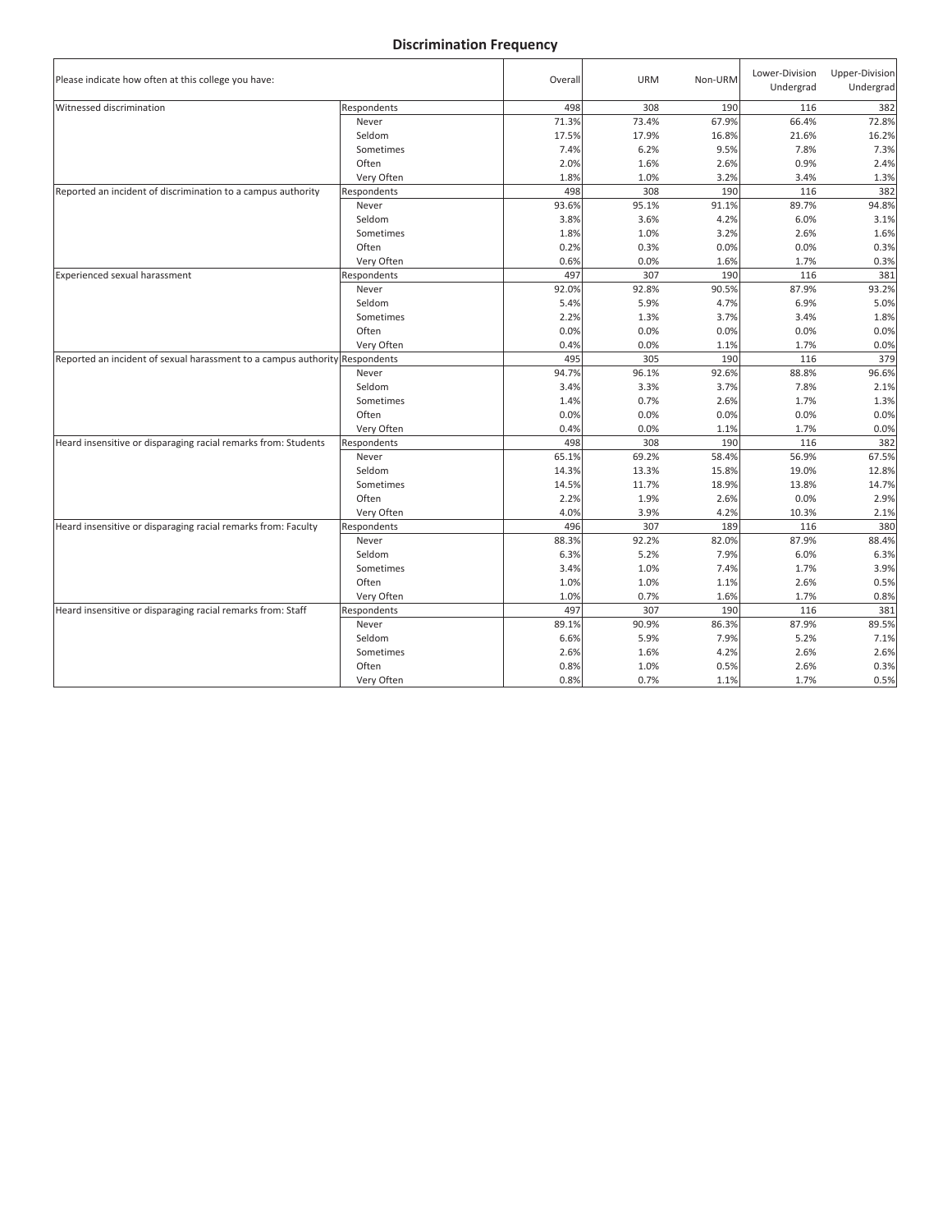## Discrimination Frequency

| Please indicate how often at this college you have: | | Overall | URM | Non-URM | Lower-Division Undergrad | Upper-Division Undergrad |
|---|---|---|---|---|---|---|
| Witnessed discrimination | Respondents | 498 | 308 | 190 | 116 | 382 |
| | Never | 71.3% | 73.4% | 67.9% | 66.4% | 72.8% |
| | Seldom | 17.5% | 17.9% | 16.8% | 21.6% | 16.2% |
| | Sometimes | 7.4% | 6.2% | 9.5% | 7.8% | 7.3% |
| | Often | 2.0% | 1.6% | 2.6% | 0.9% | 2.4% |
| | Very Often | 1.8% | 1.0% | 3.2% | 3.4% | 1.3% |
| Reported an incident of discrimination to a campus authority | Respondents | 498 | 308 | 190 | 116 | 382 |
| | Never | 93.6% | 95.1% | 91.1% | 89.7% | 94.8% |
| | Seldom | 3.8% | 3.6% | 4.2% | 6.0% | 3.1% |
| | Sometimes | 1.8% | 1.0% | 3.2% | 2.6% | 1.6% |
| | Often | 0.2% | 0.3% | 0.0% | 0.0% | 0.3% |
| | Very Often | 0.6% | 0.0% | 1.6% | 1.7% | 0.3% |
| Experienced sexual harassment | Respondents | 497 | 307 | 190 | 116 | 381 |
| | Never | 92.0% | 92.8% | 90.5% | 87.9% | 93.2% |
| | Seldom | 5.4% | 5.9% | 4.7% | 6.9% | 5.0% |
| | Sometimes | 2.2% | 1.3% | 3.7% | 3.4% | 1.8% |
| | Often | 0.0% | 0.0% | 0.0% | 0.0% | 0.0% |
| | Very Often | 0.4% | 0.0% | 1.1% | 1.7% | 0.0% |
| Reported an incident of sexual harassment to a campus authority | Respondents | 495 | 305 | 190 | 116 | 379 |
| | Never | 94.7% | 96.1% | 92.6% | 88.8% | 96.6% |
| | Seldom | 3.4% | 3.3% | 3.7% | 7.8% | 2.1% |
| | Sometimes | 1.4% | 0.7% | 2.6% | 1.7% | 1.3% |
| | Often | 0.0% | 0.0% | 0.0% | 0.0% | 0.0% |
| | Very Often | 0.4% | 0.0% | 1.1% | 1.7% | 0.0% |
| Heard insensitive or disparaging racial remarks from: Students | Respondents | 498 | 308 | 190 | 116 | 382 |
| | Never | 65.1% | 69.2% | 58.4% | 56.9% | 67.5% |
| | Seldom | 14.3% | 13.3% | 15.8% | 19.0% | 12.8% |
| | Sometimes | 14.5% | 11.7% | 18.9% | 13.8% | 14.7% |
| | Often | 2.2% | 1.9% | 2.6% | 0.0% | 2.9% |
| | Very Often | 4.0% | 3.9% | 4.2% | 10.3% | 2.1% |
| Heard insensitive or disparaging racial remarks from: Faculty | Respondents | 496 | 307 | 189 | 116 | 380 |
| | Never | 88.3% | 92.2% | 82.0% | 87.9% | 88.4% |
| | Seldom | 6.3% | 5.2% | 7.9% | 6.0% | 6.3% |
| | Sometimes | 3.4% | 1.0% | 7.4% | 1.7% | 3.9% |
| | Often | 1.0% | 1.0% | 1.1% | 2.6% | 0.5% |
| | Very Often | 1.0% | 0.7% | 1.6% | 1.7% | 0.8% |
| Heard insensitive or disparaging racial remarks from: Staff | Respondents | 497 | 307 | 190 | 116 | 381 |
| | Never | 89.1% | 90.9% | 86.3% | 87.9% | 89.5% |
| | Seldom | 6.6% | 5.9% | 7.9% | 5.2% | 7.1% |
| | Sometimes | 2.6% | 1.6% | 4.2% | 2.6% | 2.6% |
| | Often | 0.8% | 1.0% | 0.5% | 2.6% | 0.3% |
| | Very Often | 0.8% | 0.7% | 1.1% | 1.7% | 0.5% |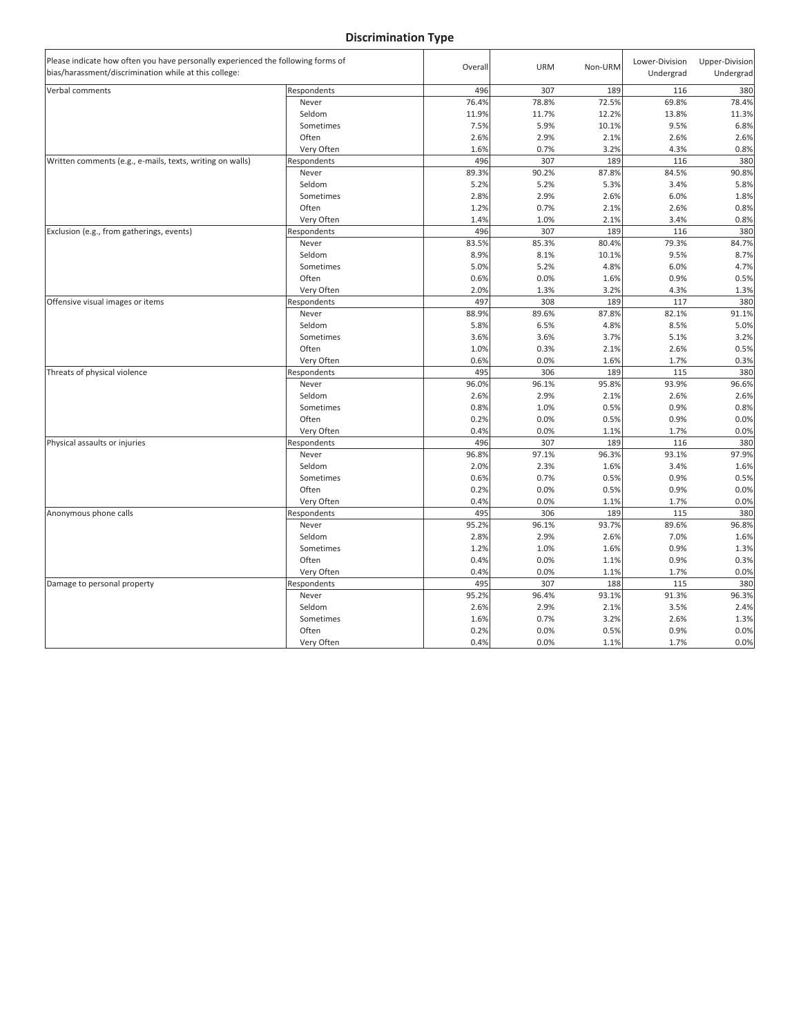## Discrimination Type

| Please indicate how often you have personally experienced the following forms of bias/harassment/discrimination while at this college: | | Overall | URM | Non-URM | Lower-Division Undergrad | Upper-Division Undergrad |
|---|---|---|---|---|---|---|
| Verbal comments | Respondents | 496 | 307 | 189 | 116 | 380 |
| | Never | 76.4% | 78.8% | 72.5% | 69.8% | 78.4% |
| | Seldom | 11.9% | 11.7% | 12.2% | 13.8% | 11.3% |
| | Sometimes | 7.5% | 5.9% | 10.1% | 9.5% | 6.8% |
| | Often | 2.6% | 2.9% | 2.1% | 2.6% | 2.6% |
| | Very Often | 1.6% | 0.7% | 3.2% | 4.3% | 0.8% |
| Written comments (e.g., e-mails, texts, writing on walls) | Respondents | 496 | 307 | 189 | 116 | 380 |
| | Never | 89.3% | 90.2% | 87.8% | 84.5% | 90.8% |
| | Seldom | 5.2% | 5.2% | 5.3% | 3.4% | 5.8% |
| | Sometimes | 2.8% | 2.9% | 2.6% | 6.0% | 1.8% |
| | Often | 1.2% | 0.7% | 2.1% | 2.6% | 0.8% |
| | Very Often | 1.4% | 1.0% | 2.1% | 3.4% | 0.8% |
| Exclusion (e.g., from gatherings, events) | Respondents | 496 | 307 | 189 | 116 | 380 |
| | Never | 83.5% | 85.3% | 80.4% | 79.3% | 84.7% |
| | Seldom | 8.9% | 8.1% | 10.1% | 9.5% | 8.7% |
| | Sometimes | 5.0% | 5.2% | 4.8% | 6.0% | 4.7% |
| | Often | 0.6% | 0.0% | 1.6% | 0.9% | 0.5% |
| | Very Often | 2.0% | 1.3% | 3.2% | 4.3% | 1.3% |
| Offensive visual images or items | Respondents | 497 | 308 | 189 | 117 | 380 |
| | Never | 88.9% | 89.6% | 87.8% | 82.1% | 91.1% |
| | Seldom | 5.8% | 6.5% | 4.8% | 8.5% | 5.0% |
| | Sometimes | 3.6% | 3.6% | 3.7% | 5.1% | 3.2% |
| | Often | 1.0% | 0.3% | 2.1% | 2.6% | 0.5% |
| | Very Often | 0.6% | 0.0% | 1.6% | 1.7% | 0.3% |
| Threats of physical violence | Respondents | 495 | 306 | 189 | 115 | 380 |
| | Never | 96.0% | 96.1% | 95.8% | 93.9% | 96.6% |
| | Seldom | 2.6% | 2.9% | 2.1% | 2.6% | 2.6% |
| | Sometimes | 0.8% | 1.0% | 0.5% | 0.9% | 0.8% |
| | Often | 0.2% | 0.0% | 0.5% | 0.9% | 0.0% |
| | Very Often | 0.4% | 0.0% | 1.1% | 1.7% | 0.0% |
| Physical assaults or injuries | Respondents | 496 | 307 | 189 | 116 | 380 |
| | Never | 96.8% | 97.1% | 96.3% | 93.1% | 97.9% |
| | Seldom | 2.0% | 2.3% | 1.6% | 3.4% | 1.6% |
| | Sometimes | 0.6% | 0.7% | 0.5% | 0.9% | 0.5% |
| | Often | 0.2% | 0.0% | 0.5% | 0.9% | 0.0% |
| | Very Often | 0.4% | 0.0% | 1.1% | 1.7% | 0.0% |
| Anonymous phone calls | Respondents | 495 | 306 | 189 | 115 | 380 |
| | Never | 95.2% | 96.1% | 93.7% | 89.6% | 96.8% |
| | Seldom | 2.8% | 2.9% | 2.6% | 7.0% | 1.6% |
| | Sometimes | 1.2% | 1.0% | 1.6% | 0.9% | 1.3% |
| | Often | 0.4% | 0.0% | 1.1% | 0.9% | 0.3% |
| | Very Often | 0.4% | 0.0% | 1.1% | 1.7% | 0.0% |
| Damage to personal property | Respondents | 495 | 307 | 188 | 115 | 380 |
| | Never | 95.2% | 96.4% | 93.1% | 91.3% | 96.3% |
| | Seldom | 2.6% | 2.9% | 2.1% | 3.5% | 2.4% |
| | Sometimes | 1.6% | 0.7% | 3.2% | 2.6% | 1.3% |
| | Often | 0.2% | 0.0% | 0.5% | 0.9% | 0.0% |
| | Very Often | 0.4% | 0.0% | 1.1% | 1.7% | 0.0% |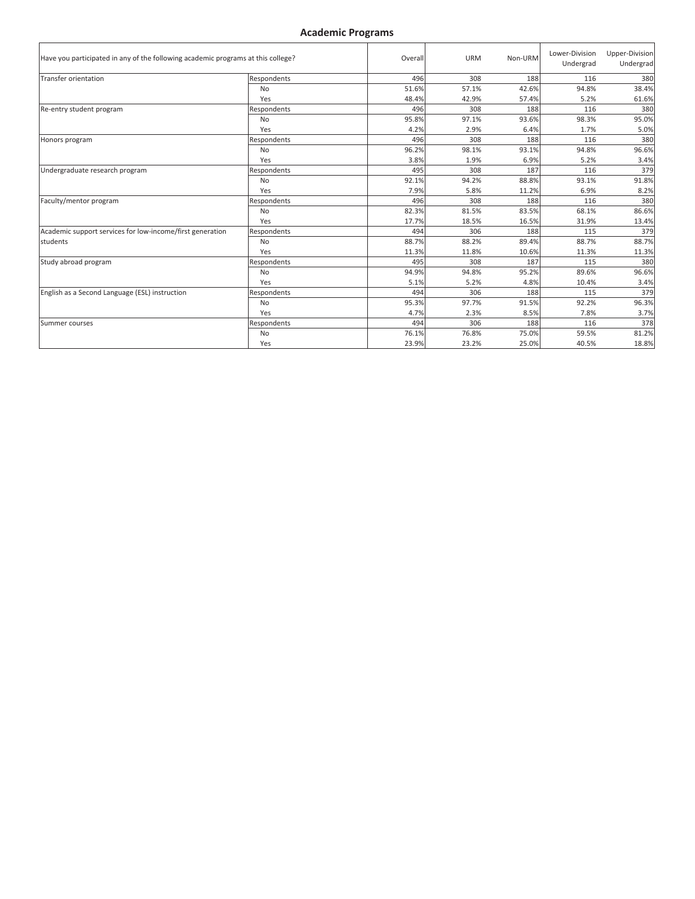## Academic Programs

| Have you participated in any of the following academic programs at this college? | | Overall | URM | Non-URM | Lower-Division Undergrad | Upper-Division Undergrad |
|---|---|---|---|---|---|---|
| Transfer orientation | Respondents | 496 | 308 | 188 | 116 | 380 |
| | No | 51.6% | 57.1% | 42.6% | 94.8% | 38.4% |
| | Yes | 48.4% | 42.9% | 57.4% | 5.2% | 61.6% |
| Re-entry student program | Respondents | 496 | 308 | 188 | 116 | 380 |
| | No | 95.8% | 97.1% | 93.6% | 98.3% | 95.0% |
| | Yes | 4.2% | 2.9% | 6.4% | 1.7% | 5.0% |
| Honors program | Respondents | 496 | 308 | 188 | 116 | 380 |
| | No | 96.2% | 98.1% | 93.1% | 94.8% | 96.6% |
| | Yes | 3.8% | 1.9% | 6.9% | 5.2% | 3.4% |
| Undergraduate research program | Respondents | 495 | 308 | 187 | 116 | 379 |
| | No | 92.1% | 94.2% | 88.8% | 93.1% | 91.8% |
| | Yes | 7.9% | 5.8% | 11.2% | 6.9% | 8.2% |
| Faculty/mentor program | Respondents | 496 | 308 | 188 | 116 | 380 |
| | No | 82.3% | 81.5% | 83.5% | 68.1% | 86.6% |
| | Yes | 17.7% | 18.5% | 16.5% | 31.9% | 13.4% |
| Academic support services for low-income/first generation students | Respondents | 494 | 306 | 188 | 115 | 379 |
| | No | 88.7% | 88.2% | 89.4% | 88.7% | 88.7% |
| | Yes | 11.3% | 11.8% | 10.6% | 11.3% | 11.3% |
| Study abroad program | Respondents | 495 | 308 | 187 | 115 | 380 |
| | No | 94.9% | 94.8% | 95.2% | 89.6% | 96.6% |
| | Yes | 5.1% | 5.2% | 4.8% | 10.4% | 3.4% |
| English as a Second Language (ESL) instruction | Respondents | 494 | 306 | 188 | 115 | 379 |
| | No | 95.3% | 97.7% | 91.5% | 92.2% | 96.3% |
| | Yes | 4.7% | 2.3% | 8.5% | 7.8% | 3.7% |
| Summer courses | Respondents | 494 | 306 | 188 | 116 | 378 |
| | No | 76.1% | 76.8% | 75.0% | 59.5% | 81.2% |
| | Yes | 23.9% | 23.2% | 25.0% | 40.5% | 18.8% |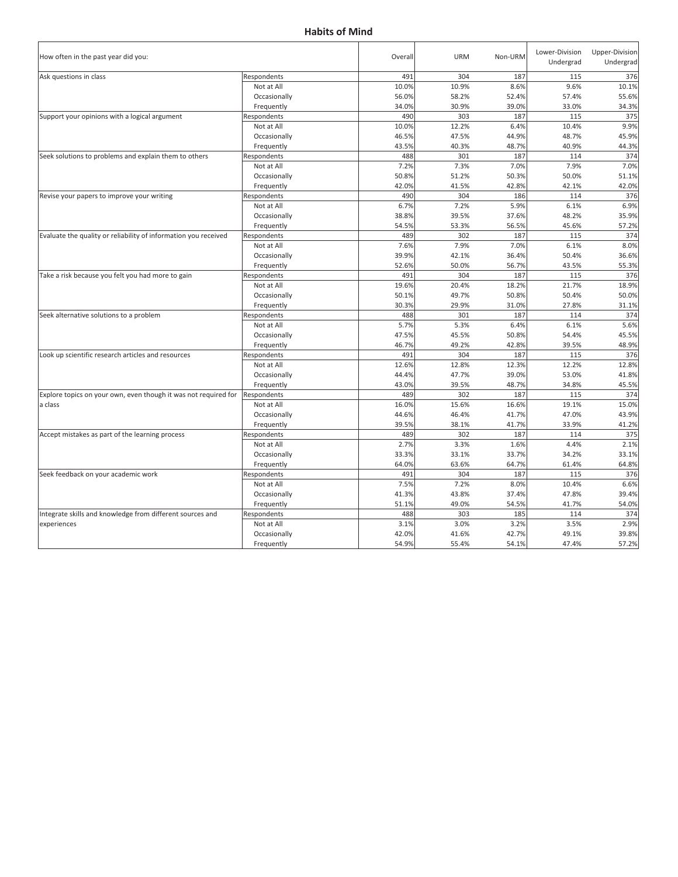# Habits of Mind

| How often in the past year did you: | | Overall | URM | Non-URM | Lower-Division Undergrad | Upper-Division Undergrad |
|---|---|---|---|---|---|---|
| Ask questions in class | Respondents | 491 | 304 | 187 | 115 | 376 |
| | Not at All | 10.0% | 10.9% | 8.6% | 9.6% | 10.1% |
| | Occasionally | 56.0% | 58.2% | 52.4% | 57.4% | 55.6% |
| | Frequently | 34.0% | 30.9% | 39.0% | 33.0% | 34.3% |
| Support your opinions with a logical argument | Respondents | 490 | 303 | 187 | 115 | 375 |
| | Not at All | 10.0% | 12.2% | 6.4% | 10.4% | 9.9% |
| | Occasionally | 46.5% | 47.5% | 44.9% | 48.7% | 45.9% |
| | Frequently | 43.5% | 40.3% | 48.7% | 40.9% | 44.3% |
| Seek solutions to problems and explain them to others | Respondents | 488 | 301 | 187 | 114 | 374 |
| | Not at All | 7.2% | 7.3% | 7.0% | 7.9% | 7.0% |
| | Occasionally | 50.8% | 51.2% | 50.3% | 50.0% | 51.1% |
| | Frequently | 42.0% | 41.5% | 42.8% | 42.1% | 42.0% |
| Revise your papers to improve your writing | Respondents | 490 | 304 | 186 | 114 | 376 |
| | Not at All | 6.7% | 7.2% | 5.9% | 6.1% | 6.9% |
| | Occasionally | 38.8% | 39.5% | 37.6% | 48.2% | 35.9% |
| | Frequently | 54.5% | 53.3% | 56.5% | 45.6% | 57.2% |
| Evaluate the quality or reliability of information you received | Respondents | 489 | 302 | 187 | 115 | 374 |
| | Not at All | 7.6% | 7.9% | 7.0% | 6.1% | 8.0% |
| | Occasionally | 39.9% | 42.1% | 36.4% | 50.4% | 36.6% |
| | Frequently | 52.6% | 50.0% | 56.7% | 43.5% | 55.3% |
| Take a risk because you felt you had more to gain | Respondents | 491 | 304 | 187 | 115 | 376 |
| | Not at All | 19.6% | 20.4% | 18.2% | 21.7% | 18.9% |
| | Occasionally | 50.1% | 49.7% | 50.8% | 50.4% | 50.0% |
| | Frequently | 30.3% | 29.9% | 31.0% | 27.8% | 31.1% |
| Seek alternative solutions to a problem | Respondents | 488 | 301 | 187 | 114 | 374 |
| | Not at All | 5.7% | 5.3% | 6.4% | 6.1% | 5.6% |
| | Occasionally | 47.5% | 45.5% | 50.8% | 54.4% | 45.5% |
| | Frequently | 46.7% | 49.2% | 42.8% | 39.5% | 48.9% |
| Look up scientific research articles and resources | Respondents | 491 | 304 | 187 | 115 | 376 |
| | Not at All | 12.6% | 12.8% | 12.3% | 12.2% | 12.8% |
| | Occasionally | 44.4% | 47.7% | 39.0% | 53.0% | 41.8% |
| | Frequently | 43.0% | 39.5% | 48.7% | 34.8% | 45.5% |
| Explore topics on your own, even though it was not required for a class | Respondents | 489 | 302 | 187 | 115 | 374 |
| | Not at All | 16.0% | 15.6% | 16.6% | 19.1% | 15.0% |
| | Occasionally | 44.6% | 46.4% | 41.7% | 47.0% | 43.9% |
| | Frequently | 39.5% | 38.1% | 41.7% | 33.9% | 41.2% |
| Accept mistakes as part of the learning process | Respondents | 489 | 302 | 187 | 114 | 375 |
| | Not at All | 2.7% | 3.3% | 1.6% | 4.4% | 2.1% |
| | Occasionally | 33.3% | 33.1% | 33.7% | 34.2% | 33.1% |
| | Frequently | 64.0% | 63.6% | 64.7% | 61.4% | 64.8% |
| Seek feedback on your academic work | Respondents | 491 | 304 | 187 | 115 | 376 |
| | Not at All | 7.5% | 7.2% | 8.0% | 10.4% | 6.6% |
| | Occasionally | 41.3% | 43.8% | 37.4% | 47.8% | 39.4% |
| | Frequently | 51.1% | 49.0% | 54.5% | 41.7% | 54.0% |
| Integrate skills and knowledge from different sources and experiences | Respondents | 488 | 303 | 185 | 114 | 374 |
| | Not at All | 3.1% | 3.0% | 3.2% | 3.5% | 2.9% |
| | Occasionally | 42.0% | 41.6% | 42.7% | 49.1% | 39.8% |
| | Frequently | 54.9% | 55.4% | 54.1% | 47.4% | 57.2% |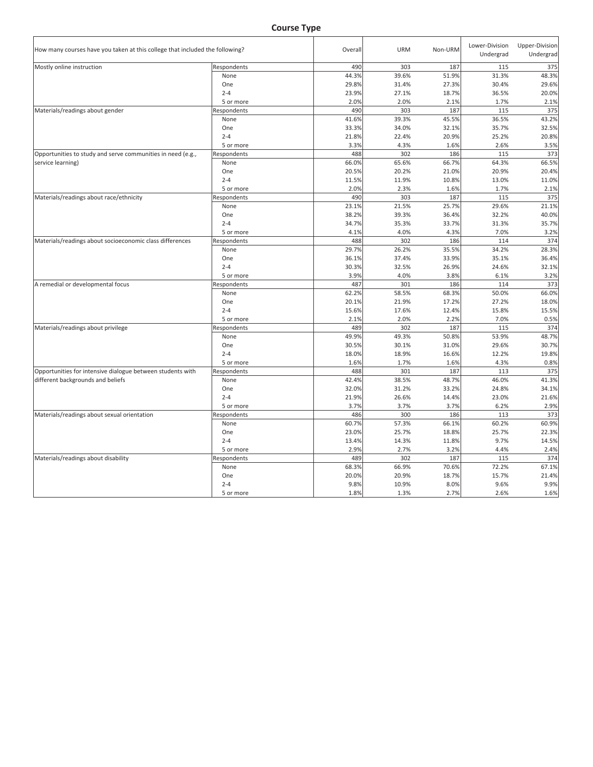## Course Type

| How many courses have you taken at this college that included the following? | | Overall | URM | Non-URM | Lower-Division Undergrad | Upper-Division Undergrad |
|---|---|---|---|---|---|---|
| Mostly online instruction | Respondents | 490 | 303 | 187 | 115 | 375 |
| | None | 44.3% | 39.6% | 51.9% | 31.3% | 48.3% |
| | One | 29.8% | 31.4% | 27.3% | 30.4% | 29.6% |
| | 2-4 | 23.9% | 27.1% | 18.7% | 36.5% | 20.0% |
| | 5 or more | 2.0% | 2.0% | 2.1% | 1.7% | 2.1% |
| Materials/readings about gender | Respondents | 490 | 303 | 187 | 115 | 375 |
| | None | 41.6% | 39.3% | 45.5% | 36.5% | 43.2% |
| | One | 33.3% | 34.0% | 32.1% | 35.7% | 32.5% |
| | 2-4 | 21.8% | 22.4% | 20.9% | 25.2% | 20.8% |
| | 5 or more | 3.3% | 4.3% | 1.6% | 2.6% | 3.5% |
| Opportunities to study and serve communities in need (e.g., service learning) | Respondents | 488 | 302 | 186 | 115 | 373 |
| | None | 66.0% | 65.6% | 66.7% | 64.3% | 66.5% |
| | One | 20.5% | 20.2% | 21.0% | 20.9% | 20.4% |
| | 2-4 | 11.5% | 11.9% | 10.8% | 13.0% | 11.0% |
| | 5 or more | 2.0% | 2.3% | 1.6% | 1.7% | 2.1% |
| Materials/readings about race/ethnicity | Respondents | 490 | 303 | 187 | 115 | 375 |
| | None | 23.1% | 21.5% | 25.7% | 29.6% | 21.1% |
| | One | 38.2% | 39.3% | 36.4% | 32.2% | 40.0% |
| | 2-4 | 34.7% | 35.3% | 33.7% | 31.3% | 35.7% |
| | 5 or more | 4.1% | 4.0% | 4.3% | 7.0% | 3.2% |
| Materials/readings about socioeconomic class differences | Respondents | 488 | 302 | 186 | 114 | 374 |
| | None | 29.7% | 26.2% | 35.5% | 34.2% | 28.3% |
| | One | 36.1% | 37.4% | 33.9% | 35.1% | 36.4% |
| | 2-4 | 30.3% | 32.5% | 26.9% | 24.6% | 32.1% |
| | 5 or more | 3.9% | 4.0% | 3.8% | 6.1% | 3.2% |
| A remedial or developmental focus | Respondents | 487 | 301 | 186 | 114 | 373 |
| | None | 62.2% | 58.5% | 68.3% | 50.0% | 66.0% |
| | One | 20.1% | 21.9% | 17.2% | 27.2% | 18.0% |
| | 2-4 | 15.6% | 17.6% | 12.4% | 15.8% | 15.5% |
| | 5 or more | 2.1% | 2.0% | 2.2% | 7.0% | 0.5% |
| Materials/readings about privilege | Respondents | 489 | 302 | 187 | 115 | 374 |
| | None | 49.9% | 49.3% | 50.8% | 53.9% | 48.7% |
| | One | 30.5% | 30.1% | 31.0% | 29.6% | 30.7% |
| | 2-4 | 18.0% | 18.9% | 16.6% | 12.2% | 19.8% |
| | 5 or more | 1.6% | 1.7% | 1.6% | 4.3% | 0.8% |
| Opportunities for intensive dialogue between students with different backgrounds and beliefs | Respondents | 488 | 301 | 187 | 113 | 375 |
| | None | 42.4% | 38.5% | 48.7% | 46.0% | 41.3% |
| | One | 32.0% | 31.2% | 33.2% | 24.8% | 34.1% |
| | 2-4 | 21.9% | 26.6% | 14.4% | 23.0% | 21.6% |
| | 5 or more | 3.7% | 3.7% | 3.7% | 6.2% | 2.9% |
| Materials/readings about sexual orientation | Respondents | 486 | 300 | 186 | 113 | 373 |
| | None | 60.7% | 57.3% | 66.1% | 60.2% | 60.9% |
| | One | 23.0% | 25.7% | 18.8% | 25.7% | 22.3% |
| | 2-4 | 13.4% | 14.3% | 11.8% | 9.7% | 14.5% |
| | 5 or more | 2.9% | 2.7% | 3.2% | 4.4% | 2.4% |
| Materials/readings about disability | Respondents | 489 | 302 | 187 | 115 | 374 |
| | None | 68.3% | 66.9% | 70.6% | 72.2% | 67.1% |
| | One | 20.0% | 20.9% | 18.7% | 15.7% | 21.4% |
| | 2-4 | 9.8% | 10.9% | 8.0% | 9.6% | 9.9% |
| | 5 or more | 1.8% | 1.3% | 2.7% | 2.6% | 1.6% |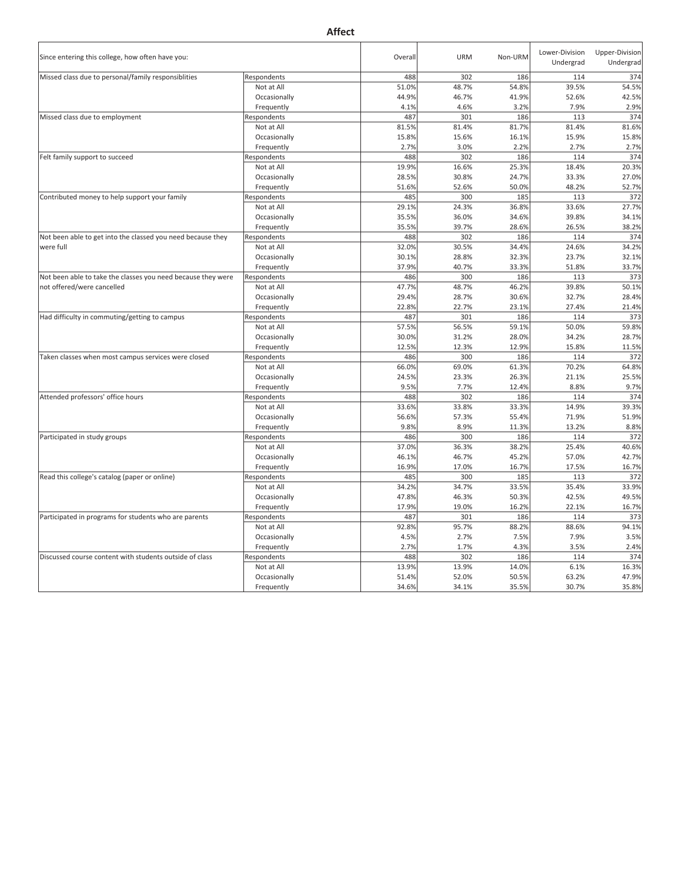## Affect

| Since entering this college, how often have you: | | Overall | URM | Non-URM | Lower-Division Undergrad | Upper-Division Undergrad |
|---|---|---|---|---|---|---|
| Missed class due to personal/family responsiblities | Respondents | 488 | 302 | 186 | 114 | 374 |
| | Not at All | 51.0% | 48.7% | 54.8% | 39.5% | 54.5% |
| | Occasionally | 44.9% | 46.7% | 41.9% | 52.6% | 42.5% |
| | Frequently | 4.1% | 4.6% | 3.2% | 7.9% | 2.9% |
| Missed class due to employment | Respondents | 487 | 301 | 186 | 113 | 374 |
| | Not at All | 81.5% | 81.4% | 81.7% | 81.4% | 81.6% |
| | Occasionally | 15.8% | 15.6% | 16.1% | 15.9% | 15.8% |
| | Frequently | 2.7% | 3.0% | 2.2% | 2.7% | 2.7% |
| Felt family support to succeed | Respondents | 488 | 302 | 186 | 114 | 374 |
| | Not at All | 19.9% | 16.6% | 25.3% | 18.4% | 20.3% |
| | Occasionally | 28.5% | 30.8% | 24.7% | 33.3% | 27.0% |
| | Frequently | 51.6% | 52.6% | 50.0% | 48.2% | 52.7% |
| Contributed money to help support your family | Respondents | 485 | 300 | 185 | 113 | 372 |
| | Not at All | 29.1% | 24.3% | 36.8% | 33.6% | 27.7% |
| | Occasionally | 35.5% | 36.0% | 34.6% | 39.8% | 34.1% |
| | Frequently | 35.5% | 39.7% | 28.6% | 26.5% | 38.2% |
| Not been able to get into the classed you need because they were full | Respondents | 488 | 302 | 186 | 114 | 374 |
| | Not at All | 32.0% | 30.5% | 34.4% | 24.6% | 34.2% |
| | Occasionally | 30.1% | 28.8% | 32.3% | 23.7% | 32.1% |
| | Frequently | 37.9% | 40.7% | 33.3% | 51.8% | 33.7% |
| Not been able to take the classes you need because they were not offered/were cancelled | Respondents | 486 | 300 | 186 | 113 | 373 |
| | Not at All | 47.7% | 48.7% | 46.2% | 39.8% | 50.1% |
| | Occasionally | 29.4% | 28.7% | 30.6% | 32.7% | 28.4% |
| | Frequently | 22.8% | 22.7% | 23.1% | 27.4% | 21.4% |
| Had difficulty in commuting/getting to campus | Respondents | 487 | 301 | 186 | 114 | 373 |
| | Not at All | 57.5% | 56.5% | 59.1% | 50.0% | 59.8% |
| | Occasionally | 30.0% | 31.2% | 28.0% | 34.2% | 28.7% |
| | Frequently | 12.5% | 12.3% | 12.9% | 15.8% | 11.5% |
| Taken classes when most campus services were closed | Respondents | 486 | 300 | 186 | 114 | 372 |
| | Not at All | 66.0% | 69.0% | 61.3% | 70.2% | 64.8% |
| | Occasionally | 24.5% | 23.3% | 26.3% | 21.1% | 25.5% |
| | Frequently | 9.5% | 7.7% | 12.4% | 8.8% | 9.7% |
| Attended professors' office hours | Respondents | 488 | 302 | 186 | 114 | 374 |
| | Not at All | 33.6% | 33.8% | 33.3% | 14.9% | 39.3% |
| | Occasionally | 56.6% | 57.3% | 55.4% | 71.9% | 51.9% |
| | Frequently | 9.8% | 8.9% | 11.3% | 13.2% | 8.8% |
| Participated in study groups | Respondents | 486 | 300 | 186 | 114 | 372 |
| | Not at All | 37.0% | 36.3% | 38.2% | 25.4% | 40.6% |
| | Occasionally | 46.1% | 46.7% | 45.2% | 57.0% | 42.7% |
| | Frequently | 16.9% | 17.0% | 16.7% | 17.5% | 16.7% |
| Read this college's catalog (paper or online) | Respondents | 485 | 300 | 185 | 113 | 372 |
| | Not at All | 34.2% | 34.7% | 33.5% | 35.4% | 33.9% |
| | Occasionally | 47.8% | 46.3% | 50.3% | 42.5% | 49.5% |
| | Frequently | 17.9% | 19.0% | 16.2% | 22.1% | 16.7% |
| Participated in programs for students who are parents | Respondents | 487 | 301 | 186 | 114 | 373 |
| | Not at All | 92.8% | 95.7% | 88.2% | 88.6% | 94.1% |
| | Occasionally | 4.5% | 2.7% | 7.5% | 7.9% | 3.5% |
| | Frequently | 2.7% | 1.7% | 4.3% | 3.5% | 2.4% |
| Discussed course content with students outside of class | Respondents | 488 | 302 | 186 | 114 | 374 |
| | Not at All | 13.9% | 13.9% | 14.0% | 6.1% | 16.3% |
| | Occasionally | 51.4% | 52.0% | 50.5% | 63.2% | 47.9% |
| | Frequently | 34.6% | 34.1% | 35.5% | 30.7% | 35.8% |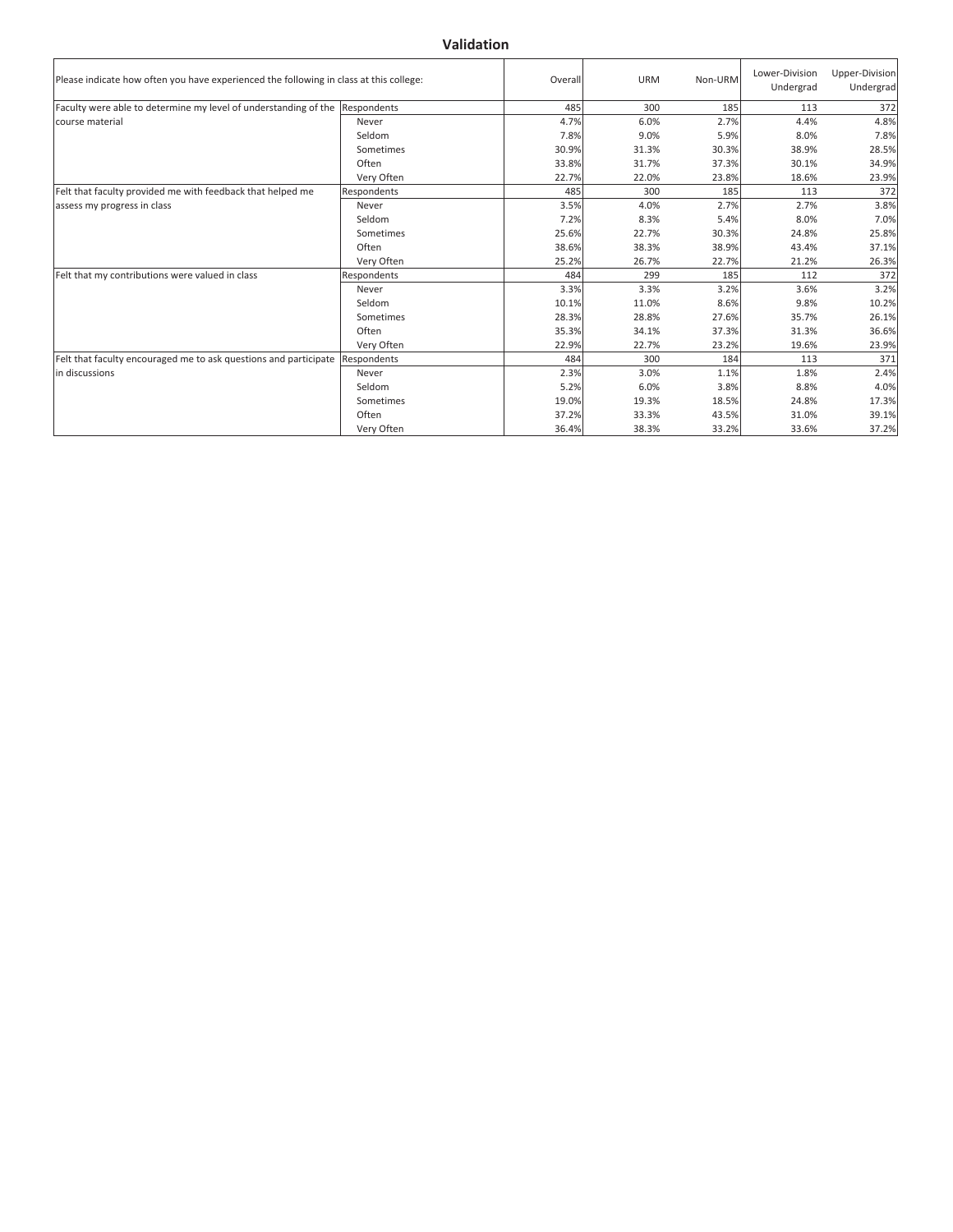# Validation

| Please indicate how often you have experienced the following in class at this college: | | Overall | URM | Non-URM | Lower-Division Undergrad | Upper-Division Undergrad |
|---|---|---|---|---|---|---|
| Faculty were able to determine my level of understanding of the course material | Respondents | 485 | 300 | 185 | 113 | 372 |
| | Never | 4.7% | 6.0% | 2.7% | 4.4% | 4.8% |
| | Seldom | 7.8% | 9.0% | 5.9% | 8.0% | 7.8% |
| | Sometimes | 30.9% | 31.3% | 30.3% | 38.9% | 28.5% |
| | Often | 33.8% | 31.7% | 37.3% | 30.1% | 34.9% |
| | Very Often | 22.7% | 22.0% | 23.8% | 18.6% | 23.9% |
| Felt that faculty provided me with feedback that helped me assess my progress in class | Respondents | 485 | 300 | 185 | 113 | 372 |
| | Never | 3.5% | 4.0% | 2.7% | 2.7% | 3.8% |
| | Seldom | 7.2% | 8.3% | 5.4% | 8.0% | 7.0% |
| | Sometimes | 25.6% | 22.7% | 30.3% | 24.8% | 25.8% |
| | Often | 38.6% | 38.3% | 38.9% | 43.4% | 37.1% |
| | Very Often | 25.2% | 26.7% | 22.7% | 21.2% | 26.3% |
| Felt that my contributions were valued in class | Respondents | 484 | 299 | 185 | 112 | 372 |
| | Never | 3.3% | 3.3% | 3.2% | 3.6% | 3.2% |
| | Seldom | 10.1% | 11.0% | 8.6% | 9.8% | 10.2% |
| | Sometimes | 28.3% | 28.8% | 27.6% | 35.7% | 26.1% |
| | Often | 35.3% | 34.1% | 37.3% | 31.3% | 36.6% |
| | Very Often | 22.9% | 22.7% | 23.2% | 19.6% | 23.9% |
| Felt that faculty encouraged me to ask questions and participate in discussions | Respondents | 484 | 300 | 184 | 113 | 371 |
| | Never | 2.3% | 3.0% | 1.1% | 1.8% | 2.4% |
| | Seldom | 5.2% | 6.0% | 3.8% | 8.8% | 4.0% |
| | Sometimes | 19.0% | 19.3% | 18.5% | 24.8% | 17.3% |
| | Often | 37.2% | 33.3% | 43.5% | 31.0% | 39.1% |
| | Very Often | 36.4% | 38.3% | 33.2% | 33.6% | 37.2% |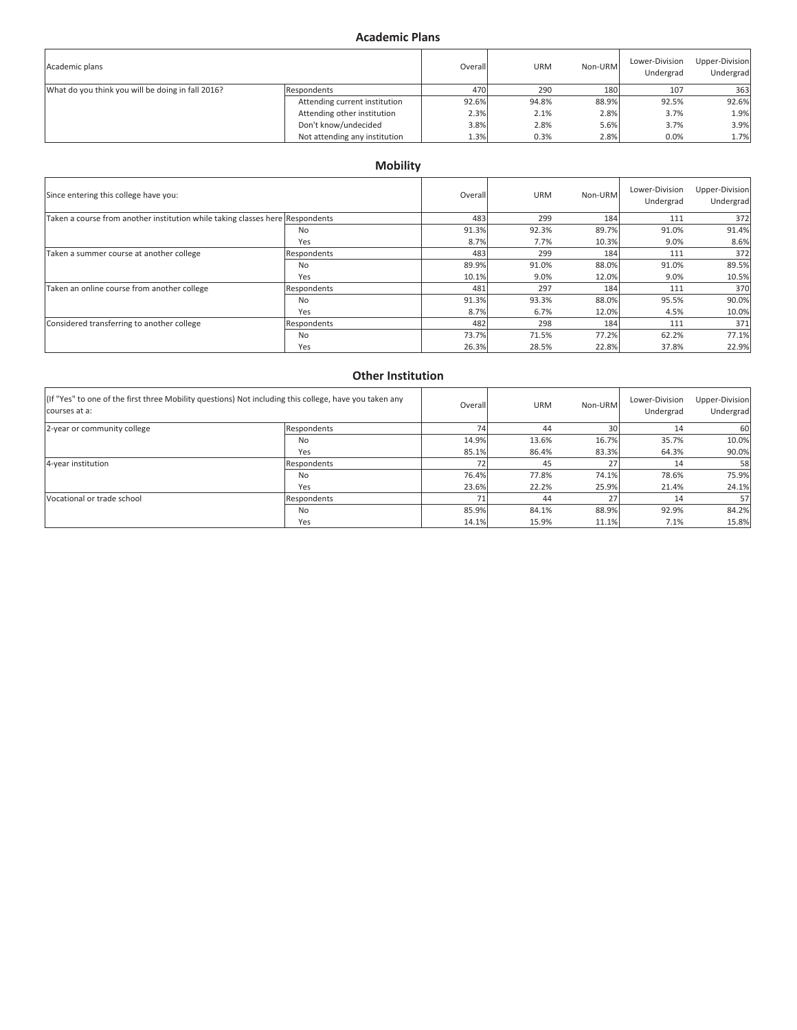## Academic Plans

| Academic plans | | Overall | URM | Non-URM | Lower-Division Undergrad | Upper-Division Undergrad |
|---|---|---|---|---|---|---|
| What do you think you will be doing in fall 2016? | Respondents | 470 | 290 | 180 | 107 | 363 |
| | Attending current institution | 92.6% | 94.8% | 88.9% | 92.5% | 92.6% |
| | Attending other institution | 2.3% | 2.1% | 2.8% | 3.7% | 1.9% |
| | Don't know/undecided | 3.8% | 2.8% | 5.6% | 3.7% | 3.9% |
| | Not attending any institution | 1.3% | 0.3% | 2.8% | 0.0% | 1.7% |

## Mobility

| Since entering this college have you: | | Overall | URM | Non-URM | Lower-Division Undergrad | Upper-Division Undergrad |
|---|---|---|---|---|---|---|
| Taken a course from another institution while taking classes here | Respondents | 483 | 299 | 184 | 111 | 372 |
| | No | 91.3% | 92.3% | 89.7% | 91.0% | 91.4% |
| | Yes | 8.7% | 7.7% | 10.3% | 9.0% | 8.6% |
| Taken a summer course at another college | Respondents | 483 | 299 | 184 | 111 | 372 |
| | No | 89.9% | 91.0% | 88.0% | 91.0% | 89.5% |
| | Yes | 10.1% | 9.0% | 12.0% | 9.0% | 10.5% |
| Taken an online course from another college | Respondents | 481 | 297 | 184 | 111 | 370 |
| | No | 91.3% | 93.3% | 88.0% | 95.5% | 90.0% |
| | Yes | 8.7% | 6.7% | 12.0% | 4.5% | 10.0% |
| Considered transferring to another college | Respondents | 482 | 298 | 184 | 111 | 371 |
| | No | 73.7% | 71.5% | 77.2% | 62.2% | 77.1% |
| | Yes | 26.3% | 28.5% | 22.8% | 37.8% | 22.9% |

## Other Institution

| (If "Yes" to one of the first three Mobility questions) Not including this college, have you taken any courses at a: | | Overall | URM | Non-URM | Lower-Division Undergrad | Upper-Division Undergrad |
|---|---|---|---|---|---|---|
| 2-year or community college | Respondents | 74 | 44 | 30 | 14 | 60 |
| | No | 14.9% | 13.6% | 16.7% | 35.7% | 10.0% |
| | Yes | 85.1% | 86.4% | 83.3% | 64.3% | 90.0% |
| 4-year institution | Respondents | 72 | 45 | 27 | 14 | 58 |
| | No | 76.4% | 77.8% | 74.1% | 78.6% | 75.9% |
| | Yes | 23.6% | 22.2% | 25.9% | 21.4% | 24.1% |
| Vocational or trade school | Respondents | 71 | 44 | 27 | 14 | 57 |
| | No | 85.9% | 84.1% | 88.9% | 92.9% | 84.2% |
| | Yes | 14.1% | 15.9% | 11.1% | 7.1% | 15.8% |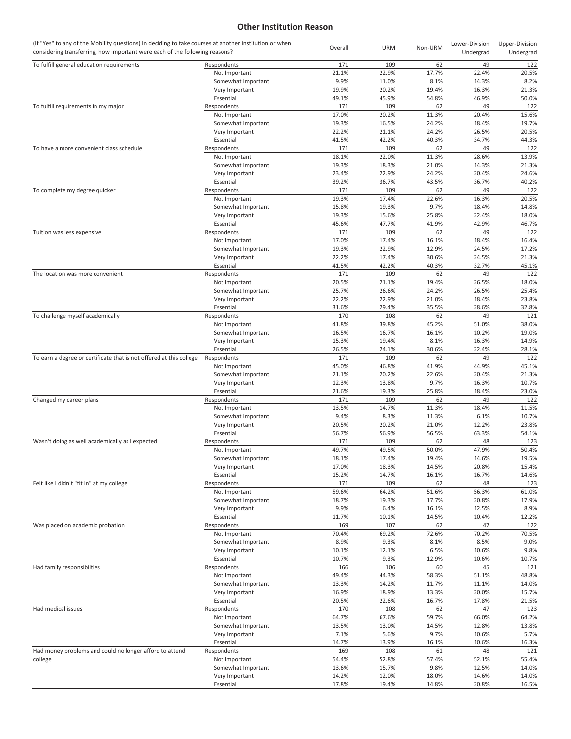## Other Institution Reason

| (If "Yes" to any of the Mobility questions) In deciding to take courses at another institution or when considering transferring, how important were each of the following reasons? | | Overall | URM | Non-URM | Lower-Division Undergrad | Upper-Division Undergrad |
|---|---|---|---|---|---|---|
| To fulfill general education requirements | Respondents | 171 | 109 | 62 | 49 | 122 |
| | Not Important | 21.1% | 22.9% | 17.7% | 22.4% | 20.5% |
| | Somewhat Important | 9.9% | 11.0% | 8.1% | 14.3% | 8.2% |
| | Very Important | 19.9% | 20.2% | 19.4% | 16.3% | 21.3% |
| | Essential | 49.1% | 45.9% | 54.8% | 46.9% | 50.0% |
| To fulfill requirements in my major | Respondents | 171 | 109 | 62 | 49 | 122 |
| | Not Important | 17.0% | 20.2% | 11.3% | 20.4% | 15.6% |
| | Somewhat Important | 19.3% | 16.5% | 24.2% | 18.4% | 19.7% |
| | Very Important | 22.2% | 21.1% | 24.2% | 26.5% | 20.5% |
| | Essential | 41.5% | 42.2% | 40.3% | 34.7% | 44.3% |
| To have a more convenient class schedule | Respondents | 171 | 109 | 62 | 49 | 122 |
| | Not Important | 18.1% | 22.0% | 11.3% | 28.6% | 13.9% |
| | Somewhat Important | 19.3% | 18.3% | 21.0% | 14.3% | 21.3% |
| | Very Important | 23.4% | 22.9% | 24.2% | 20.4% | 24.6% |
| | Essential | 39.2% | 36.7% | 43.5% | 36.7% | 40.2% |
| To complete my degree quicker | Respondents | 171 | 109 | 62 | 49 | 122 |
| | Not Important | 19.3% | 17.4% | 22.6% | 16.3% | 20.5% |
| | Somewhat Important | 15.8% | 19.3% | 9.7% | 18.4% | 14.8% |
| | Very Important | 19.3% | 15.6% | 25.8% | 22.4% | 18.0% |
| | Essential | 45.6% | 47.7% | 41.9% | 42.9% | 46.7% |
| Tuition was less expensive | Respondents | 171 | 109 | 62 | 49 | 122 |
| | Not Important | 17.0% | 17.4% | 16.1% | 18.4% | 16.4% |
| | Somewhat Important | 19.3% | 22.9% | 12.9% | 24.5% | 17.2% |
| | Very Important | 22.2% | 17.4% | 30.6% | 24.5% | 21.3% |
| | Essential | 41.5% | 42.2% | 40.3% | 32.7% | 45.1% |
| The location was more convenient | Respondents | 171 | 109 | 62 | 49 | 122 |
| | Not Important | 20.5% | 21.1% | 19.4% | 26.5% | 18.0% |
| | Somewhat Important | 25.7% | 26.6% | 24.2% | 26.5% | 25.4% |
| | Very Important | 22.2% | 22.9% | 21.0% | 18.4% | 23.8% |
| | Essential | 31.6% | 29.4% | 35.5% | 28.6% | 32.8% |
| To challenge myself academically | Respondents | 170 | 108 | 62 | 49 | 121 |
| | Not Important | 41.8% | 39.8% | 45.2% | 51.0% | 38.0% |
| | Somewhat Important | 16.5% | 16.7% | 16.1% | 10.2% | 19.0% |
| | Very Important | 15.3% | 19.4% | 8.1% | 16.3% | 14.9% |
| | Essential | 26.5% | 24.1% | 30.6% | 22.4% | 28.1% |
| To earn a degree or certificate that is not offered at this college | Respondents | 171 | 109 | 62 | 49 | 122 |
| | Not Important | 45.0% | 46.8% | 41.9% | 44.9% | 45.1% |
| | Somewhat Important | 21.1% | 20.2% | 22.6% | 20.4% | 21.3% |
| | Very Important | 12.3% | 13.8% | 9.7% | 16.3% | 10.7% |
| | Essential | 21.6% | 19.3% | 25.8% | 18.4% | 23.0% |
| Changed my career plans | Respondents | 171 | 109 | 62 | 49 | 122 |
| | Not Important | 13.5% | 14.7% | 11.3% | 18.4% | 11.5% |
| | Somewhat Important | 9.4% | 8.3% | 11.3% | 6.1% | 10.7% |
| | Very Important | 20.5% | 20.2% | 21.0% | 12.2% | 23.8% |
| | Essential | 56.7% | 56.9% | 56.5% | 63.3% | 54.1% |
| Wasn't doing as well academically as I expected | Respondents | 171 | 109 | 62 | 48 | 123 |
| | Not Important | 49.7% | 49.5% | 50.0% | 47.9% | 50.4% |
| | Somewhat Important | 18.1% | 17.4% | 19.4% | 14.6% | 19.5% |
| | Very Important | 17.0% | 18.3% | 14.5% | 20.8% | 15.4% |
| | Essential | 15.2% | 14.7% | 16.1% | 16.7% | 14.6% |
| Felt like I didn't "fit in" at my college | Respondents | 171 | 109 | 62 | 48 | 123 |
| | Not Important | 59.6% | 64.2% | 51.6% | 56.3% | 61.0% |
| | Somewhat Important | 18.7% | 19.3% | 17.7% | 20.8% | 17.9% |
| | Very Important | 9.9% | 6.4% | 16.1% | 12.5% | 8.9% |
| | Essential | 11.7% | 10.1% | 14.5% | 10.4% | 12.2% |
| Was placed on academic probation | Respondents | 169 | 107 | 62 | 47 | 122 |
| | Not Important | 70.4% | 69.2% | 72.6% | 70.2% | 70.5% |
| | Somewhat Important | 8.9% | 9.3% | 8.1% | 8.5% | 9.0% |
| | Very Important | 10.1% | 12.1% | 6.5% | 10.6% | 9.8% |
| | Essential | 10.7% | 9.3% | 12.9% | 10.6% | 10.7% |
| Had family responsibilties | Respondents | 166 | 106 | 60 | 45 | 121 |
| | Not Important | 49.4% | 44.3% | 58.3% | 51.1% | 48.8% |
| | Somewhat Important | 13.3% | 14.2% | 11.7% | 11.1% | 14.0% |
| | Very Important | 16.9% | 18.9% | 13.3% | 20.0% | 15.7% |
| | Essential | 20.5% | 22.6% | 16.7% | 17.8% | 21.5% |
| Had medical issues | Respondents | 170 | 108 | 62 | 47 | 123 |
| | Not Important | 64.7% | 67.6% | 59.7% | 66.0% | 64.2% |
| | Somewhat Important | 13.5% | 13.0% | 14.5% | 12.8% | 13.8% |
| | Very Important | 7.1% | 5.6% | 9.7% | 10.6% | 5.7% |
| | Essential | 14.7% | 13.9% | 16.1% | 10.6% | 16.3% |
| Had money problems and could no longer afford to attend college | Respondents | 169 | 108 | 61 | 48 | 121 |
| | Not Important | 54.4% | 52.8% | 57.4% | 52.1% | 55.4% |
| | Somewhat Important | 13.6% | 15.7% | 9.8% | 12.5% | 14.0% |
| | Very Important | 14.2% | 12.0% | 18.0% | 14.6% | 14.0% |
| | Essential | 17.8% | 19.4% | 14.8% | 20.8% | 16.5% |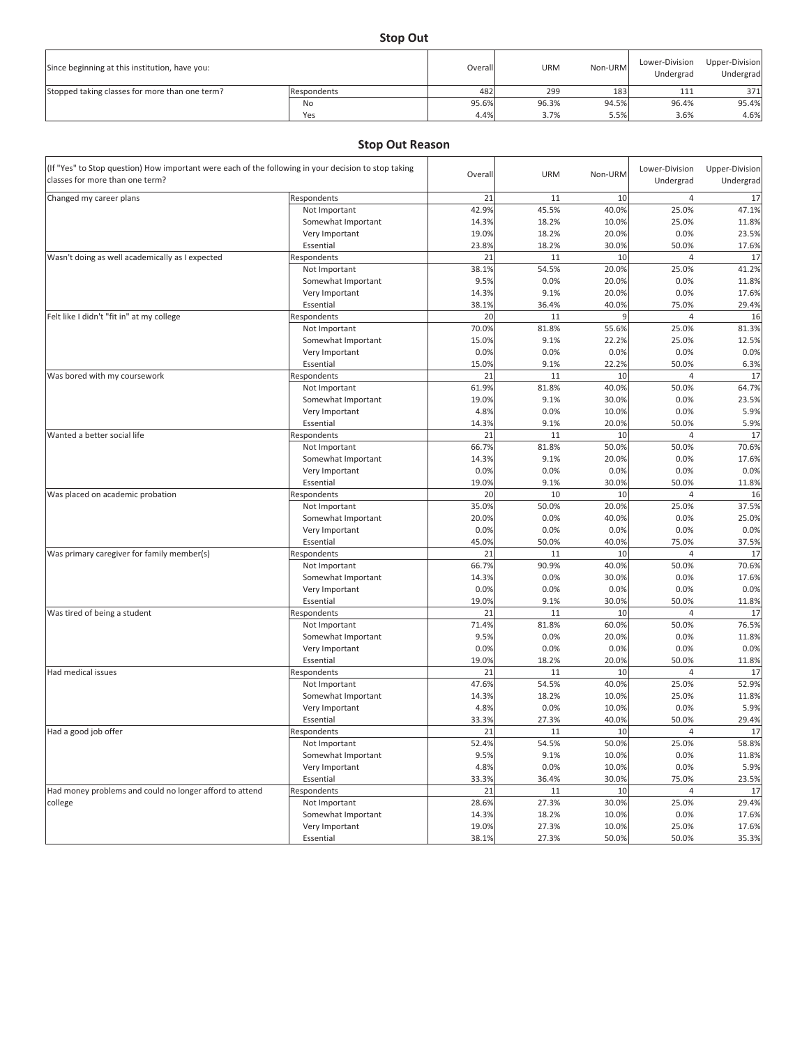## Stop Out

| Since beginning at this institution, have you: | | Overall | URM | Non-URM | Lower-Division Undergrad | Upper-Division Undergrad |
|---|---|---|---|---|---|---|
| Stopped taking classes for more than one term? | Respondents | 482 | 299 | 183 | 111 | 371 |
| | No | 95.6% | 96.3% | 94.5% | 96.4% | 95.4% |
| | Yes | 4.4% | 3.7% | 5.5% | 3.6% | 4.6% |

## Stop Out Reason

| (If "Yes" to Stop question) How important were each of the following in your decision to stop taking classes for more than one term? | | Overall | URM | Non-URM | Lower-Division Undergrad | Upper-Division Undergrad |
|---|---|---|---|---|---|---|
| Changed my career plans | Respondents | 21 | 11 | 10 | 4 | 17 |
| | Not Important | 42.9% | 45.5% | 40.0% | 25.0% | 47.1% |
| | Somewhat Important | 14.3% | 18.2% | 10.0% | 25.0% | 11.8% |
| | Very Important | 19.0% | 18.2% | 20.0% | 0.0% | 23.5% |
| | Essential | 23.8% | 18.2% | 30.0% | 50.0% | 17.6% |
| Wasn't doing as well academically as I expected | Respondents | 21 | 11 | 10 | 4 | 17 |
| | Not Important | 38.1% | 54.5% | 20.0% | 25.0% | 41.2% |
| | Somewhat Important | 9.5% | 0.0% | 20.0% | 0.0% | 11.8% |
| | Very Important | 14.3% | 9.1% | 20.0% | 0.0% | 17.6% |
| | Essential | 38.1% | 36.4% | 40.0% | 75.0% | 29.4% |
| Felt like I didn't "fit in" at my college | Respondents | 20 | 11 | 9 | 4 | 16 |
| | Not Important | 70.0% | 81.8% | 55.6% | 25.0% | 81.3% |
| | Somewhat Important | 15.0% | 9.1% | 22.2% | 25.0% | 12.5% |
| | Very Important | 0.0% | 0.0% | 0.0% | 0.0% | 0.0% |
| | Essential | 15.0% | 9.1% | 22.2% | 50.0% | 6.3% |
| Was bored with my coursework | Respondents | 21 | 11 | 10 | 4 | 17 |
| | Not Important | 61.9% | 81.8% | 40.0% | 50.0% | 64.7% |
| | Somewhat Important | 19.0% | 9.1% | 30.0% | 0.0% | 23.5% |
| | Very Important | 4.8% | 0.0% | 10.0% | 0.0% | 5.9% |
| | Essential | 14.3% | 9.1% | 20.0% | 50.0% | 5.9% |
| Wanted a better social life | Respondents | 21 | 11 | 10 | 4 | 17 |
| | Not Important | 66.7% | 81.8% | 50.0% | 50.0% | 70.6% |
| | Somewhat Important | 14.3% | 9.1% | 20.0% | 0.0% | 17.6% |
| | Very Important | 0.0% | 0.0% | 0.0% | 0.0% | 0.0% |
| | Essential | 19.0% | 9.1% | 30.0% | 50.0% | 11.8% |
| Was placed on academic probation | Respondents | 20 | 10 | 10 | 4 | 16 |
| | Not Important | 35.0% | 50.0% | 20.0% | 25.0% | 37.5% |
| | Somewhat Important | 20.0% | 0.0% | 40.0% | 0.0% | 25.0% |
| | Very Important | 0.0% | 0.0% | 0.0% | 0.0% | 0.0% |
| | Essential | 45.0% | 50.0% | 40.0% | 75.0% | 37.5% |
| Was primary caregiver for family member(s) | Respondents | 21 | 11 | 10 | 4 | 17 |
| | Not Important | 66.7% | 90.9% | 40.0% | 50.0% | 70.6% |
| | Somewhat Important | 14.3% | 0.0% | 30.0% | 0.0% | 17.6% |
| | Very Important | 0.0% | 0.0% | 0.0% | 0.0% | 0.0% |
| | Essential | 19.0% | 9.1% | 30.0% | 50.0% | 11.8% |
| Was tired of being a student | Respondents | 21 | 11 | 10 | 4 | 17 |
| | Not Important | 71.4% | 81.8% | 60.0% | 50.0% | 76.5% |
| | Somewhat Important | 9.5% | 0.0% | 20.0% | 0.0% | 11.8% |
| | Very Important | 0.0% | 0.0% | 0.0% | 0.0% | 0.0% |
| | Essential | 19.0% | 18.2% | 20.0% | 50.0% | 11.8% |
| Had medical issues | Respondents | 21 | 11 | 10 | 4 | 17 |
| | Not Important | 47.6% | 54.5% | 40.0% | 25.0% | 52.9% |
| | Somewhat Important | 14.3% | 18.2% | 10.0% | 25.0% | 11.8% |
| | Very Important | 4.8% | 0.0% | 10.0% | 0.0% | 5.9% |
| | Essential | 33.3% | 27.3% | 40.0% | 50.0% | 29.4% |
| Had a good job offer | Respondents | 21 | 11 | 10 | 4 | 17 |
| | Not Important | 52.4% | 54.5% | 50.0% | 25.0% | 58.8% |
| | Somewhat Important | 9.5% | 9.1% | 10.0% | 0.0% | 11.8% |
| | Very Important | 4.8% | 0.0% | 10.0% | 0.0% | 5.9% |
| | Essential | 33.3% | 36.4% | 30.0% | 75.0% | 23.5% |
| Had money problems and could no longer afford to attend college | Respondents | 21 | 11 | 10 | 4 | 17 |
| | Not Important | 28.6% | 27.3% | 30.0% | 25.0% | 29.4% |
| | Somewhat Important | 14.3% | 18.2% | 10.0% | 0.0% | 17.6% |
| | Very Important | 19.0% | 27.3% | 10.0% | 25.0% | 17.6% |
| | Essential | 38.1% | 27.3% | 50.0% | 50.0% | 35.3% |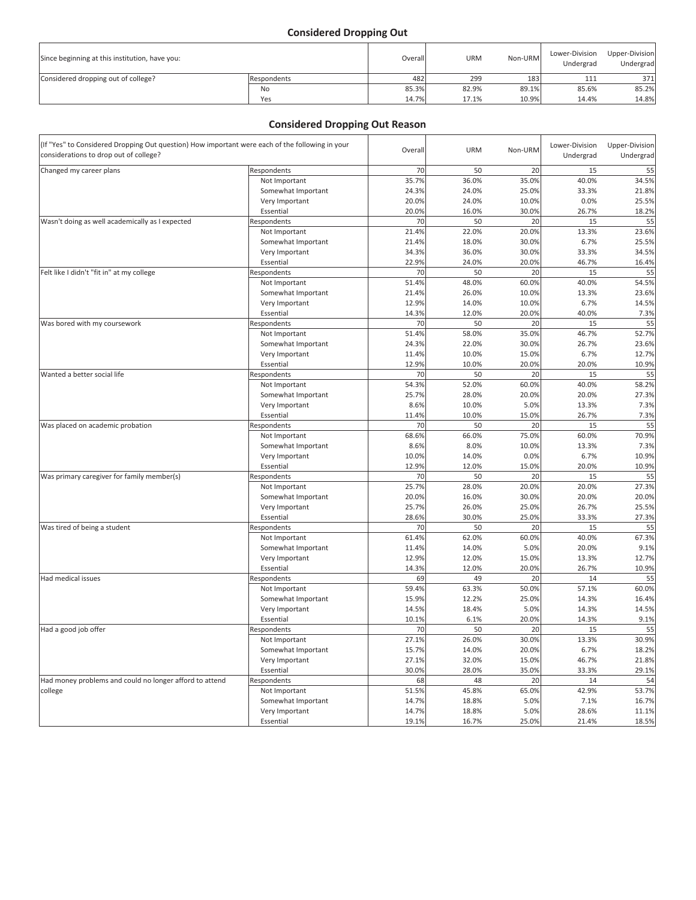## Considered Dropping Out

| Since beginning at this institution, have you: | | Overall | URM | Non-URM | Lower-Division Undergrad | Upper-Division Undergrad |
|---|---|---|---|---|---|---|
| Considered dropping out of college? | Respondents | 482 | 299 | 183 | 111 | 371 |
| | No | 85.3% | 82.9% | 89.1% | 85.6% | 85.2% |
| | Yes | 14.7% | 17.1% | 10.9% | 14.4% | 14.8% |

## Considered Dropping Out Reason

| (If "Yes" to Considered Dropping Out question) How important were each of the following in your considerations to drop out of college? | | Overall | URM | Non-URM | Lower-Division Undergrad | Upper-Division Undergrad |
|---|---|---|---|---|---|---|
| Changed my career plans | Respondents | 70 | 50 | 20 | 15 | 55 |
| | Not Important | 35.7% | 36.0% | 35.0% | 40.0% | 34.5% |
| | Somewhat Important | 24.3% | 24.0% | 25.0% | 33.3% | 21.8% |
| | Very Important | 20.0% | 24.0% | 10.0% | 0.0% | 25.5% |
| | Essential | 20.0% | 16.0% | 30.0% | 26.7% | 18.2% |
| Wasn't doing as well academically as I expected | Respondents | 70 | 50 | 20 | 15 | 55 |
| | Not Important | 21.4% | 22.0% | 20.0% | 13.3% | 23.6% |
| | Somewhat Important | 21.4% | 18.0% | 30.0% | 6.7% | 25.5% |
| | Very Important | 34.3% | 36.0% | 30.0% | 33.3% | 34.5% |
| | Essential | 22.9% | 24.0% | 20.0% | 46.7% | 16.4% |
| Felt like I didn't "fit in" at my college | Respondents | 70 | 50 | 20 | 15 | 55 |
| | Not Important | 51.4% | 48.0% | 60.0% | 40.0% | 54.5% |
| | Somewhat Important | 21.4% | 26.0% | 10.0% | 13.3% | 23.6% |
| | Very Important | 12.9% | 14.0% | 10.0% | 6.7% | 14.5% |
| | Essential | 14.3% | 12.0% | 20.0% | 40.0% | 7.3% |
| Was bored with my coursework | Respondents | 70 | 50 | 20 | 15 | 55 |
| | Not Important | 51.4% | 58.0% | 35.0% | 46.7% | 52.7% |
| | Somewhat Important | 24.3% | 22.0% | 30.0% | 26.7% | 23.6% |
| | Very Important | 11.4% | 10.0% | 15.0% | 6.7% | 12.7% |
| | Essential | 12.9% | 10.0% | 20.0% | 20.0% | 10.9% |
| Wanted a better social life | Respondents | 70 | 50 | 20 | 15 | 55 |
| | Not Important | 54.3% | 52.0% | 60.0% | 40.0% | 58.2% |
| | Somewhat Important | 25.7% | 28.0% | 20.0% | 20.0% | 27.3% |
| | Very Important | 8.6% | 10.0% | 5.0% | 13.3% | 7.3% |
| | Essential | 11.4% | 10.0% | 15.0% | 26.7% | 7.3% |
| Was placed on academic probation | Respondents | 70 | 50 | 20 | 15 | 55 |
| | Not Important | 68.6% | 66.0% | 75.0% | 60.0% | 70.9% |
| | Somewhat Important | 8.6% | 8.0% | 10.0% | 13.3% | 7.3% |
| | Very Important | 10.0% | 14.0% | 0.0% | 6.7% | 10.9% |
| | Essential | 12.9% | 12.0% | 15.0% | 20.0% | 10.9% |
| Was primary caregiver for family member(s) | Respondents | 70 | 50 | 20 | 15 | 55 |
| | Not Important | 25.7% | 28.0% | 20.0% | 20.0% | 27.3% |
| | Somewhat Important | 20.0% | 16.0% | 30.0% | 20.0% | 20.0% |
| | Very Important | 25.7% | 26.0% | 25.0% | 26.7% | 25.5% |
| | Essential | 28.6% | 30.0% | 25.0% | 33.3% | 27.3% |
| Was tired of being a student | Respondents | 70 | 50 | 20 | 15 | 55 |
| | Not Important | 61.4% | 62.0% | 60.0% | 40.0% | 67.3% |
| | Somewhat Important | 11.4% | 14.0% | 5.0% | 20.0% | 9.1% |
| | Very Important | 12.9% | 12.0% | 15.0% | 13.3% | 12.7% |
| | Essential | 14.3% | 12.0% | 20.0% | 26.7% | 10.9% |
| Had medical issues | Respondents | 69 | 49 | 20 | 14 | 55 |
| | Not Important | 59.4% | 63.3% | 50.0% | 57.1% | 60.0% |
| | Somewhat Important | 15.9% | 12.2% | 25.0% | 14.3% | 16.4% |
| | Very Important | 14.5% | 18.4% | 5.0% | 14.3% | 14.5% |
| | Essential | 10.1% | 6.1% | 20.0% | 14.3% | 9.1% |
| Had a good job offer | Respondents | 70 | 50 | 20 | 15 | 55 |
| | Not Important | 27.1% | 26.0% | 30.0% | 13.3% | 30.9% |
| | Somewhat Important | 15.7% | 14.0% | 20.0% | 6.7% | 18.2% |
| | Very Important | 27.1% | 32.0% | 15.0% | 46.7% | 21.8% |
| | Essential | 30.0% | 28.0% | 35.0% | 33.3% | 29.1% |
| Had money problems and could no longer afford to attend college | Respondents | 68 | 48 | 20 | 14 | 54 |
| | Not Important | 51.5% | 45.8% | 65.0% | 42.9% | 53.7% |
| | Somewhat Important | 14.7% | 18.8% | 5.0% | 7.1% | 16.7% |
| | Very Important | 14.7% | 18.8% | 5.0% | 28.6% | 11.1% |
| | Essential | 19.1% | 16.7% | 25.0% | 21.4% | 18.5% |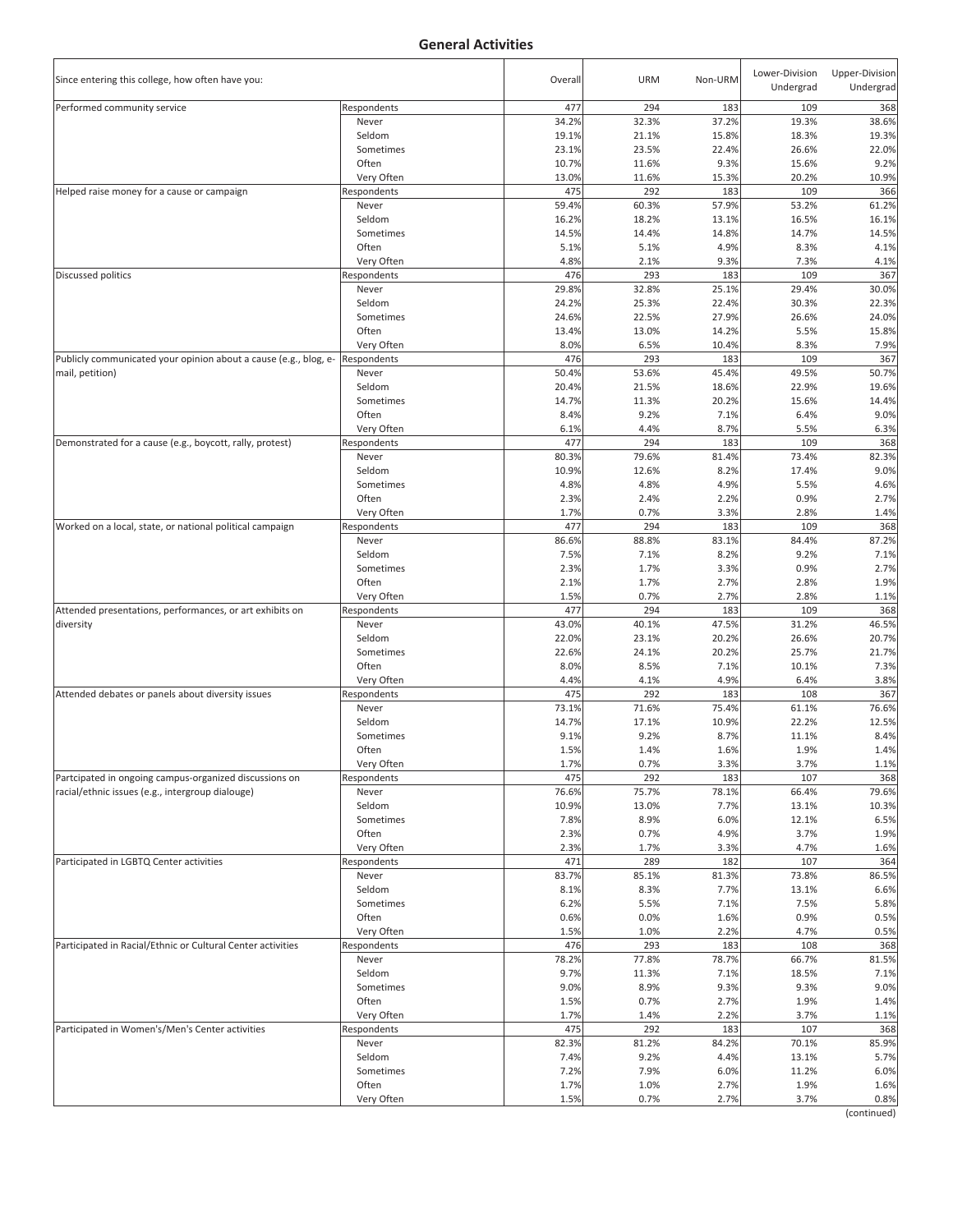## General Activities

| Since entering this college, how often have you: | | Overall | URM | Non-URM | Lower-Division Undergrad | Upper-Division Undergrad |
|---|---|---|---|---|---|---|
| Performed community service | Respondents | 477 | 294 | 183 | 109 | 368 |
| | Never | 34.2% | 32.3% | 37.2% | 19.3% | 38.6% |
| | Seldom | 19.1% | 21.1% | 15.8% | 18.3% | 19.3% |
| | Sometimes | 23.1% | 23.5% | 22.4% | 26.6% | 22.0% |
| | Often | 10.7% | 11.6% | 9.3% | 15.6% | 9.2% |
| | Very Often | 13.0% | 11.6% | 15.3% | 20.2% | 10.9% |
| Helped raise money for a cause or campaign | Respondents | 475 | 292 | 183 | 109 | 366 |
| | Never | 59.4% | 60.3% | 57.9% | 53.2% | 61.2% |
| | Seldom | 16.2% | 18.2% | 13.1% | 16.5% | 16.1% |
| | Sometimes | 14.5% | 14.4% | 14.8% | 14.7% | 14.5% |
| | Often | 5.1% | 5.1% | 4.9% | 8.3% | 4.1% |
| | Very Often | 4.8% | 2.1% | 9.3% | 7.3% | 4.1% |
| Discussed politics | Respondents | 476 | 293 | 183 | 109 | 367 |
| | Never | 29.8% | 32.8% | 25.1% | 29.4% | 30.0% |
| | Seldom | 24.2% | 25.3% | 22.4% | 30.3% | 22.3% |
| | Sometimes | 24.6% | 22.5% | 27.9% | 26.6% | 24.0% |
| | Often | 13.4% | 13.0% | 14.2% | 5.5% | 15.8% |
| | Very Often | 8.0% | 6.5% | 10.4% | 8.3% | 7.9% |
| Publicly communicated your opinion about a cause (e.g., blog, e-mail, petition) | Respondents | 476 | 293 | 183 | 109 | 367 |
| | Never | 50.4% | 53.6% | 45.4% | 49.5% | 50.7% |
| | Seldom | 20.4% | 21.5% | 18.6% | 22.9% | 19.6% |
| | Sometimes | 14.7% | 11.3% | 20.2% | 15.6% | 14.4% |
| | Often | 8.4% | 9.2% | 7.1% | 6.4% | 9.0% |
| | Very Often | 6.1% | 4.4% | 8.7% | 5.5% | 6.3% |
| Demonstrated for a cause (e.g., boycott, rally, protest) | Respondents | 477 | 294 | 183 | 109 | 368 |
| | Never | 80.3% | 79.6% | 81.4% | 73.4% | 82.3% |
| | Seldom | 10.9% | 12.6% | 8.2% | 17.4% | 9.0% |
| | Sometimes | 4.8% | 4.8% | 4.9% | 5.5% | 4.6% |
| | Often | 2.3% | 2.4% | 2.2% | 0.9% | 2.7% |
| | Very Often | 1.7% | 0.7% | 3.3% | 2.8% | 1.4% |
| Worked on a local, state, or national political campaign | Respondents | 477 | 294 | 183 | 109 | 368 |
| | Never | 86.6% | 88.8% | 83.1% | 84.4% | 87.2% |
| | Seldom | 7.5% | 7.1% | 8.2% | 9.2% | 7.1% |
| | Sometimes | 2.3% | 1.7% | 3.3% | 0.9% | 2.7% |
| | Often | 2.1% | 1.7% | 2.7% | 2.8% | 1.9% |
| | Very Often | 1.5% | 0.7% | 2.7% | 2.8% | 1.1% |
| Attended presentations, performances, or art exhibits on diversity | Respondents | 477 | 294 | 183 | 109 | 368 |
| | Never | 43.0% | 40.1% | 47.5% | 31.2% | 46.5% |
| | Seldom | 22.0% | 23.1% | 20.2% | 26.6% | 20.7% |
| | Sometimes | 22.6% | 24.1% | 20.2% | 25.7% | 21.7% |
| | Often | 8.0% | 8.5% | 7.1% | 10.1% | 7.3% |
| | Very Often | 4.4% | 4.1% | 4.9% | 6.4% | 3.8% |
| Attended debates or panels about diversity issues | Respondents | 475 | 292 | 183 | 108 | 367 |
| | Never | 73.1% | 71.6% | 75.4% | 61.1% | 76.6% |
| | Seldom | 14.7% | 17.1% | 10.9% | 22.2% | 12.5% |
| | Sometimes | 9.1% | 9.2% | 8.7% | 11.1% | 8.4% |
| | Often | 1.5% | 1.4% | 1.6% | 1.9% | 1.4% |
| | Very Often | 1.7% | 0.7% | 3.3% | 3.7% | 1.1% |
| Partcipated in ongoing campus-organized discussions on racial/ethnic issues (e.g., intergroup dialouge) | Respondents | 475 | 292 | 183 | 107 | 368 |
| | Never | 76.6% | 75.7% | 78.1% | 66.4% | 79.6% |
| | Seldom | 10.9% | 13.0% | 7.7% | 13.1% | 10.3% |
| | Sometimes | 7.8% | 8.9% | 6.0% | 12.1% | 6.5% |
| | Often | 2.3% | 0.7% | 4.9% | 3.7% | 1.9% |
| | Very Often | 2.3% | 1.7% | 3.3% | 4.7% | 1.6% |
| Participated in LGBTQ Center activities | Respondents | 471 | 289 | 182 | 107 | 364 |
| | Never | 83.7% | 85.1% | 81.3% | 73.8% | 86.5% |
| | Seldom | 8.1% | 8.3% | 7.7% | 13.1% | 6.6% |
| | Sometimes | 6.2% | 5.5% | 7.1% | 7.5% | 5.8% |
| | Often | 0.6% | 0.0% | 1.6% | 0.9% | 0.5% |
| | Very Often | 1.5% | 1.0% | 2.2% | 4.7% | 0.5% |
| Participated in Racial/Ethnic or Cultural Center activities | Respondents | 476 | 293 | 183 | 108 | 368 |
| | Never | 78.2% | 77.8% | 78.7% | 66.7% | 81.5% |
| | Seldom | 9.7% | 11.3% | 7.1% | 18.5% | 7.1% |
| | Sometimes | 9.0% | 8.9% | 9.3% | 9.3% | 9.0% |
| | Often | 1.5% | 0.7% | 2.7% | 1.9% | 1.4% |
| | Very Often | 1.7% | 1.4% | 2.2% | 3.7% | 1.1% |
| Participated in Women's/Men's Center activities | Respondents | 475 | 292 | 183 | 107 | 368 |
| | Never | 82.3% | 81.2% | 84.2% | 70.1% | 85.9% |
| | Seldom | 7.4% | 9.2% | 4.4% | 13.1% | 5.7% |
| | Sometimes | 7.2% | 7.9% | 6.0% | 11.2% | 6.0% |
| | Often | 1.7% | 1.0% | 2.7% | 1.9% | 1.6% |
| | Very Often | 1.5% | 0.7% | 2.7% | 3.7% | 0.8% |

(continued)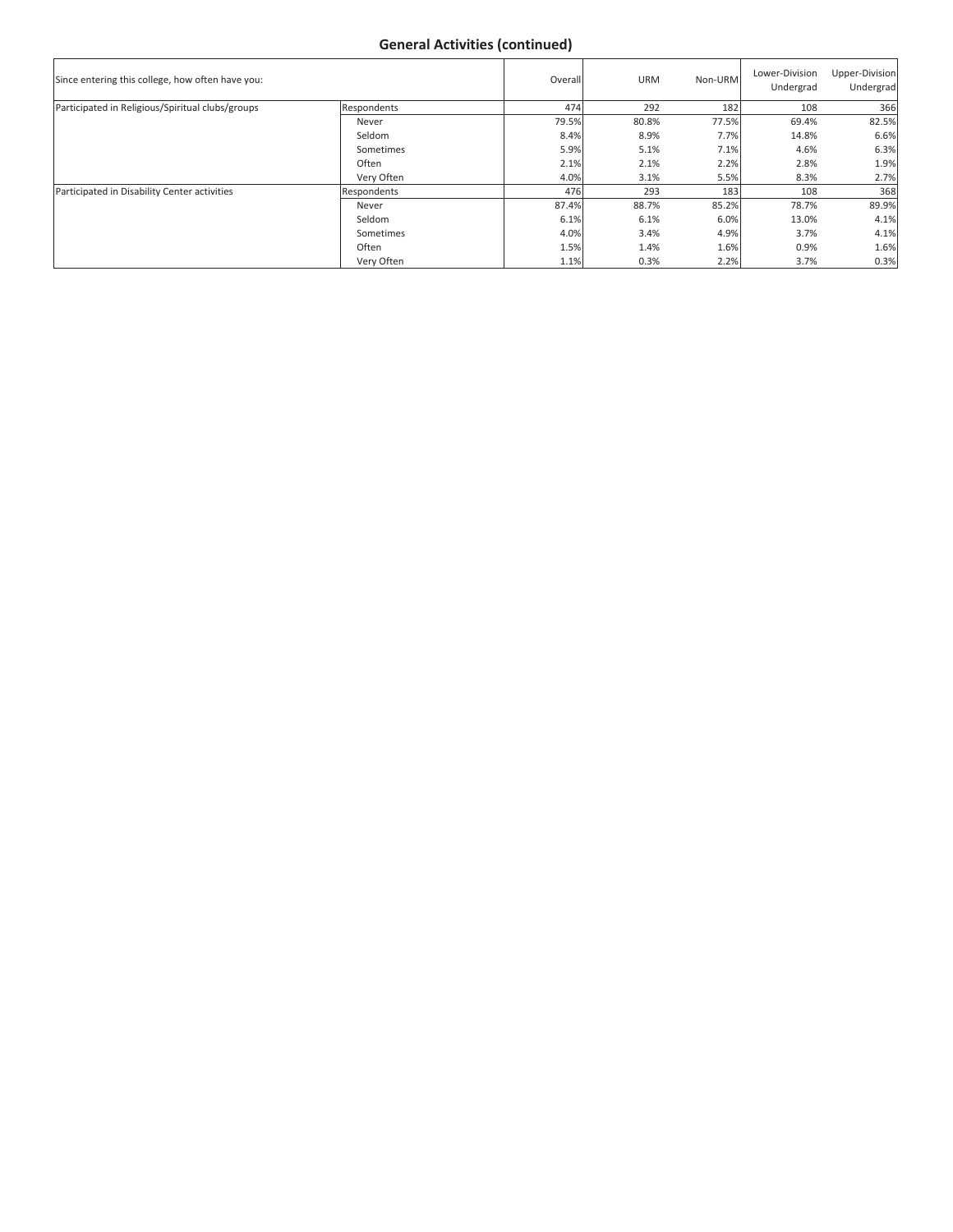## General Activities (continued)

| Since entering this college, how often have you: | | Overall | URM | Non-URM | Lower-Division Undergrad | Upper-Division Undergrad |
|---|---|---|---|---|---|---|
| Participated in Religious/Spiritual clubs/groups | Respondents | 474 | 292 | 182 | 108 | 366 |
| | Never | 79.5% | 80.8% | 77.5% | 69.4% | 82.5% |
| | Seldom | 8.4% | 8.9% | 7.7% | 14.8% | 6.6% |
| | Sometimes | 5.9% | 5.1% | 7.1% | 4.6% | 6.3% |
| | Often | 2.1% | 2.1% | 2.2% | 2.8% | 1.9% |
| | Very Often | 4.0% | 3.1% | 5.5% | 8.3% | 2.7% |
| Participated in Disability Center activities | Respondents | 476 | 293 | 183 | 108 | 368 |
| | Never | 87.4% | 88.7% | 85.2% | 78.7% | 89.9% |
| | Seldom | 6.1% | 6.1% | 6.0% | 13.0% | 4.1% |
| | Sometimes | 4.0% | 3.4% | 4.9% | 3.7% | 4.1% |
| | Often | 1.5% | 1.4% | 1.6% | 0.9% | 1.6% |
| | Very Often | 1.1% | 0.3% | 2.2% | 3.7% | 0.3% |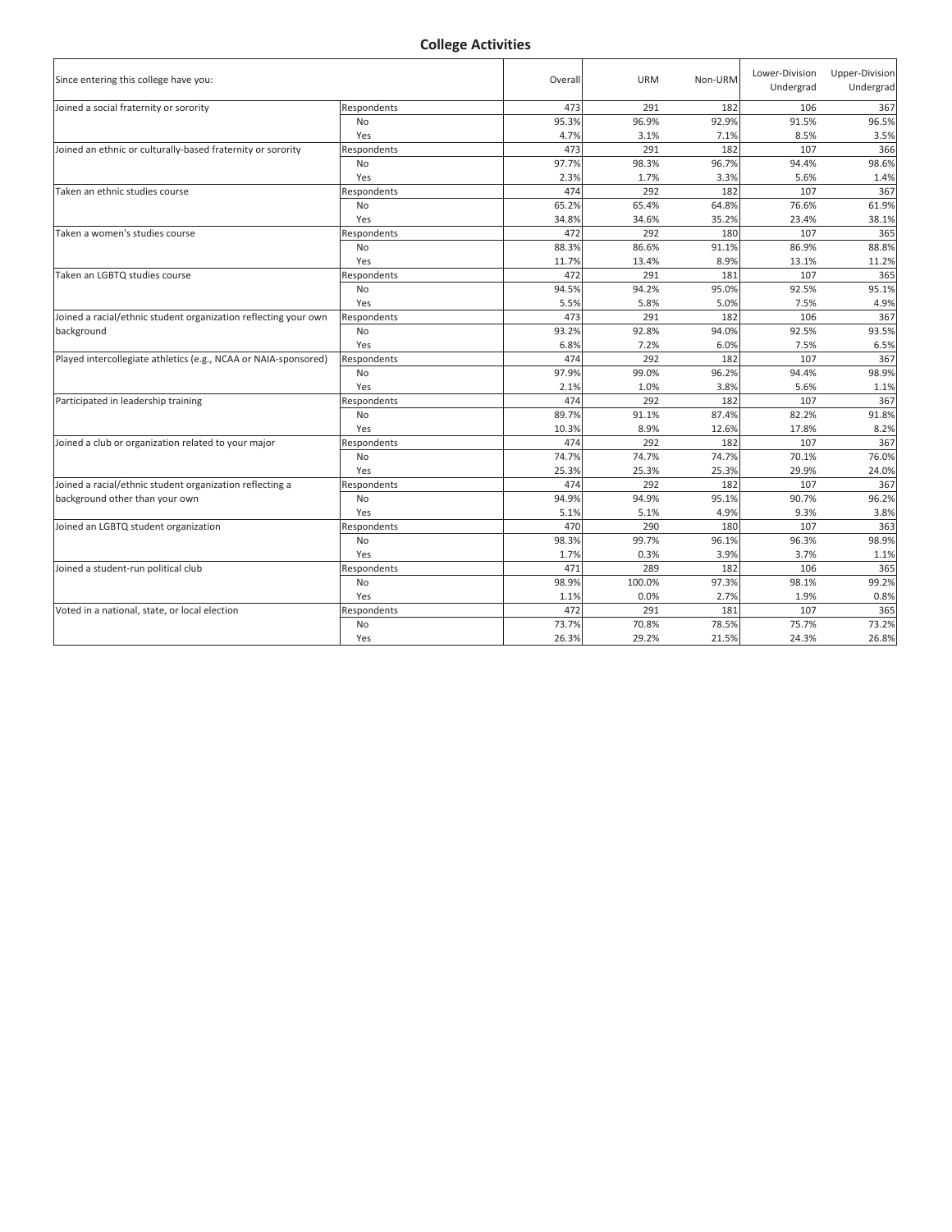## College Activities

| Since entering this college have you: | | Overall | URM | Non-URM | Lower-Division Undergrad | Upper-Division Undergrad |
|---|---|---|---|---|---|---|
| Joined a social fraternity or sorority | Respondents | 473 | 291 | 182 | 106 | 367 |
| | No | 95.3% | 96.9% | 92.9% | 91.5% | 96.5% |
| | Yes | 4.7% | 3.1% | 7.1% | 8.5% | 3.5% |
| Joined an ethnic or culturally-based fraternity or sorority | Respondents | 473 | 291 | 182 | 107 | 366 |
| | No | 97.7% | 98.3% | 96.7% | 94.4% | 98.6% |
| | Yes | 2.3% | 1.7% | 3.3% | 5.6% | 1.4% |
| Taken an ethnic studies course | Respondents | 474 | 292 | 182 | 107 | 367 |
| | No | 65.2% | 65.4% | 64.8% | 76.6% | 61.9% |
| | Yes | 34.8% | 34.6% | 35.2% | 23.4% | 38.1% |
| Taken a women's studies course | Respondents | 472 | 292 | 180 | 107 | 365 |
| | No | 88.3% | 86.6% | 91.1% | 86.9% | 88.8% |
| | Yes | 11.7% | 13.4% | 8.9% | 13.1% | 11.2% |
| Taken an LGBTQ studies course | Respondents | 472 | 291 | 181 | 107 | 365 |
| | No | 94.5% | 94.2% | 95.0% | 92.5% | 95.1% |
| | Yes | 5.5% | 5.8% | 5.0% | 7.5% | 4.9% |
| Joined a racial/ethnic student organization reflecting your own background | Respondents | 473 | 291 | 182 | 106 | 367 |
| | No | 93.2% | 92.8% | 94.0% | 92.5% | 93.5% |
| | Yes | 6.8% | 7.2% | 6.0% | 7.5% | 6.5% |
| Played intercollegiate athletics (e.g., NCAA or NAIA-sponsored) | Respondents | 474 | 292 | 182 | 107 | 367 |
| | No | 97.9% | 99.0% | 96.2% | 94.4% | 98.9% |
| | Yes | 2.1% | 1.0% | 3.8% | 5.6% | 1.1% |
| Participated in leadership training | Respondents | 474 | 292 | 182 | 107 | 367 |
| | No | 89.7% | 91.1% | 87.4% | 82.2% | 91.8% |
| | Yes | 10.3% | 8.9% | 12.6% | 17.8% | 8.2% |
| Joined a club or organization related to your major | Respondents | 474 | 292 | 182 | 107 | 367 |
| | No | 74.7% | 74.7% | 74.7% | 70.1% | 76.0% |
| | Yes | 25.3% | 25.3% | 25.3% | 29.9% | 24.0% |
| Joined a racial/ethnic student organization reflecting a background other than your own | Respondents | 474 | 292 | 182 | 107 | 367 |
| | No | 94.9% | 94.9% | 95.1% | 90.7% | 96.2% |
| | Yes | 5.1% | 5.1% | 4.9% | 9.3% | 3.8% |
| Joined an LGBTQ student organization | Respondents | 470 | 290 | 180 | 107 | 363 |
| | No | 98.3% | 99.7% | 96.1% | 96.3% | 98.9% |
| | Yes | 1.7% | 0.3% | 3.9% | 3.7% | 1.1% |
| Joined a student-run political club | Respondents | 471 | 289 | 182 | 106 | 365 |
| | No | 98.9% | 100.0% | 97.3% | 98.1% | 99.2% |
| | Yes | 1.1% | 0.0% | 2.7% | 1.9% | 0.8% |
| Voted in a national, state, or local election | Respondents | 472 | 291 | 181 | 107 | 365 |
| | No | 73.7% | 70.8% | 78.5% | 75.7% | 73.2% |
| | Yes | 26.3% | 29.2% | 21.5% | 24.3% | 26.8% |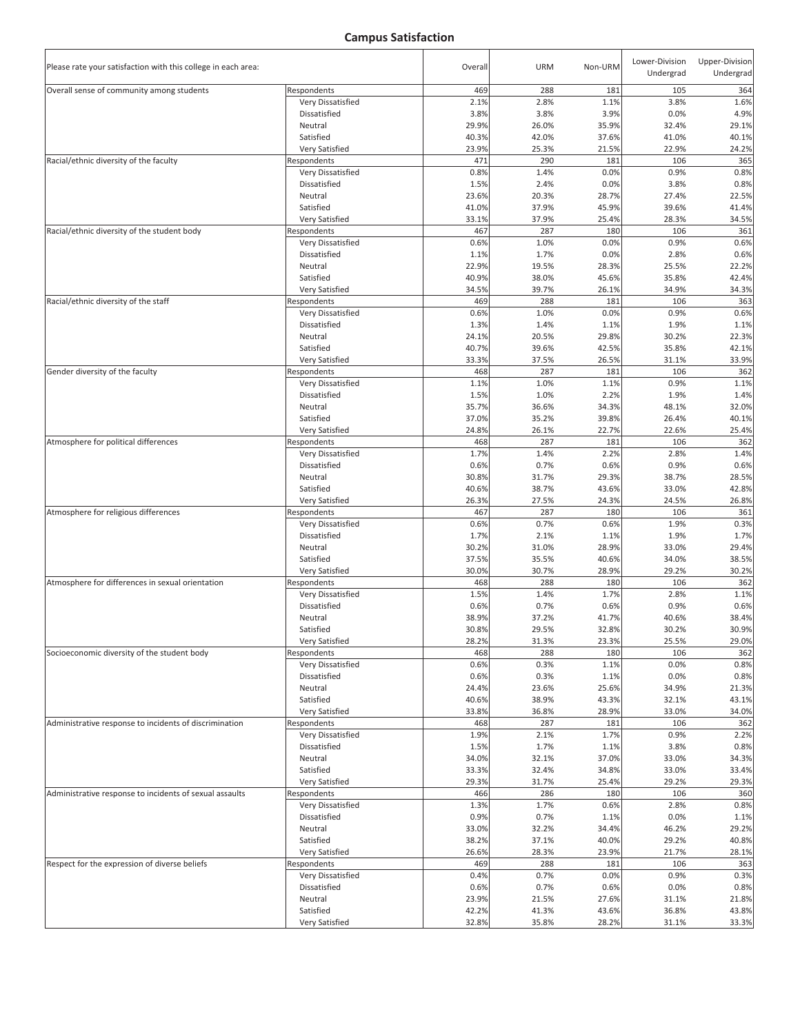# Campus Satisfaction

| Please rate your satisfaction with this college in each area: | | Overall | URM | Non-URM | Lower-Division Undergrad | Upper-Division Undergrad |
|---|---|---|---|---|---|---|
| Overall sense of community among students | Respondents | 469 | 288 | 181 | 105 | 364 |
| | Very Dissatisfied | 2.1% | 2.8% | 1.1% | 3.8% | 1.6% |
| | Dissatisfied | 3.8% | 3.8% | 3.9% | 0.0% | 4.9% |
| | Neutral | 29.9% | 26.0% | 35.9% | 32.4% | 29.1% |
| | Satisfied | 40.3% | 42.0% | 37.6% | 41.0% | 40.1% |
| | Very Satisfied | 23.9% | 25.3% | 21.5% | 22.9% | 24.2% |
| Racial/ethnic diversity of the faculty | Respondents | 471 | 290 | 181 | 106 | 365 |
| | Very Dissatisfied | 0.8% | 1.4% | 0.0% | 0.9% | 0.8% |
| | Dissatisfied | 1.5% | 2.4% | 0.0% | 3.8% | 0.8% |
| | Neutral | 23.6% | 20.3% | 28.7% | 27.4% | 22.5% |
| | Satisfied | 41.0% | 37.9% | 45.9% | 39.6% | 41.4% |
| | Very Satisfied | 33.1% | 37.9% | 25.4% | 28.3% | 34.5% |
| Racial/ethnic diversity of the student body | Respondents | 467 | 287 | 180 | 106 | 361 |
| | Very Dissatisfied | 0.6% | 1.0% | 0.0% | 0.9% | 0.6% |
| | Dissatisfied | 1.1% | 1.7% | 0.0% | 2.8% | 0.6% |
| | Neutral | 22.9% | 19.5% | 28.3% | 25.5% | 22.2% |
| | Satisfied | 40.9% | 38.0% | 45.6% | 35.8% | 42.4% |
| | Very Satisfied | 34.5% | 39.7% | 26.1% | 34.9% | 34.3% |
| Racial/ethnic diversity of the staff | Respondents | 469 | 288 | 181 | 106 | 363 |
| | Very Dissatisfied | 0.6% | 1.0% | 0.0% | 0.9% | 0.6% |
| | Dissatisfied | 1.3% | 1.4% | 1.1% | 1.9% | 1.1% |
| | Neutral | 24.1% | 20.5% | 29.8% | 30.2% | 22.3% |
| | Satisfied | 40.7% | 39.6% | 42.5% | 35.8% | 42.1% |
| | Very Satisfied | 33.3% | 37.5% | 26.5% | 31.1% | 33.9% |
| Gender diversity of the faculty | Respondents | 468 | 287 | 181 | 106 | 362 |
| | Very Dissatisfied | 1.1% | 1.0% | 1.1% | 0.9% | 1.1% |
| | Dissatisfied | 1.5% | 1.0% | 2.2% | 1.9% | 1.4% |
| | Neutral | 35.7% | 36.6% | 34.3% | 48.1% | 32.0% |
| | Satisfied | 37.0% | 35.2% | 39.8% | 26.4% | 40.1% |
| | Very Satisfied | 24.8% | 26.1% | 22.7% | 22.6% | 25.4% |
| Atmosphere for political differences | Respondents | 468 | 287 | 181 | 106 | 362 |
| | Very Dissatisfied | 1.7% | 1.4% | 2.2% | 2.8% | 1.4% |
| | Dissatisfied | 0.6% | 0.7% | 0.6% | 0.9% | 0.6% |
| | Neutral | 30.8% | 31.7% | 29.3% | 38.7% | 28.5% |
| | Satisfied | 40.6% | 38.7% | 43.6% | 33.0% | 42.8% |
| | Very Satisfied | 26.3% | 27.5% | 24.3% | 24.5% | 26.8% |
| Atmosphere for religious differences | Respondents | 467 | 287 | 180 | 106 | 361 |
| | Very Dissatisfied | 0.6% | 0.7% | 0.6% | 1.9% | 0.3% |
| | Dissatisfied | 1.7% | 2.1% | 1.1% | 1.9% | 1.7% |
| | Neutral | 30.2% | 31.0% | 28.9% | 33.0% | 29.4% |
| | Satisfied | 37.5% | 35.5% | 40.6% | 34.0% | 38.5% |
| | Very Satisfied | 30.0% | 30.7% | 28.9% | 29.2% | 30.2% |
| Atmosphere for differences in sexual orientation | Respondents | 468 | 288 | 180 | 106 | 362 |
| | Very Dissatisfied | 1.5% | 1.4% | 1.7% | 2.8% | 1.1% |
| | Dissatisfied | 0.6% | 0.7% | 0.6% | 0.9% | 0.6% |
| | Neutral | 38.9% | 37.2% | 41.7% | 40.6% | 38.4% |
| | Satisfied | 30.8% | 29.5% | 32.8% | 30.2% | 30.9% |
| | Very Satisfied | 28.2% | 31.3% | 23.3% | 25.5% | 29.0% |
| Socioeconomic diversity of the student body | Respondents | 468 | 288 | 180 | 106 | 362 |
| | Very Dissatisfied | 0.6% | 0.3% | 1.1% | 0.0% | 0.8% |
| | Dissatisfied | 0.6% | 0.3% | 1.1% | 0.0% | 0.8% |
| | Neutral | 24.4% | 23.6% | 25.6% | 34.9% | 21.3% |
| | Satisfied | 40.6% | 38.9% | 43.3% | 32.1% | 43.1% |
| | Very Satisfied | 33.8% | 36.8% | 28.9% | 33.0% | 34.0% |
| Administrative response to incidents of discrimination | Respondents | 468 | 287 | 181 | 106 | 362 |
| | Very Dissatisfied | 1.9% | 2.1% | 1.7% | 0.9% | 2.2% |
| | Dissatisfied | 1.5% | 1.7% | 1.1% | 3.8% | 0.8% |
| | Neutral | 34.0% | 32.1% | 37.0% | 33.0% | 34.3% |
| | Satisfied | 33.3% | 32.4% | 34.8% | 33.0% | 33.4% |
| | Very Satisfied | 29.3% | 31.7% | 25.4% | 29.2% | 29.3% |
| Administrative response to incidents of sexual assaults | Respondents | 466 | 286 | 180 | 106 | 360 |
| | Very Dissatisfied | 1.3% | 1.7% | 0.6% | 2.8% | 0.8% |
| | Dissatisfied | 0.9% | 0.7% | 1.1% | 0.0% | 1.1% |
| | Neutral | 33.0% | 32.2% | 34.4% | 46.2% | 29.2% |
| | Satisfied | 38.2% | 37.1% | 40.0% | 29.2% | 40.8% |
| | Very Satisfied | 26.6% | 28.3% | 23.9% | 21.7% | 28.1% |
| Respect for the expression of diverse beliefs | Respondents | 469 | 288 | 181 | 106 | 363 |
| | Very Dissatisfied | 0.4% | 0.7% | 0.0% | 0.9% | 0.3% |
| | Dissatisfied | 0.6% | 0.7% | 0.6% | 0.0% | 0.8% |
| | Neutral | 23.9% | 21.5% | 27.6% | 31.1% | 21.8% |
| | Satisfied | 42.2% | 41.3% | 43.6% | 36.8% | 43.8% |
| | Very Satisfied | 32.8% | 35.8% | 28.2% | 31.1% | 33.3% |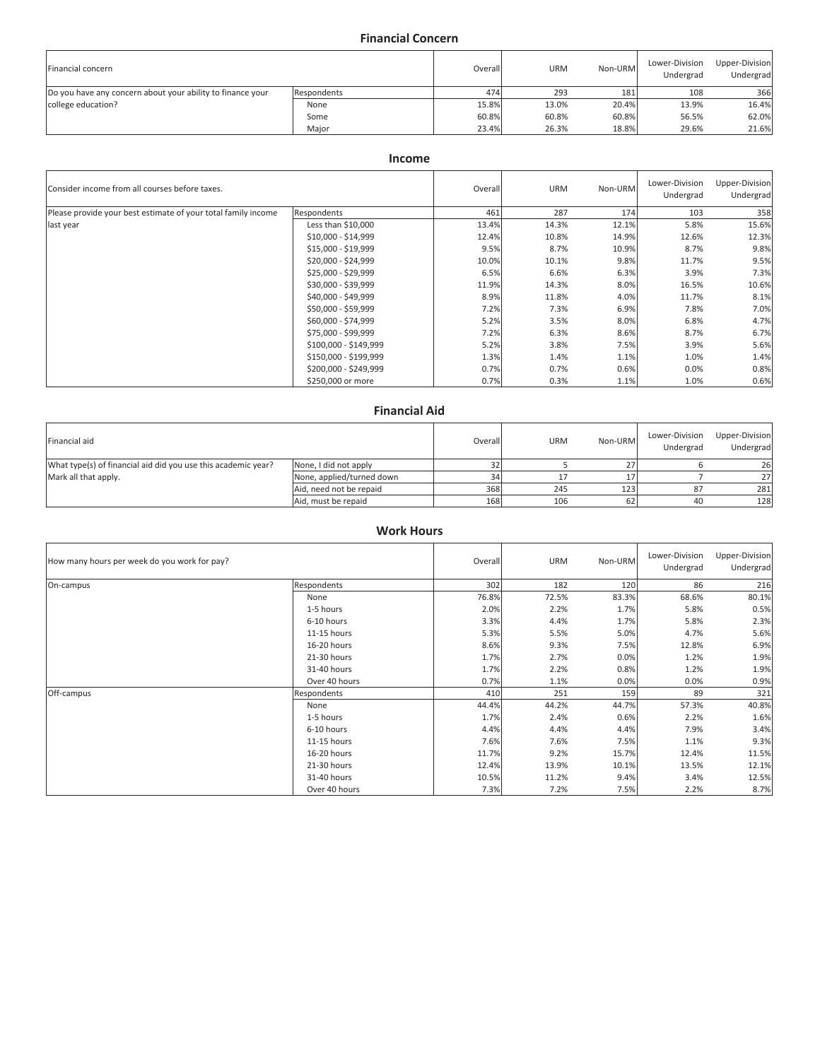## Financial Concern

| Financial concern | | Overall | URM | Non-URM | Lower-Division Undergrad | Upper-Division Undergrad |
|---|---|---|---|---|---|---|
| Do you have any concern about your ability to finance your college education? | Respondents | 474 | 293 | 181 | 108 | 366 |
| | None | 15.8% | 13.0% | 20.4% | 13.9% | 16.4% |
| | Some | 60.8% | 60.8% | 60.8% | 56.5% | 62.0% |
| | Major | 23.4% | 26.3% | 18.8% | 29.6% | 21.6% |

## Income

| Consider income from all courses before taxes. | | Overall | URM | Non-URM | Lower-Division Undergrad | Upper-Division Undergrad |
|---|---|---|---|---|---|---|
| Please provide your best estimate of your total family income last year | Respondents | 461 | 287 | 174 | 103 | 358 |
| | Less than $10,000 | 13.4% | 14.3% | 12.1% | 5.8% | 15.6% |
| | $10,000 - $14,999 | 12.4% | 10.8% | 14.9% | 12.6% | 12.3% |
| | $15,000 - $19,999 | 9.5% | 8.7% | 10.9% | 8.7% | 9.8% |
| | $20,000 - $24,999 | 10.0% | 10.1% | 9.8% | 11.7% | 9.5% |
| | $25,000 - $29,999 | 6.5% | 6.6% | 6.3% | 3.9% | 7.3% |
| | $30,000 - $39,999 | 11.9% | 14.3% | 8.0% | 16.5% | 10.6% |
| | $40,000 - $49,999 | 8.9% | 11.8% | 4.0% | 11.7% | 8.1% |
| | $50,000 - $59,999 | 7.2% | 7.3% | 6.9% | 7.8% | 7.0% |
| | $60,000 - $74,999 | 5.2% | 3.5% | 8.0% | 6.8% | 4.7% |
| | $75,000 - $99,999 | 7.2% | 6.3% | 8.6% | 8.7% | 6.7% |
| | $100,000 - $149,999 | 5.2% | 3.8% | 7.5% | 3.9% | 5.6% |
| | $150,000 - $199,999 | 1.3% | 1.4% | 1.1% | 1.0% | 1.4% |
| | $200,000 - $249,999 | 0.7% | 0.7% | 0.6% | 0.0% | 0.8% |
| | $250,000 or more | 0.7% | 0.3% | 1.1% | 1.0% | 0.6% |

## Financial Aid

| Financial aid | | Overall | URM | Non-URM | Lower-Division Undergrad | Upper-Division Undergrad |
|---|---|---|---|---|---|---|
| What type(s) of financial aid did you use this academic year? Mark all that apply. | None, I did not apply | 32 | 5 | 27 | 6 | 26 |
| | None, applied/turned down | 34 | 17 | 17 | 7 | 27 |
| | Aid, need not be repaid | 368 | 245 | 123 | 87 | 281 |
| | Aid, must be repaid | 168 | 106 | 62 | 40 | 128 |

## Work Hours

| How many hours per week do you work for pay? | | Overall | URM | Non-URM | Lower-Division Undergrad | Upper-Division Undergrad |
|---|---|---|---|---|---|---|
| On-campus | Respondents | 302 | 182 | 120 | 86 | 216 |
| | None | 76.8% | 72.5% | 83.3% | 68.6% | 80.1% |
| | 1-5 hours | 2.0% | 2.2% | 1.7% | 5.8% | 0.5% |
| | 6-10 hours | 3.3% | 4.4% | 1.7% | 5.8% | 2.3% |
| | 11-15 hours | 5.3% | 5.5% | 5.0% | 4.7% | 5.6% |
| | 16-20 hours | 8.6% | 9.3% | 7.5% | 12.8% | 6.9% |
| | 21-30 hours | 1.7% | 2.7% | 0.0% | 1.2% | 1.9% |
| | 31-40 hours | 1.7% | 2.2% | 0.8% | 1.2% | 1.9% |
| | Over 40 hours | 0.7% | 1.1% | 0.0% | 0.0% | 0.9% |
| Off-campus | Respondents | 410 | 251 | 159 | 89 | 321 |
| | None | 44.4% | 44.2% | 44.7% | 57.3% | 40.8% |
| | 1-5 hours | 1.7% | 2.4% | 0.6% | 2.2% | 1.6% |
| | 6-10 hours | 4.4% | 4.4% | 4.4% | 7.9% | 3.4% |
| | 11-15 hours | 7.6% | 7.6% | 7.5% | 1.1% | 9.3% |
| | 16-20 hours | 11.7% | 9.2% | 15.7% | 12.4% | 11.5% |
| | 21-30 hours | 12.4% | 13.9% | 10.1% | 13.5% | 12.1% |
| | 31-40 hours | 10.5% | 11.2% | 9.4% | 3.4% | 12.5% |
| | Over 40 hours | 7.3% | 7.2% | 7.5% | 2.2% | 8.7% |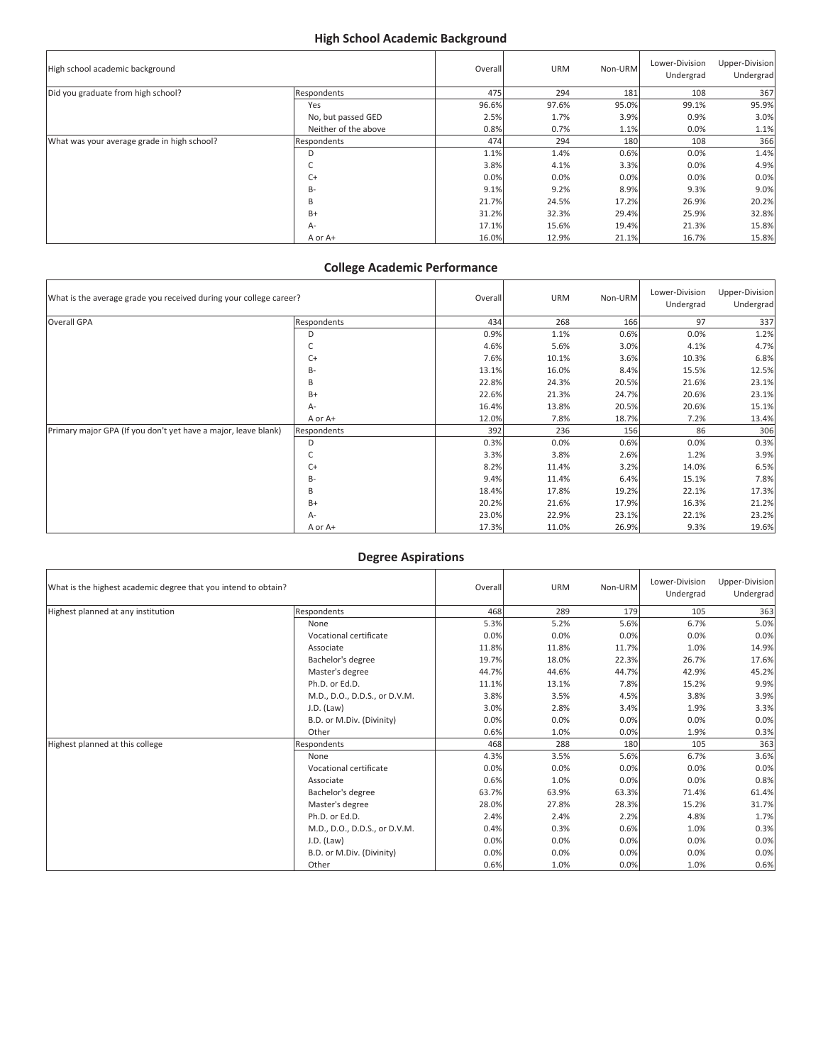## High School Academic Background

| High school academic background | | Overall | URM | Non-URM | Lower-Division Undergrad | Upper-Division Undergrad |
|---|---|---|---|---|---|---|
| Did you graduate from high school? | Respondents | 475 | 294 | 181 | 108 | 367 |
| | Yes | 96.6% | 97.6% | 95.0% | 99.1% | 95.9% |
| | No, but passed GED | 2.5% | 1.7% | 3.9% | 0.9% | 3.0% |
| | Neither of the above | 0.8% | 0.7% | 1.1% | 0.0% | 1.1% |
| What was your average grade in high school? | Respondents | 474 | 294 | 180 | 108 | 366 |
| | D | 1.1% | 1.4% | 0.6% | 0.0% | 1.4% |
| | C | 3.8% | 4.1% | 3.3% | 0.0% | 4.9% |
| | C+ | 0.0% | 0.0% | 0.0% | 0.0% | 0.0% |
| | B- | 9.1% | 9.2% | 8.9% | 9.3% | 9.0% |
| | B | 21.7% | 24.5% | 17.2% | 26.9% | 20.2% |
| | B+ | 31.2% | 32.3% | 29.4% | 25.9% | 32.8% |
| | A- | 17.1% | 15.6% | 19.4% | 21.3% | 15.8% |
| | A or A+ | 16.0% | 12.9% | 21.1% | 16.7% | 15.8% |

## College Academic Performance

| What is the average grade you received during your college career? | | Overall | URM | Non-URM | Lower-Division Undergrad | Upper-Division Undergrad |
|---|---|---|---|---|---|---|
| Overall GPA | Respondents | 434 | 268 | 166 | 97 | 337 |
| | D | 0.9% | 1.1% | 0.6% | 0.0% | 1.2% |
| | C | 4.6% | 5.6% | 3.0% | 4.1% | 4.7% |
| | C+ | 7.6% | 10.1% | 3.6% | 10.3% | 6.8% |
| | B- | 13.1% | 16.0% | 8.4% | 15.5% | 12.5% |
| | B | 22.8% | 24.3% | 20.5% | 21.6% | 23.1% |
| | B+ | 22.6% | 21.3% | 24.7% | 20.6% | 23.1% |
| | A- | 16.4% | 13.8% | 20.5% | 20.6% | 15.1% |
| | A or A+ | 12.0% | 7.8% | 18.7% | 7.2% | 13.4% |
| Primary major GPA (If you don't yet have a major, leave blank) | Respondents | 392 | 236 | 156 | 86 | 306 |
| | D | 0.3% | 0.0% | 0.6% | 0.0% | 0.3% |
| | C | 3.3% | 3.8% | 2.6% | 1.2% | 3.9% |
| | C+ | 8.2% | 11.4% | 3.2% | 14.0% | 6.5% |
| | B- | 9.4% | 11.4% | 6.4% | 15.1% | 7.8% |
| | B | 18.4% | 17.8% | 19.2% | 22.1% | 17.3% |
| | B+ | 20.2% | 21.6% | 17.9% | 16.3% | 21.2% |
| | A- | 23.0% | 22.9% | 23.1% | 22.1% | 23.2% |
| | A or A+ | 17.3% | 11.0% | 26.9% | 9.3% | 19.6% |

## Degree Aspirations

| What is the highest academic degree that you intend to obtain? | | Overall | URM | Non-URM | Lower-Division Undergrad | Upper-Division Undergrad |
|---|---|---|---|---|---|---|
| Highest planned at any institution | Respondents | 468 | 289 | 179 | 105 | 363 |
| | None | 5.3% | 5.2% | 5.6% | 6.7% | 5.0% |
| | Vocational certificate | 0.0% | 0.0% | 0.0% | 0.0% | 0.0% |
| | Associate | 11.8% | 11.8% | 11.7% | 1.0% | 14.9% |
| | Bachelor's degree | 19.7% | 18.0% | 22.3% | 26.7% | 17.6% |
| | Master's degree | 44.7% | 44.6% | 44.7% | 42.9% | 45.2% |
| | Ph.D. or Ed.D. | 11.1% | 13.1% | 7.8% | 15.2% | 9.9% |
| | M.D., D.O., D.D.S., or D.V.M. | 3.8% | 3.5% | 4.5% | 3.8% | 3.9% |
| | J.D. (Law) | 3.0% | 2.8% | 3.4% | 1.9% | 3.3% |
| | B.D. or M.Div. (Divinity) | 0.0% | 0.0% | 0.0% | 0.0% | 0.0% |
| | Other | 0.6% | 1.0% | 0.0% | 1.9% | 0.3% |
| Highest planned at this college | Respondents | 468 | 288 | 180 | 105 | 363 |
| | None | 4.3% | 3.5% | 5.6% | 6.7% | 3.6% |
| | Vocational certificate | 0.0% | 0.0% | 0.0% | 0.0% | 0.0% |
| | Associate | 0.6% | 1.0% | 0.0% | 0.0% | 0.8% |
| | Bachelor's degree | 63.7% | 63.9% | 63.3% | 71.4% | 61.4% |
| | Master's degree | 28.0% | 27.8% | 28.3% | 15.2% | 31.7% |
| | Ph.D. or Ed.D. | 2.4% | 2.4% | 2.2% | 4.8% | 1.7% |
| | M.D., D.O., D.D.S., or D.V.M. | 0.4% | 0.3% | 0.6% | 1.0% | 0.3% |
| | J.D. (Law) | 0.0% | 0.0% | 0.0% | 0.0% | 0.0% |
| | B.D. or M.Div. (Divinity) | 0.0% | 0.0% | 0.0% | 0.0% | 0.0% |
| | Other | 0.6% | 1.0% | 0.0% | 1.0% | 0.6% |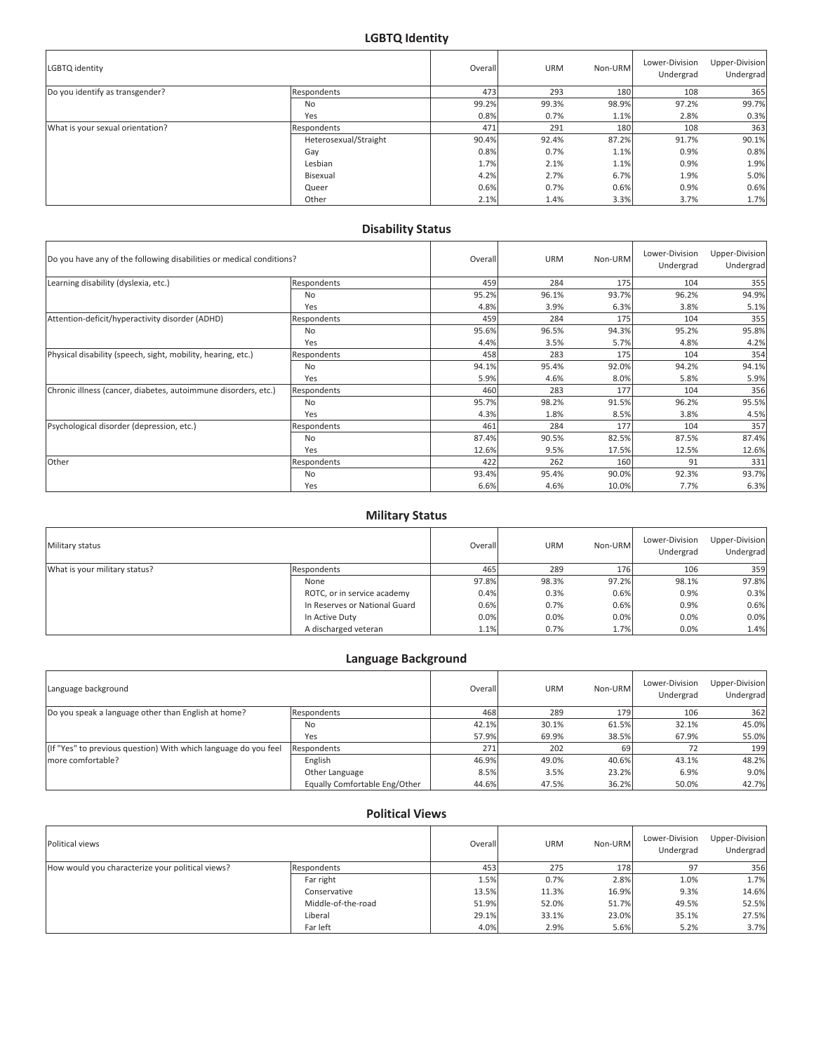## LGBTQ Identity

| LGBTQ identity | | Overall | URM | Non-URM | Lower-Division Undergrad | Upper-Division Undergrad |
|---|---|---|---|---|---|---|
| Do you identify as transgender? | Respondents | 473 | 293 | 180 | 108 | 365 |
| | No | 99.2% | 99.3% | 98.9% | 97.2% | 99.7% |
| | Yes | 0.8% | 0.7% | 1.1% | 2.8% | 0.3% |
| What is your sexual orientation? | Respondents | 471 | 291 | 180 | 108 | 363 |
| | Heterosexual/Straight | 90.4% | 92.4% | 87.2% | 91.7% | 90.1% |
| | Gay | 0.8% | 0.7% | 1.1% | 0.9% | 0.8% |
| | Lesbian | 1.7% | 2.1% | 1.1% | 0.9% | 1.9% |
| | Bisexual | 4.2% | 2.7% | 6.7% | 1.9% | 5.0% |
| | Queer | 0.6% | 0.7% | 0.6% | 0.9% | 0.6% |
| | Other | 2.1% | 1.4% | 3.3% | 3.7% | 1.7% |

## Disability Status

| Do you have any of the following disabilities or medical conditions? | | Overall | URM | Non-URM | Lower-Division Undergrad | Upper-Division Undergrad |
|---|---|---|---|---|---|---|
| Learning disability (dyslexia, etc.) | Respondents | 459 | 284 | 175 | 104 | 355 |
| | No | 95.2% | 96.1% | 93.7% | 96.2% | 94.9% |
| | Yes | 4.8% | 3.9% | 6.3% | 3.8% | 5.1% |
| Attention-deficit/hyperactivity disorder (ADHD) | Respondents | 459 | 284 | 175 | 104 | 355 |
| | No | 95.6% | 96.5% | 94.3% | 95.2% | 95.8% |
| | Yes | 4.4% | 3.5% | 5.7% | 4.8% | 4.2% |
| Physical disability (speech, sight, mobility, hearing, etc.) | Respondents | 458 | 283 | 175 | 104 | 354 |
| | No | 94.1% | 95.4% | 92.0% | 94.2% | 94.1% |
| | Yes | 5.9% | 4.6% | 8.0% | 5.8% | 5.9% |
| Chronic illness (cancer, diabetes, autoimmune disorders, etc.) | Respondents | 460 | 283 | 177 | 104 | 356 |
| | No | 95.7% | 98.2% | 91.5% | 96.2% | 95.5% |
| | Yes | 4.3% | 1.8% | 8.5% | 3.8% | 4.5% |
| Psychological disorder (depression, etc.) | Respondents | 461 | 284 | 177 | 104 | 357 |
| | No | 87.4% | 90.5% | 82.5% | 87.5% | 87.4% |
| | Yes | 12.6% | 9.5% | 17.5% | 12.5% | 12.6% |
| Other | Respondents | 422 | 262 | 160 | 91 | 331 |
| | No | 93.4% | 95.4% | 90.0% | 92.3% | 93.7% |
| | Yes | 6.6% | 4.6% | 10.0% | 7.7% | 6.3% |

## Military Status

| Military status | | Overall | URM | Non-URM | Lower-Division Undergrad | Upper-Division Undergrad |
|---|---|---|---|---|---|---|
| What is your military status? | Respondents | 465 | 289 | 176 | 106 | 359 |
| | None | 97.8% | 98.3% | 97.2% | 98.1% | 97.8% |
| | ROTC, or in service academy | 0.4% | 0.3% | 0.6% | 0.9% | 0.3% |
| | In Reserves or National Guard | 0.6% | 0.7% | 0.6% | 0.9% | 0.6% |
| | In Active Duty | 0.0% | 0.0% | 0.0% | 0.0% | 0.0% |
| | A discharged veteran | 1.1% | 0.7% | 1.7% | 0.0% | 1.4% |

## Language Background

| Language background | | Overall | URM | Non-URM | Lower-Division Undergrad | Upper-Division Undergrad |
|---|---|---|---|---|---|---|
| Do you speak a language other than English at home? | Respondents | 468 | 289 | 179 | 106 | 362 |
| | No | 42.1% | 30.1% | 61.5% | 32.1% | 45.0% |
| | Yes | 57.9% | 69.9% | 38.5% | 67.9% | 55.0% |
| (If "Yes" to previous question) With which language do you feel more comfortable? | Respondents | 271 | 202 | 69 | 72 | 199 |
| | English | 46.9% | 49.0% | 40.6% | 43.1% | 48.2% |
| | Other Language | 8.5% | 3.5% | 23.2% | 6.9% | 9.0% |
| | Equally Comfortable Eng/Other | 44.6% | 47.5% | 36.2% | 50.0% | 42.7% |

## Political Views

| Political views | | Overall | URM | Non-URM | Lower-Division Undergrad | Upper-Division Undergrad |
|---|---|---|---|---|---|---|
| How would you characterize your political views? | Respondents | 453 | 275 | 178 | 97 | 356 |
| | Far right | 1.5% | 0.7% | 2.8% | 1.0% | 1.7% |
| | Conservative | 13.5% | 11.3% | 16.9% | 9.3% | 14.6% |
| | Middle-of-the-road | 51.9% | 52.0% | 51.7% | 49.5% | 52.5% |
| | Liberal | 29.1% | 33.1% | 23.0% | 35.1% | 27.5% |
| | Far left | 4.0% | 2.9% | 5.6% | 5.2% | 3.7% |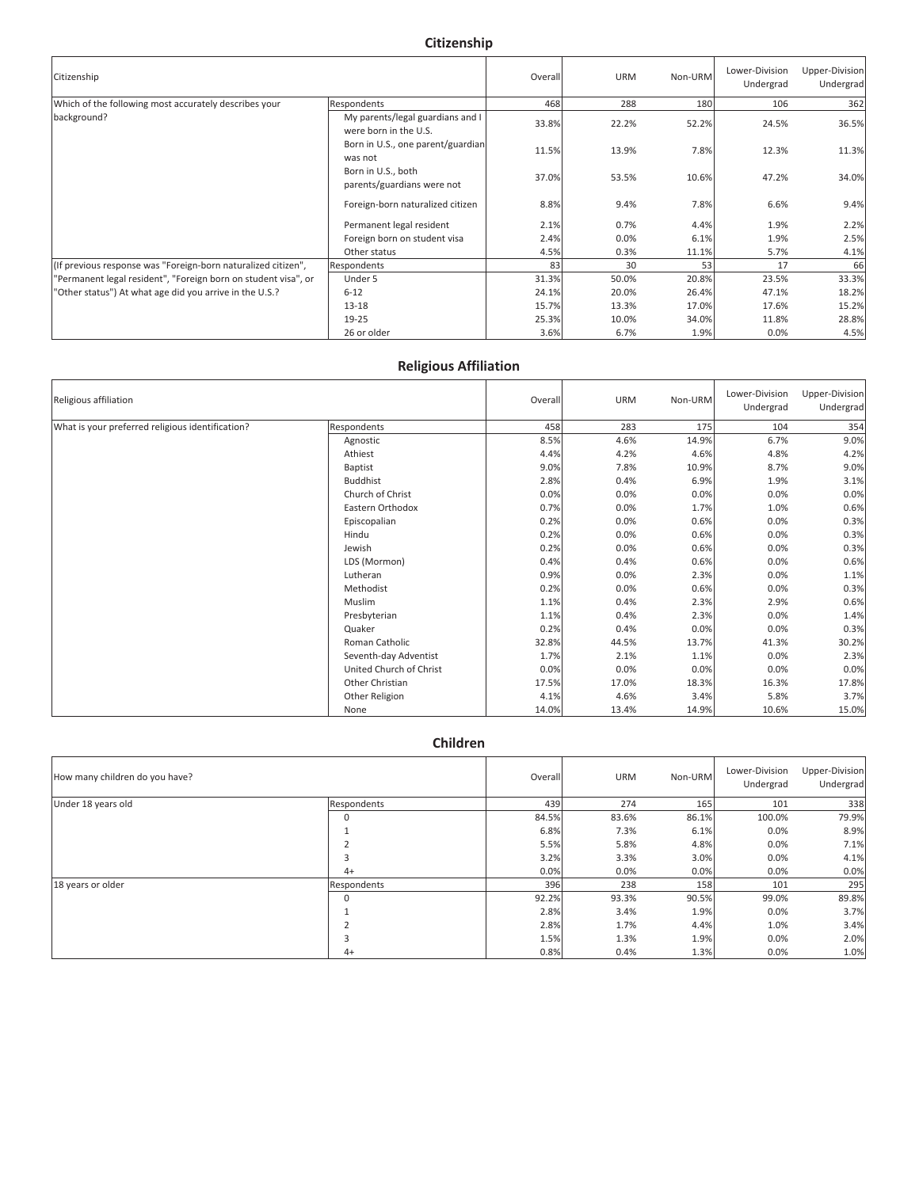## Citizenship

| Citizenship | | Overall | URM | Non-URM | Lower-Division Undergrad | Upper-Division Undergrad |
|---|---|---|---|---|---|---|
| Which of the following most accurately describes your background? | Respondents | 468 | 288 | 180 | 106 | 362 |
| | My parents/legal guardians and I were born in the U.S. | 33.8% | 22.2% | 52.2% | 24.5% | 36.5% |
| | Born in U.S., one parent/guardian was not | 11.5% | 13.9% | 7.8% | 12.3% | 11.3% |
| | Born in U.S., both parents/guardians were not | 37.0% | 53.5% | 10.6% | 47.2% | 34.0% |
| | Foreign-born naturalized citizen | 8.8% | 9.4% | 7.8% | 6.6% | 9.4% |
| | Permanent legal resident | 2.1% | 0.7% | 4.4% | 1.9% | 2.2% |
| | Foreign born on student visa | 2.4% | 0.0% | 6.1% | 1.9% | 2.5% |
| | Other status | 4.5% | 0.3% | 11.1% | 5.7% | 4.1% |
| (If previous response was "Foreign-born naturalized citizen", "Permanent legal resident", "Foreign born on student visa", or "Other status") At what age did you arrive in the U.S.? | Respondents | 83 | 30 | 53 | 17 | 66 |
| | Under 5 | 31.3% | 50.0% | 20.8% | 23.5% | 33.3% |
| | 6-12 | 24.1% | 20.0% | 26.4% | 47.1% | 18.2% |
| | 13-18 | 15.7% | 13.3% | 17.0% | 17.6% | 15.2% |
| | 19-25 | 25.3% | 10.0% | 34.0% | 11.8% | 28.8% |
| | 26 or older | 3.6% | 6.7% | 1.9% | 0.0% | 4.5% |

## Religious Affiliation

| Religious affiliation | | Overall | URM | Non-URM | Lower-Division Undergrad | Upper-Division Undergrad |
|---|---|---|---|---|---|---|
| What is your preferred religious identification? | Respondents | 458 | 283 | 175 | 104 | 354 |
| | Agnostic | 8.5% | 4.6% | 14.9% | 6.7% | 9.0% |
| | Athiest | 4.4% | 4.2% | 4.6% | 4.8% | 4.2% |
| | Baptist | 9.0% | 7.8% | 10.9% | 8.7% | 9.0% |
| | Buddhist | 2.8% | 0.4% | 6.9% | 1.9% | 3.1% |
| | Church of Christ | 0.0% | 0.0% | 0.0% | 0.0% | 0.0% |
| | Eastern Orthodox | 0.7% | 0.0% | 1.7% | 1.0% | 0.6% |
| | Episcopalian | 0.2% | 0.0% | 0.6% | 0.0% | 0.3% |
| | Hindu | 0.2% | 0.0% | 0.6% | 0.0% | 0.3% |
| | Jewish | 0.2% | 0.0% | 0.6% | 0.0% | 0.3% |
| | LDS (Mormon) | 0.4% | 0.4% | 0.6% | 0.0% | 0.6% |
| | Lutheran | 0.9% | 0.0% | 2.3% | 0.0% | 1.1% |
| | Methodist | 0.2% | 0.0% | 0.6% | 0.0% | 0.3% |
| | Muslim | 1.1% | 0.4% | 2.3% | 2.9% | 0.6% |
| | Presbyterian | 1.1% | 0.4% | 2.3% | 0.0% | 1.4% |
| | Quaker | 0.2% | 0.4% | 0.0% | 0.0% | 0.3% |
| | Roman Catholic | 32.8% | 44.5% | 13.7% | 41.3% | 30.2% |
| | Seventh-day Adventist | 1.7% | 2.1% | 1.1% | 0.0% | 2.3% |
| | United Church of Christ | 0.0% | 0.0% | 0.0% | 0.0% | 0.0% |
| | Other Christian | 17.5% | 17.0% | 18.3% | 16.3% | 17.8% |
| | Other Religion | 4.1% | 4.6% | 3.4% | 5.8% | 3.7% |
| | None | 14.0% | 13.4% | 14.9% | 10.6% | 15.0% |

## Children

| How many children do you have? | | Overall | URM | Non-URM | Lower-Division Undergrad | Upper-Division Undergrad |
|---|---|---|---|---|---|---|
| Under 18 years old | Respondents | 439 | 274 | 165 | 101 | 338 |
| | 0 | 84.5% | 83.6% | 86.1% | 100.0% | 79.9% |
| | 1 | 6.8% | 7.3% | 6.1% | 0.0% | 8.9% |
| | 2 | 5.5% | 5.8% | 4.8% | 0.0% | 7.1% |
| | 3 | 3.2% | 3.3% | 3.0% | 0.0% | 4.1% |
| | 4+ | 0.0% | 0.0% | 0.0% | 0.0% | 0.0% |
| 18 years or older | Respondents | 396 | 238 | 158 | 101 | 295 |
| | 0 | 92.2% | 93.3% | 90.5% | 99.0% | 89.8% |
| | 1 | 2.8% | 3.4% | 1.9% | 0.0% | 3.7% |
| | 2 | 2.8% | 1.7% | 4.4% | 1.0% | 3.4% |
| | 3 | 1.5% | 1.3% | 1.9% | 0.0% | 2.0% |
| | 4+ | 0.8% | 0.4% | 1.3% | 0.0% | 1.0% |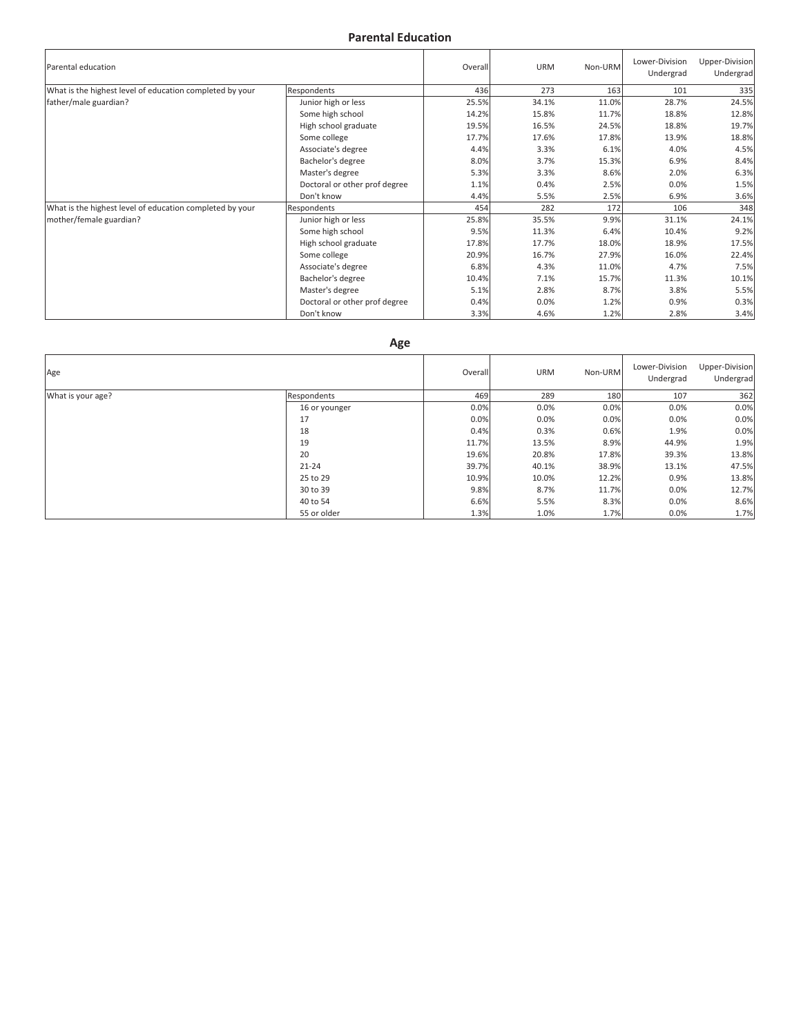## Parental Education

| Parental education | | Overall | URM | Non-URM | Lower-Division Undergrad | Upper-Division Undergrad |
|---|---|---|---|---|---|---|
| What is the highest level of education completed by your father/male guardian? | Respondents | 436 | 273 | 163 | 101 | 335 |
| | Junior high or less | 25.5% | 34.1% | 11.0% | 28.7% | 24.5% |
| | Some high school | 14.2% | 15.8% | 11.7% | 18.8% | 12.8% |
| | High school graduate | 19.5% | 16.5% | 24.5% | 18.8% | 19.7% |
| | Some college | 17.7% | 17.6% | 17.8% | 13.9% | 18.8% |
| | Associate's degree | 4.4% | 3.3% | 6.1% | 4.0% | 4.5% |
| | Bachelor's degree | 8.0% | 3.7% | 15.3% | 6.9% | 8.4% |
| | Master's degree | 5.3% | 3.3% | 8.6% | 2.0% | 6.3% |
| | Doctoral or other prof degree | 1.1% | 0.4% | 2.5% | 0.0% | 1.5% |
| | Don't know | 4.4% | 5.5% | 2.5% | 6.9% | 3.6% |
| What is the highest level of education completed by your mother/female guardian? | Respondents | 454 | 282 | 172 | 106 | 348 |
| | Junior high or less | 25.8% | 35.5% | 9.9% | 31.1% | 24.1% |
| | Some high school | 9.5% | 11.3% | 6.4% | 10.4% | 9.2% |
| | High school graduate | 17.8% | 17.7% | 18.0% | 18.9% | 17.5% |
| | Some college | 20.9% | 16.7% | 27.9% | 16.0% | 22.4% |
| | Associate's degree | 6.8% | 4.3% | 11.0% | 4.7% | 7.5% |
| | Bachelor's degree | 10.4% | 7.1% | 15.7% | 11.3% | 10.1% |
| | Master's degree | 5.1% | 2.8% | 8.7% | 3.8% | 5.5% |
| | Doctoral or other prof degree | 0.4% | 0.0% | 1.2% | 0.9% | 0.3% |
| | Don't know | 3.3% | 4.6% | 1.2% | 2.8% | 3.4% |

## Age

| Age | | Overall | URM | Non-URM | Lower-Division Undergrad | Upper-Division Undergrad |
|---|---|---|---|---|---|---|
| What is your age? | Respondents | 469 | 289 | 180 | 107 | 362 |
| | 16 or younger | 0.0% | 0.0% | 0.0% | 0.0% | 0.0% |
| | 17 | 0.0% | 0.0% | 0.0% | 0.0% | 0.0% |
| | 18 | 0.4% | 0.3% | 0.6% | 1.9% | 0.0% |
| | 19 | 11.7% | 13.5% | 8.9% | 44.9% | 1.9% |
| | 20 | 19.6% | 20.8% | 17.8% | 39.3% | 13.8% |
| | 21-24 | 39.7% | 40.1% | 38.9% | 13.1% | 47.5% |
| | 25 to 29 | 10.9% | 10.0% | 12.2% | 0.9% | 13.8% |
| | 30 to 39 | 9.8% | 8.7% | 11.7% | 0.0% | 12.7% |
| | 40 to 54 | 6.6% | 5.5% | 8.3% | 0.0% | 8.6% |
| | 55 or older | 1.3% | 1.0% | 1.7% | 0.0% | 1.7% |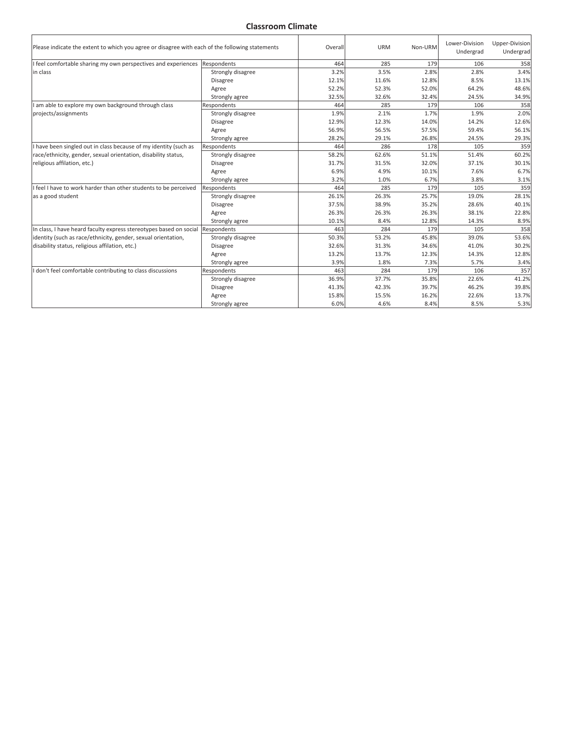## Classroom Climate

| Please indicate the extent to which you agree or disagree with each of the following statements | | Overall | URM | Non-URM | Lower-Division Undergrad | Upper-Division Undergrad |
|---|---|---|---|---|---|---|
| I feel comfortable sharing my own perspectives and experiences in class | Respondents | 464 | 285 | 179 | 106 | 358 |
| | Strongly disagree | 3.2% | 3.5% | 2.8% | 2.8% | 3.4% |
| | Disagree | 12.1% | 11.6% | 12.8% | 8.5% | 13.1% |
| | Agree | 52.2% | 52.3% | 52.0% | 64.2% | 48.6% |
| | Strongly agree | 32.5% | 32.6% | 32.4% | 24.5% | 34.9% |
| I am able to explore my own background through class projects/assignments | Respondents | 464 | 285 | 179 | 106 | 358 |
| | Strongly disagree | 1.9% | 2.1% | 1.7% | 1.9% | 2.0% |
| | Disagree | 12.9% | 12.3% | 14.0% | 14.2% | 12.6% |
| | Agree | 56.9% | 56.5% | 57.5% | 59.4% | 56.1% |
| | Strongly agree | 28.2% | 29.1% | 26.8% | 24.5% | 29.3% |
| I have been singled out in class because of my identity (such as race/ethnicity, gender, sexual orientation, disability status, religious affilation, etc.) | Respondents | 464 | 286 | 178 | 105 | 359 |
| | Strongly disagree | 58.2% | 62.6% | 51.1% | 51.4% | 60.2% |
| | Disagree | 31.7% | 31.5% | 32.0% | 37.1% | 30.1% |
| | Agree | 6.9% | 4.9% | 10.1% | 7.6% | 6.7% |
| | Strongly agree | 3.2% | 1.0% | 6.7% | 3.8% | 3.1% |
| I feel I have to work harder than other students to be perceived as a good student | Respondents | 464 | 285 | 179 | 105 | 359 |
| | Strongly disagree | 26.1% | 26.3% | 25.7% | 19.0% | 28.1% |
| | Disagree | 37.5% | 38.9% | 35.2% | 28.6% | 40.1% |
| | Agree | 26.3% | 26.3% | 26.3% | 38.1% | 22.8% |
| | Strongly agree | 10.1% | 8.4% | 12.8% | 14.3% | 8.9% |
| In class, I have heard faculty express stereotypes based on social identity (such as race/ethnicity, gender, sexual orientation, disability status, religious affilation, etc.) | Respondents | 463 | 284 | 179 | 105 | 358 |
| | Strongly disagree | 50.3% | 53.2% | 45.8% | 39.0% | 53.6% |
| | Disagree | 32.6% | 31.3% | 34.6% | 41.0% | 30.2% |
| | Agree | 13.2% | 13.7% | 12.3% | 14.3% | 12.8% |
| | Strongly agree | 3.9% | 1.8% | 7.3% | 5.7% | 3.4% |
| I don't feel comfortable contributing to class discussions | Respondents | 463 | 284 | 179 | 106 | 357 |
| | Strongly disagree | 36.9% | 37.7% | 35.8% | 22.6% | 41.2% |
| | Disagree | 41.3% | 42.3% | 39.7% | 46.2% | 39.8% |
| | Agree | 15.8% | 15.5% | 16.2% | 22.6% | 13.7% |
| | Strongly agree | 6.0% | 4.6% | 8.4% | 8.5% | 5.3% |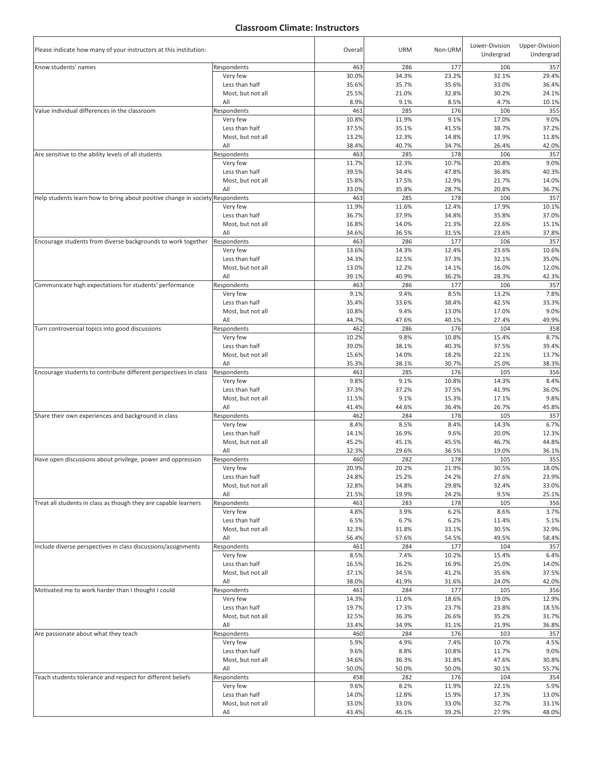## Classroom Climate: Instructors

| Please indicate how many of your instructors at this institution: | | Overall | URM | Non-URM | Lower-Division Undergrad | Upper-Division Undergrad |
|---|---|---|---|---|---|---|
| Know students' names | Respondents | 463 | 286 | 177 | 106 | 357 |
| | Very few | 30.0% | 34.3% | 23.2% | 32.1% | 29.4% |
| | Less than half | 35.6% | 35.7% | 35.6% | 33.0% | 36.4% |
| | Most, but not all | 25.5% | 21.0% | 32.8% | 30.2% | 24.1% |
| | All | 8.9% | 9.1% | 8.5% | 4.7% | 10.1% |
| Value individual differences in the classroom | Respondents | 461 | 285 | 176 | 106 | 355 |
| | Very few | 10.8% | 11.9% | 9.1% | 17.0% | 9.0% |
| | Less than half | 37.5% | 35.1% | 41.5% | 38.7% | 37.2% |
| | Most, but not all | 13.2% | 12.3% | 14.8% | 17.9% | 11.8% |
| | All | 38.4% | 40.7% | 34.7% | 26.4% | 42.0% |
| Are sensitive to the ability levels of all students | Respondents | 463 | 285 | 178 | 106 | 357 |
| | Very few | 11.7% | 12.3% | 10.7% | 20.8% | 9.0% |
| | Less than half | 39.5% | 34.4% | 47.8% | 36.8% | 40.3% |
| | Most, but not all | 15.8% | 17.5% | 12.9% | 21.7% | 14.0% |
| | All | 33.0% | 35.8% | 28.7% | 20.8% | 36.7% |
| Help students learn how to bring about positive change in society | Respondents | 463 | 285 | 178 | 106 | 357 |
| | Very few | 11.9% | 11.6% | 12.4% | 17.9% | 10.1% |
| | Less than half | 36.7% | 37.9% | 34.8% | 35.8% | 37.0% |
| | Most, but not all | 16.8% | 14.0% | 21.3% | 22.6% | 15.1% |
| | All | 34.6% | 36.5% | 31.5% | 23.6% | 37.8% |
| Encourage students from diverse backgrounds to work together | Respondents | 463 | 286 | 177 | 106 | 357 |
| | Very few | 13.6% | 14.3% | 12.4% | 23.6% | 10.6% |
| | Less than half | 34.3% | 32.5% | 37.3% | 32.1% | 35.0% |
| | Most, but not all | 13.0% | 12.2% | 14.1% | 16.0% | 12.0% |
| | All | 39.1% | 40.9% | 36.2% | 28.3% | 42.3% |
| Communicate high expectations for students' performance | Respondents | 463 | 286 | 177 | 106 | 357 |
| | Very few | 9.1% | 9.4% | 8.5% | 13.2% | 7.8% |
| | Less than half | 35.4% | 33.6% | 38.4% | 42.5% | 33.3% |
| | Most, but not all | 10.8% | 9.4% | 13.0% | 17.0% | 9.0% |
| | All | 44.7% | 47.6% | 40.1% | 27.4% | 49.9% |
| Turn controversial topics into good discussions | Respondents | 462 | 286 | 176 | 104 | 358 |
| | Very few | 10.2% | 9.8% | 10.8% | 15.4% | 8.7% |
| | Less than half | 39.0% | 38.1% | 40.3% | 37.5% | 39.4% |
| | Most, but not all | 15.6% | 14.0% | 18.2% | 22.1% | 13.7% |
| | All | 35.3% | 38.1% | 30.7% | 25.0% | 38.3% |
| Encourage students to contribute different perspectives in class | Respondents | 461 | 285 | 176 | 105 | 356 |
| | Very few | 9.8% | 9.1% | 10.8% | 14.3% | 8.4% |
| | Less than half | 37.3% | 37.2% | 37.5% | 41.9% | 36.0% |
| | Most, but not all | 11.5% | 9.1% | 15.3% | 17.1% | 9.8% |
| | All | 41.4% | 44.6% | 36.4% | 26.7% | 45.8% |
| Share their own experiences and background in class | Respondents | 462 | 284 | 178 | 105 | 357 |
| | Very few | 8.4% | 8.5% | 8.4% | 14.3% | 6.7% |
| | Less than half | 14.1% | 16.9% | 9.6% | 20.0% | 12.3% |
| | Most, but not all | 45.2% | 45.1% | 45.5% | 46.7% | 44.8% |
| | All | 32.3% | 29.6% | 36.5% | 19.0% | 36.1% |
| Have open discussions about privilege, power and oppression | Respondents | 460 | 282 | 178 | 105 | 355 |
| | Very few | 20.9% | 20.2% | 21.9% | 30.5% | 18.0% |
| | Less than half | 24.8% | 25.2% | 24.2% | 27.6% | 23.9% |
| | Most, but not all | 32.8% | 34.8% | 29.8% | 32.4% | 33.0% |
| | All | 21.5% | 19.9% | 24.2% | 9.5% | 25.1% |
| Treat all students in class as though they are capable learners | Respondents | 461 | 283 | 178 | 105 | 356 |
| | Very few | 4.8% | 3.9% | 6.2% | 8.6% | 3.7% |
| | Less than half | 6.5% | 6.7% | 6.2% | 11.4% | 5.1% |
| | Most, but not all | 32.3% | 31.8% | 33.1% | 30.5% | 32.9% |
| | All | 56.4% | 57.6% | 54.5% | 49.5% | 58.4% |
| Include diverse perspectives in class discussions/assignments | Respondents | 461 | 284 | 177 | 104 | 357 |
| | Very few | 8.5% | 7.4% | 10.2% | 15.4% | 6.4% |
| | Less than half | 16.5% | 16.2% | 16.9% | 25.0% | 14.0% |
| | Most, but not all | 37.1% | 34.5% | 41.2% | 35.6% | 37.5% |
| | All | 38.0% | 41.9% | 31.6% | 24.0% | 42.0% |
| Motivated me to work harder than I thought I could | Respondents | 461 | 284 | 177 | 105 | 356 |
| | Very few | 14.3% | 11.6% | 18.6% | 19.0% | 12.9% |
| | Less than half | 19.7% | 17.3% | 23.7% | 23.8% | 18.5% |
| | Most, but not all | 32.5% | 36.3% | 26.6% | 35.2% | 31.7% |
| | All | 33.4% | 34.9% | 31.1% | 21.9% | 36.8% |
| Are passionate about what they teach | Respondents | 460 | 284 | 176 | 103 | 357 |
| | Very few | 5.9% | 4.9% | 7.4% | 10.7% | 4.5% |
| | Less than half | 9.6% | 8.8% | 10.8% | 11.7% | 9.0% |
| | Most, but not all | 34.6% | 36.3% | 31.8% | 47.6% | 30.8% |
| | All | 50.0% | 50.0% | 50.0% | 30.1% | 55.7% |
| Teach students tolerance and respect for different beliefs | Respondents | 458 | 282 | 176 | 104 | 354 |
| | Very few | 9.6% | 8.2% | 11.9% | 22.1% | 5.9% |
| | Less than half | 14.0% | 12.8% | 15.9% | 17.3% | 13.0% |
| | Most, but not all | 33.0% | 33.0% | 33.0% | 32.7% | 33.1% |
| | All | 43.4% | 46.1% | 39.2% | 27.9% | 48.0% |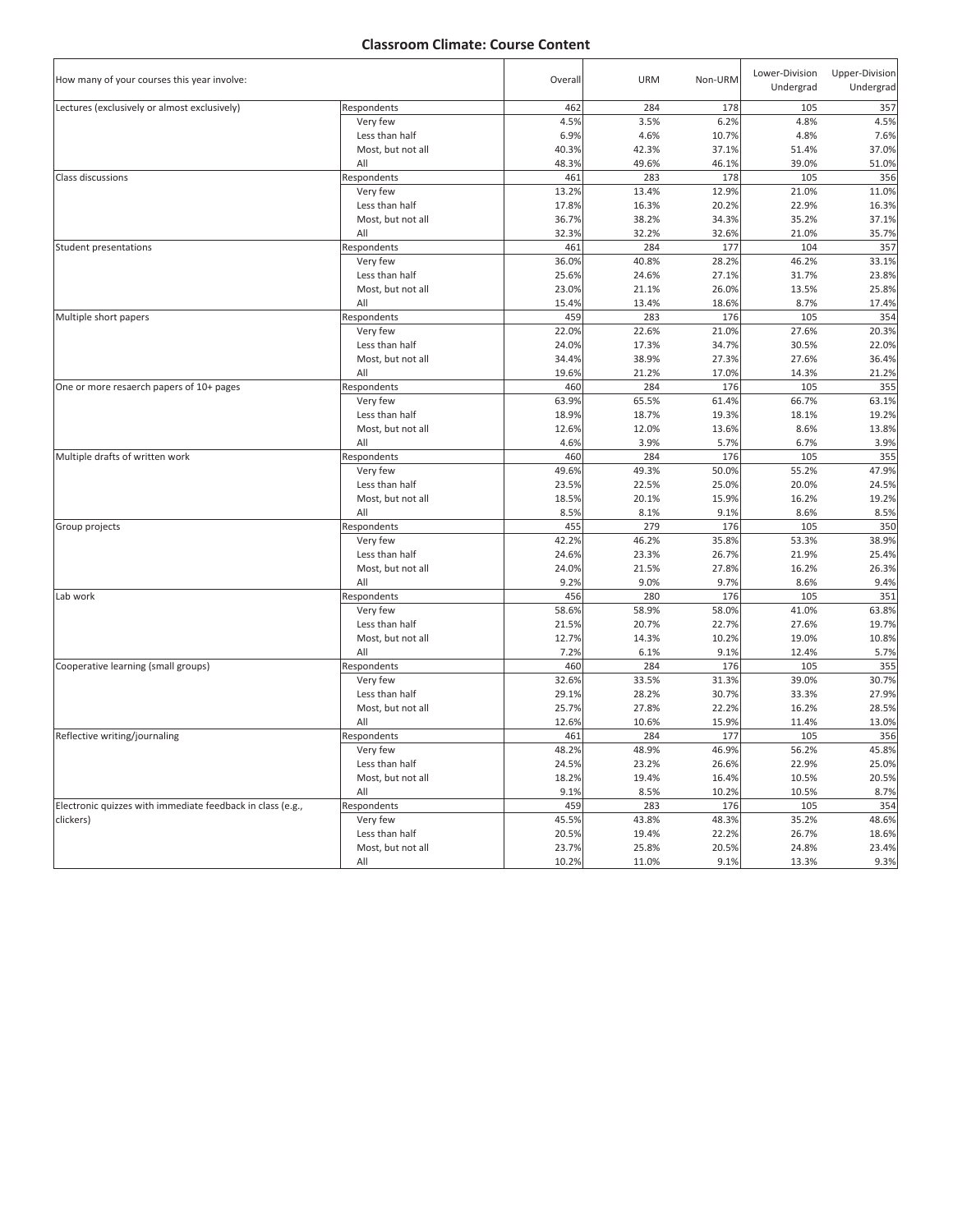## Classroom Climate: Course Content

| How many of your courses this year involve: | | Overall | URM | Non-URM | Lower-Division Undergrad | Upper-Division Undergrad |
|---|---|---|---|---|---|---|
| Lectures (exclusively or almost exclusively) | Respondents | 462 | 284 | 178 | 105 | 357 |
| | Very few | 4.5% | 3.5% | 6.2% | 4.8% | 4.5% |
| | Less than half | 6.9% | 4.6% | 10.7% | 4.8% | 7.6% |
| | Most, but not all | 40.3% | 42.3% | 37.1% | 51.4% | 37.0% |
| | All | 48.3% | 49.6% | 46.1% | 39.0% | 51.0% |
| Class discussions | Respondents | 461 | 283 | 178 | 105 | 356 |
| | Very few | 13.2% | 13.4% | 12.9% | 21.0% | 11.0% |
| | Less than half | 17.8% | 16.3% | 20.2% | 22.9% | 16.3% |
| | Most, but not all | 36.7% | 38.2% | 34.3% | 35.2% | 37.1% |
| | All | 32.3% | 32.2% | 32.6% | 21.0% | 35.7% |
| Student presentations | Respondents | 461 | 284 | 177 | 104 | 357 |
| | Very few | 36.0% | 40.8% | 28.2% | 46.2% | 33.1% |
| | Less than half | 25.6% | 24.6% | 27.1% | 31.7% | 23.8% |
| | Most, but not all | 23.0% | 21.1% | 26.0% | 13.5% | 25.8% |
| | All | 15.4% | 13.4% | 18.6% | 8.7% | 17.4% |
| Multiple short papers | Respondents | 459 | 283 | 176 | 105 | 354 |
| | Very few | 22.0% | 22.6% | 21.0% | 27.6% | 20.3% |
| | Less than half | 24.0% | 17.3% | 34.7% | 30.5% | 22.0% |
| | Most, but not all | 34.4% | 38.9% | 27.3% | 27.6% | 36.4% |
| | All | 19.6% | 21.2% | 17.0% | 14.3% | 21.2% |
| One or more resaerch papers of 10+ pages | Respondents | 460 | 284 | 176 | 105 | 355 |
| | Very few | 63.9% | 65.5% | 61.4% | 66.7% | 63.1% |
| | Less than half | 18.9% | 18.7% | 19.3% | 18.1% | 19.2% |
| | Most, but not all | 12.6% | 12.0% | 13.6% | 8.6% | 13.8% |
| | All | 4.6% | 3.9% | 5.7% | 6.7% | 3.9% |
| Multiple drafts of written work | Respondents | 460 | 284 | 176 | 105 | 355 |
| | Very few | 49.6% | 49.3% | 50.0% | 55.2% | 47.9% |
| | Less than half | 23.5% | 22.5% | 25.0% | 20.0% | 24.5% |
| | Most, but not all | 18.5% | 20.1% | 15.9% | 16.2% | 19.2% |
| | All | 8.5% | 8.1% | 9.1% | 8.6% | 8.5% |
| Group projects | Respondents | 455 | 279 | 176 | 105 | 350 |
| | Very few | 42.2% | 46.2% | 35.8% | 53.3% | 38.9% |
| | Less than half | 24.6% | 23.3% | 26.7% | 21.9% | 25.4% |
| | Most, but not all | 24.0% | 21.5% | 27.8% | 16.2% | 26.3% |
| | All | 9.2% | 9.0% | 9.7% | 8.6% | 9.4% |
| Lab work | Respondents | 456 | 280 | 176 | 105 | 351 |
| | Very few | 58.6% | 58.9% | 58.0% | 41.0% | 63.8% |
| | Less than half | 21.5% | 20.7% | 22.7% | 27.6% | 19.7% |
| | Most, but not all | 12.7% | 14.3% | 10.2% | 19.0% | 10.8% |
| | All | 7.2% | 6.1% | 9.1% | 12.4% | 5.7% |
| Cooperative learning (small groups) | Respondents | 460 | 284 | 176 | 105 | 355 |
| | Very few | 32.6% | 33.5% | 31.3% | 39.0% | 30.7% |
| | Less than half | 29.1% | 28.2% | 30.7% | 33.3% | 27.9% |
| | Most, but not all | 25.7% | 27.8% | 22.2% | 16.2% | 28.5% |
| | All | 12.6% | 10.6% | 15.9% | 11.4% | 13.0% |
| Reflective writing/journaling | Respondents | 461 | 284 | 177 | 105 | 356 |
| | Very few | 48.2% | 48.9% | 46.9% | 56.2% | 45.8% |
| | Less than half | 24.5% | 23.2% | 26.6% | 22.9% | 25.0% |
| | Most, but not all | 18.2% | 19.4% | 16.4% | 10.5% | 20.5% |
| | All | 9.1% | 8.5% | 10.2% | 10.5% | 8.7% |
| Electronic quizzes with immediate feedback in class (e.g., clickers) | Respondents | 459 | 283 | 176 | 105 | 354 |
| | Very few | 45.5% | 43.8% | 48.3% | 35.2% | 48.6% |
| | Less than half | 20.5% | 19.4% | 22.2% | 26.7% | 18.6% |
| | Most, but not all | 23.7% | 25.8% | 20.5% | 24.8% | 23.4% |
| | All | 10.2% | 11.0% | 9.1% | 13.3% | 9.3% |